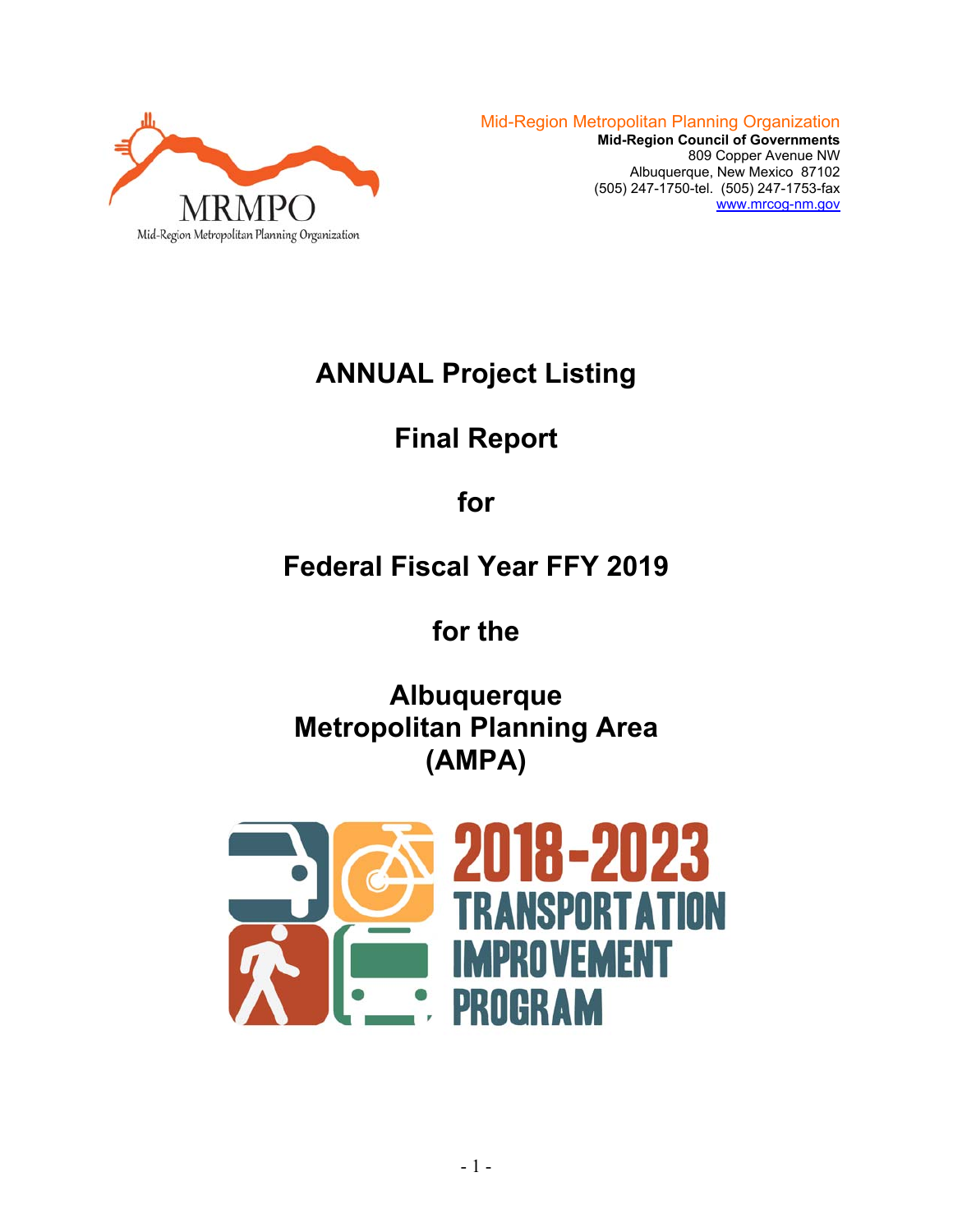MRMPO
Mid-Region Metropolitan Planning Organization

Mid-Region Metropolitan Planning Organization
**Mid-Region Council of Governments**
809 Copper Avenue NW
Albuquerque, New Mexico 87102
(505) 247-1750-tel. (505) 247-1753-fax
www.mrcog-nm.gov

# ANNUAL Project Listing

# Final Report

# for

# Federal Fiscal Year FFY 2019

# for the

# Albuquerque Metropolitan Planning Area (AMPA)

2018-2023 TRANSPORTATION IMPROVEMENT PROGRAM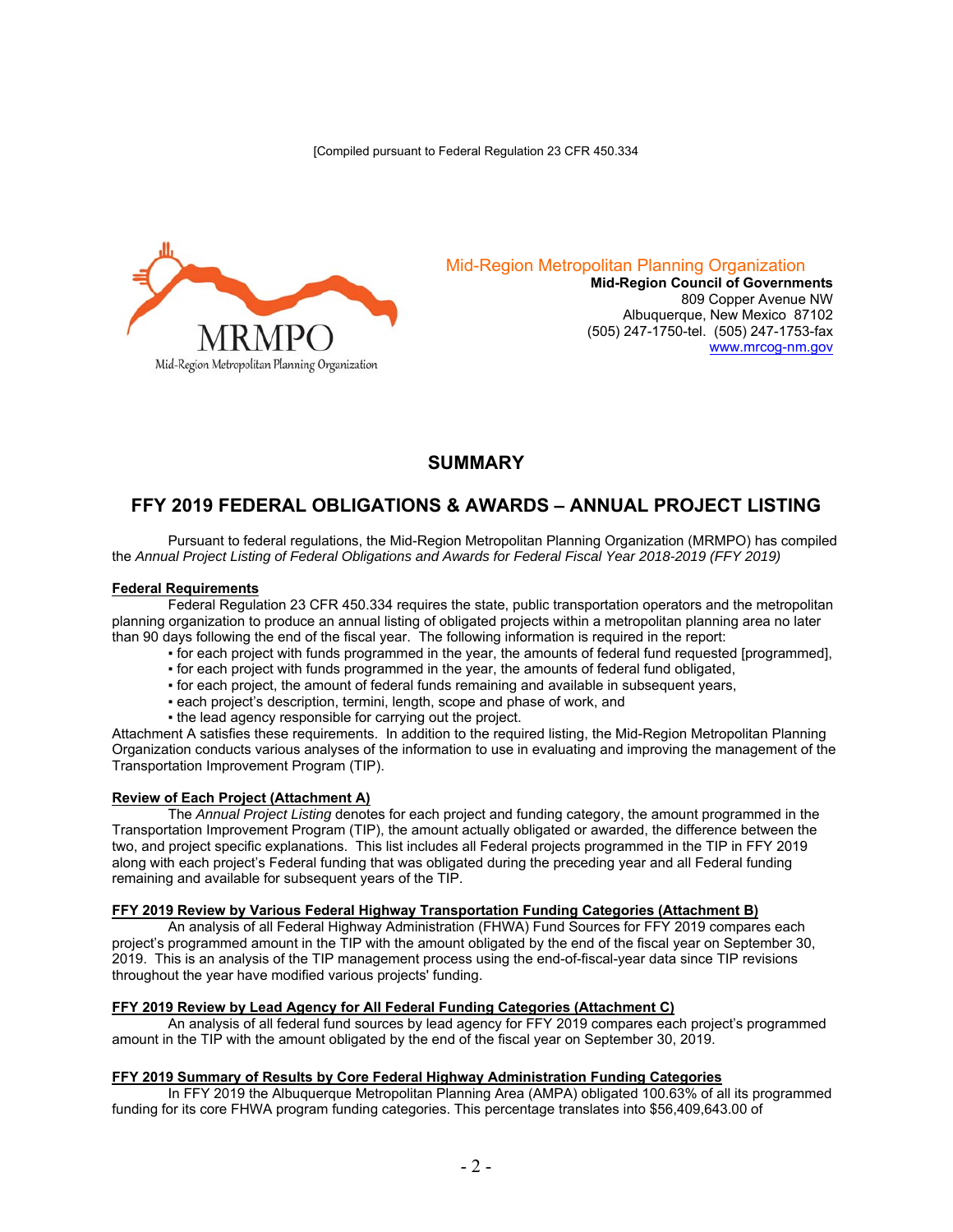[Compiled pursuant to Federal Regulation 23 CFR 450.334

Mid-Region Metropolitan Planning Organization
**Mid-Region Council of Governments**
809 Copper Avenue NW
Albuquerque, New Mexico 87102
(505) 247-1750-tel. (505) 247-1753-fax
www.mrcog-nm.gov

## SUMMARY

## FFY 2019 FEDERAL OBLIGATIONS & AWARDS – ANNUAL PROJECT LISTING

Pursuant to federal regulations, the Mid-Region Metropolitan Planning Organization (MRMPO) has compiled the *Annual Project Listing of Federal Obligations and Awards for Federal Fiscal Year 2018-2019 (FFY 2019)*

**Federal Requirements**

Federal Regulation 23 CFR 450.334 requires the state, public transportation operators and the metropolitan planning organization to produce an annual listing of obligated projects within a metropolitan planning area no later than 90 days following the end of the fiscal year. The following information is required in the report:

- for each project with funds programmed in the year, the amounts of federal fund requested [programmed],
- for each project with funds programmed in the year, the amounts of federal fund obligated,
- for each project, the amount of federal funds remaining and available in subsequent years,
- each project's description, termini, length, scope and phase of work, and
- the lead agency responsible for carrying out the project.

Attachment A satisfies these requirements. In addition to the required listing, the Mid-Region Metropolitan Planning Organization conducts various analyses of the information to use in evaluating and improving the management of the Transportation Improvement Program (TIP).

**Review of Each Project (Attachment A)**

The *Annual Project Listing* denotes for each project and funding category, the amount programmed in the Transportation Improvement Program (TIP), the amount actually obligated or awarded, the difference between the two, and project specific explanations. This list includes all Federal projects programmed in the TIP in FFY 2019 along with each project's Federal funding that was obligated during the preceding year and all Federal funding remaining and available for subsequent years of the TIP.

**FFY 2019 Review by Various Federal Highway Transportation Funding Categories (Attachment B)**

An analysis of all Federal Highway Administration (FHWA) Fund Sources for FFY 2019 compares each project's programmed amount in the TIP with the amount obligated by the end of the fiscal year on September 30, 2019. This is an analysis of the TIP management process using the end-of-fiscal-year data since TIP revisions throughout the year have modified various projects' funding.

**FFY 2019 Review by Lead Agency for All Federal Funding Categories (Attachment C)**

An analysis of all federal fund sources by lead agency for FFY 2019 compares each project's programmed amount in the TIP with the amount obligated by the end of the fiscal year on September 30, 2019.

**FFY 2019 Summary of Results by Core Federal Highway Administration Funding Categories**

In FFY 2019 the Albuquerque Metropolitan Planning Area (AMPA) obligated 100.63% of all its programmed funding for its core FHWA program funding categories. This percentage translates into $56,409,643.00 of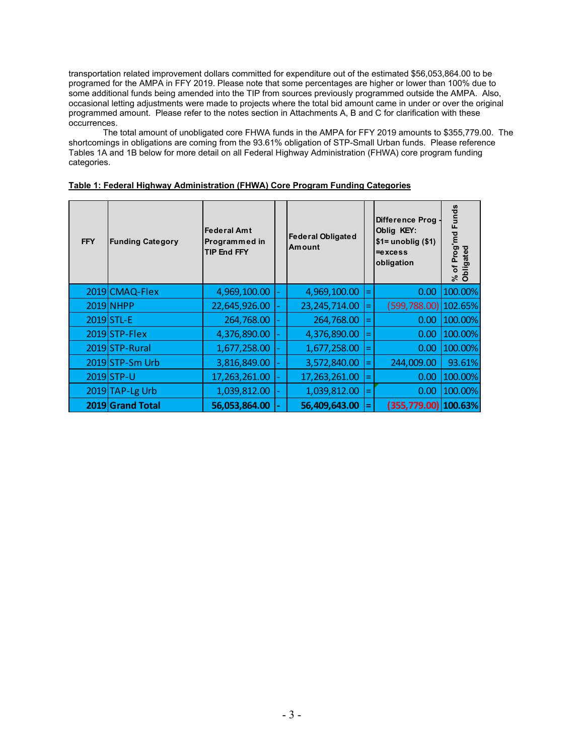transportation related improvement dollars committed for expenditure out of the estimated $56,053,864.00 to be programed for the AMPA in FFY 2019. Please note that some percentages are higher or lower than 100% due to some additional funds being amended into the TIP from sources previously programmed outside the AMPA. Also, occasional letting adjustments were made to projects where the total bid amount came in under or over the original programmed amount. Please refer to the notes section in Attachments A, B and C for clarification with these occurrences.

The total amount of unobligated core FHWA funds in the AMPA for FFY 2019 amounts to $355,779.00. The shortcomings in obligations are coming from the 93.61% obligation of STP-Small Urban funds. Please reference Tables 1A and 1B below for more detail on all Federal Highway Administration (FHWA) core program funding categories.

**Table 1: Federal Highway Administration (FHWA) Core Program Funding Categories**

| FFY | Funding Category | Federal Amt Programmed in TIP End FFY | | Federal Obligated Amount | | Difference Prog - Oblig KEY: $1= unoblig ($1) =excess obligation | % of Prog'md Funds Obligated |
|---|---|---|---|---|---|---|---|
| 2019 | CMAQ-Flex | 4,969,100.00 | - | 4,969,100.00 | = | 0.00 | 100.00% |
| 2019 | NHPP | 22,645,926.00 | - | 23,245,714.00 | = | (599,788.00) | 102.65% |
| 2019 | STL-E | 264,768.00 | - | 264,768.00 | = | 0.00 | 100.00% |
| 2019 | STP-Flex | 4,376,890.00 | - | 4,376,890.00 | = | 0.00 | 100.00% |
| 2019 | STP-Rural | 1,677,258.00 | - | 1,677,258.00 | = | 0.00 | 100.00% |
| 2019 | STP-Sm Urb | 3,816,849.00 | - | 3,572,840.00 | = | 244,009.00 | 93.61% |
| 2019 | STP-U | 17,263,261.00 | - | 17,263,261.00 | = | 0.00 | 100.00% |
| 2019 | TAP-Lg Urb | 1,039,812.00 | - | 1,039,812.00 | = | 0.00 | 100.00% |
| **2019** | **Grand Total** | **56,053,864.00** | **-** | **56,409,643.00** | **=** | **(355,779.00)** | **100.63%** |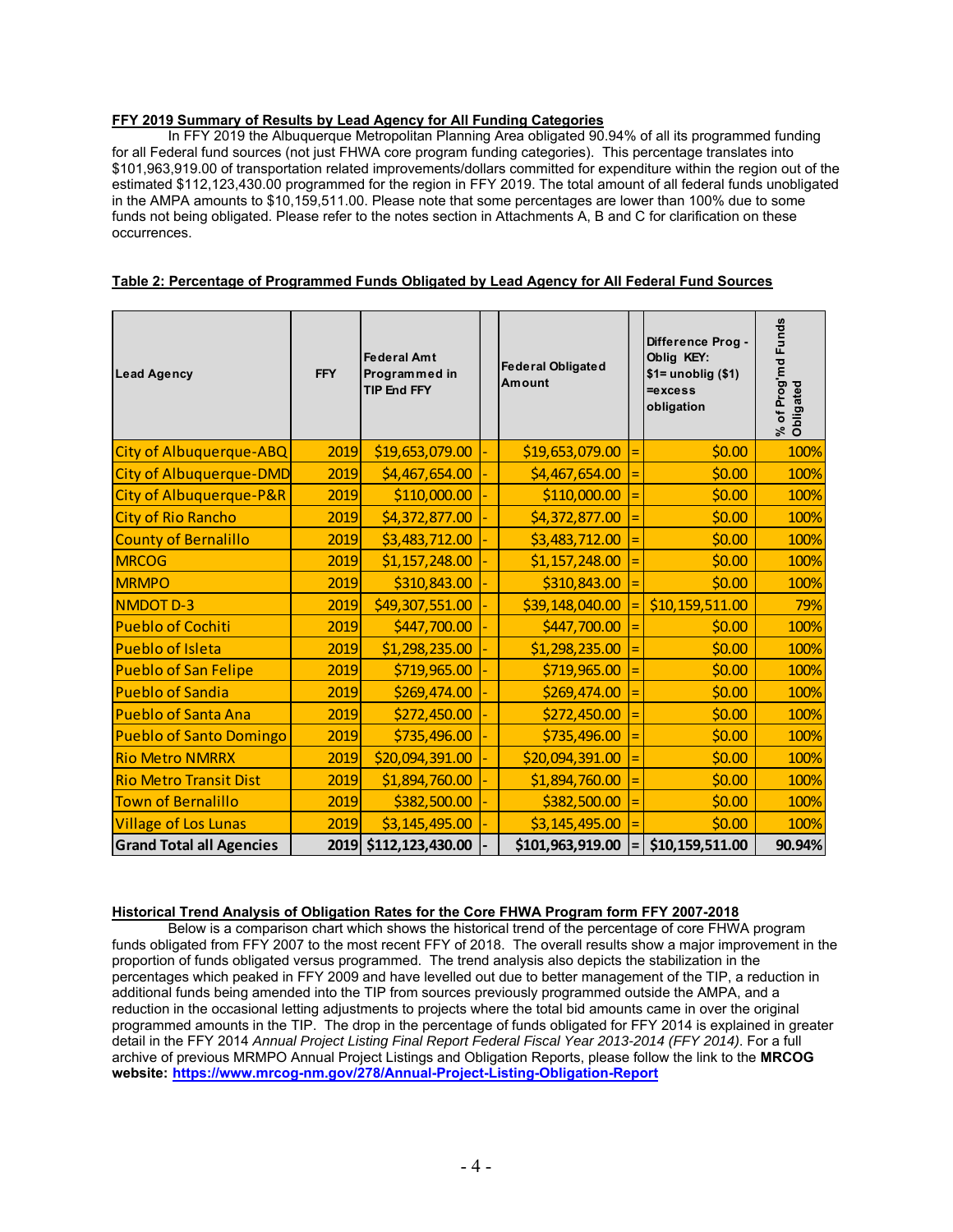**FFY 2019 Summary of Results by Lead Agency for All Funding Categories**

In FFY 2019 the Albuquerque Metropolitan Planning Area obligated 90.94% of all its programmed funding for all Federal fund sources (not just FHWA core program funding categories). This percentage translates into $101,963,919.00 of transportation related improvements/dollars committed for expenditure within the region out of the estimated $112,123,430.00 programmed for the region in FFY 2019. The total amount of all federal funds unobligated in the AMPA amounts to $10,159,511.00. Please note that some percentages are lower than 100% due to some funds not being obligated. Please refer to the notes section in Attachments A, B and C for clarification on these occurrences.

**Table 2: Percentage of Programmed Funds Obligated by Lead Agency for All Federal Fund Sources**

| Lead Agency | FFY | Federal Amt Programmed in TIP End FFY | | Federal Obligated Amount | | Difference Prog - Oblig KEY: $1= unoblig ($1) =excess obligation | % of Prog'md Funds Obligated |
|---|---|---|---|---|---|---|---|
| City of Albuquerque-ABQ | 2019 | $19,653,079.00 | - | $19,653,079.00 | = | $0.00 | 100% |
| City of Albuquerque-DMD | 2019 | $4,467,654.00 | - | $4,467,654.00 | = | $0.00 | 100% |
| City of Albuquerque-P&R | 2019 | $110,000.00 | - | $110,000.00 | = | $0.00 | 100% |
| City of Rio Rancho | 2019 | $4,372,877.00 | - | $4,372,877.00 | = | $0.00 | 100% |
| County of Bernalillo | 2019 | $3,483,712.00 | - | $3,483,712.00 | = | $0.00 | 100% |
| MRCOG | 2019 | $1,157,248.00 | - | $1,157,248.00 | = | $0.00 | 100% |
| MRMPO | 2019 | $310,843.00 | - | $310,843.00 | = | $0.00 | 100% |
| NMDOT D-3 | 2019 | $49,307,551.00 | - | $39,148,040.00 | = | $10,159,511.00 | 79% |
| Pueblo of Cochiti | 2019 | $447,700.00 | - | $447,700.00 | = | $0.00 | 100% |
| Pueblo of Isleta | 2019 | $1,298,235.00 | - | $1,298,235.00 | = | $0.00 | 100% |
| Pueblo of San Felipe | 2019 | $719,965.00 | - | $719,965.00 | = | $0.00 | 100% |
| Pueblo of Sandia | 2019 | $269,474.00 | - | $269,474.00 | = | $0.00 | 100% |
| Pueblo of Santa Ana | 2019 | $272,450.00 | - | $272,450.00 | = | $0.00 | 100% |
| Pueblo of Santo Domingo | 2019 | $735,496.00 | - | $735,496.00 | = | $0.00 | 100% |
| Rio Metro NMRRX | 2019 | $20,094,391.00 | - | $20,094,391.00 | = | $0.00 | 100% |
| Rio Metro Transit Dist | 2019 | $1,894,760.00 | - | $1,894,760.00 | = | $0.00 | 100% |
| Town of Bernalillo | 2019 | $382,500.00 | - | $382,500.00 | = | $0.00 | 100% |
| Village of Los Lunas | 2019 | $3,145,495.00 | - | $3,145,495.00 | = | $0.00 | 100% |
| **Grand Total all Agencies** | **2019** | **$112,123,430.00** | **-** | **$101,963,919.00** | **=** | **$10,159,511.00** | **90.94%** |

**Historical Trend Analysis of Obligation Rates for the Core FHWA Program form FFY 2007-2018**

Below is a comparison chart which shows the historical trend of the percentage of core FHWA program funds obligated from FFY 2007 to the most recent FFY of 2018. The overall results show a major improvement in the proportion of funds obligated versus programmed. The trend analysis also depicts the stabilization in the percentages which peaked in FFY 2009 and have levelled out due to better management of the TIP, a reduction in additional funds being amended into the TIP from sources previously programmed outside the AMPA, and a reduction in the occasional letting adjustments to projects where the total bid amounts came in over the original programmed amounts in the TIP. The drop in the percentage of funds obligated for FFY 2014 is explained in greater detail in the FFY 2014 *Annual Project Listing Final Report Federal Fiscal Year 2013-2014 (FFY 2014)*. For a full archive of previous MRMPO Annual Project Listings and Obligation Reports, please follow the link to the **MRCOG website:** **https://www.mrcog-nm.gov/278/Annual-Project-Listing-Obligation-Report**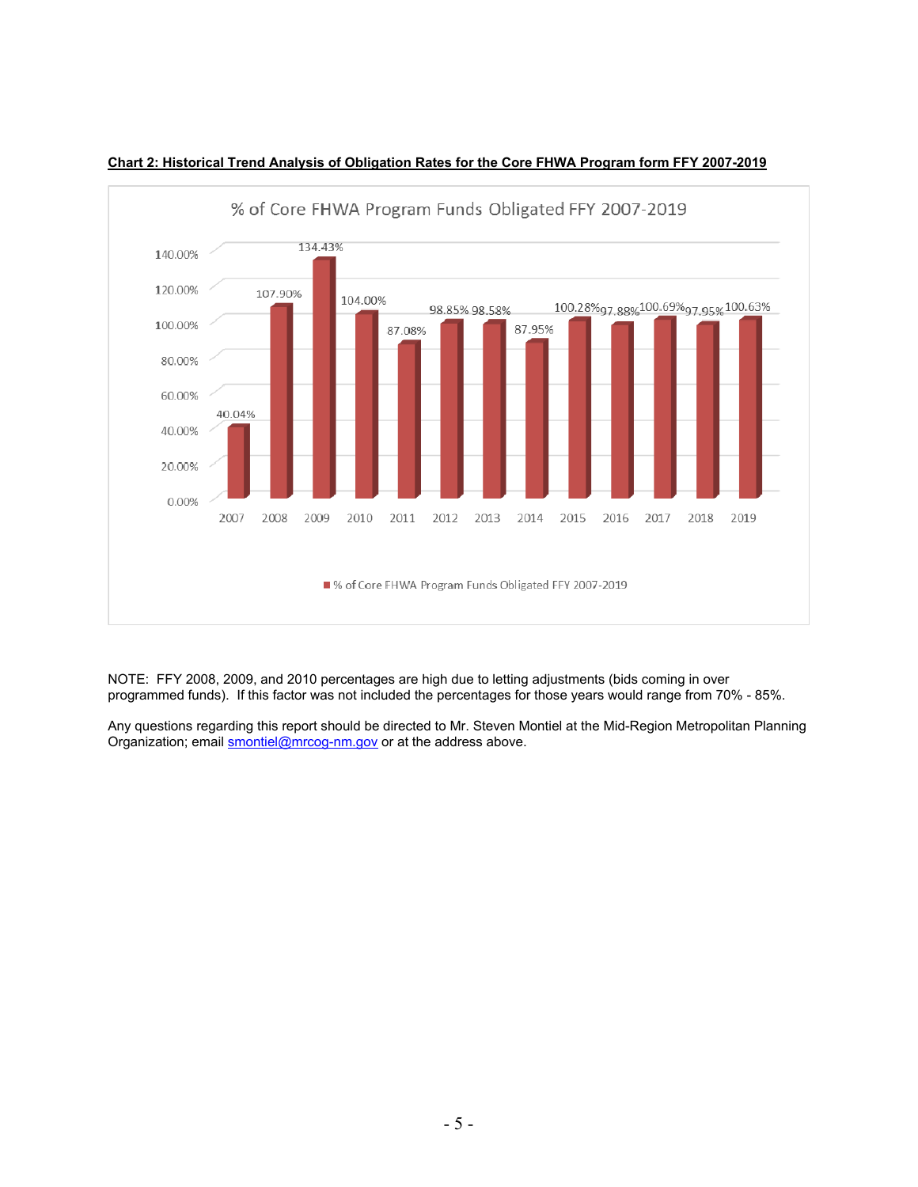**Chart 2: Historical Trend Analysis of Obligation Rates for the Core FHWA Program form FFY 2007-2019**

% of Core FHWA Program Funds Obligated FFY 2007-2019

| Year | % of Core FHWA Program Funds Obligated FFY 2007-2019 |
|---|---|
| 2007 | 40.04% |
| 2008 | 107.90% |
| 2009 | 134.43% |
| 2010 | 104.00% |
| 2011 | 87.08% |
| 2012 | 98.85% |
| 2013 | 98.58% |
| 2014 | 87.95% |
| 2015 | 100.28% |
| 2016 | 97.88% |
| 2017 | 100.69% |
| 2018 | 97.95% |
| 2019 | 100.63% |

NOTE: FFY 2008, 2009, and 2010 percentages are high due to letting adjustments (bids coming in over programmed funds). If this factor was not included the percentages for those years would range from 70% - 85%.

Any questions regarding this report should be directed to Mr. Steven Montiel at the Mid-Region Metropolitan Planning Organization; email smontiel@mrcog-nm.gov or at the address above.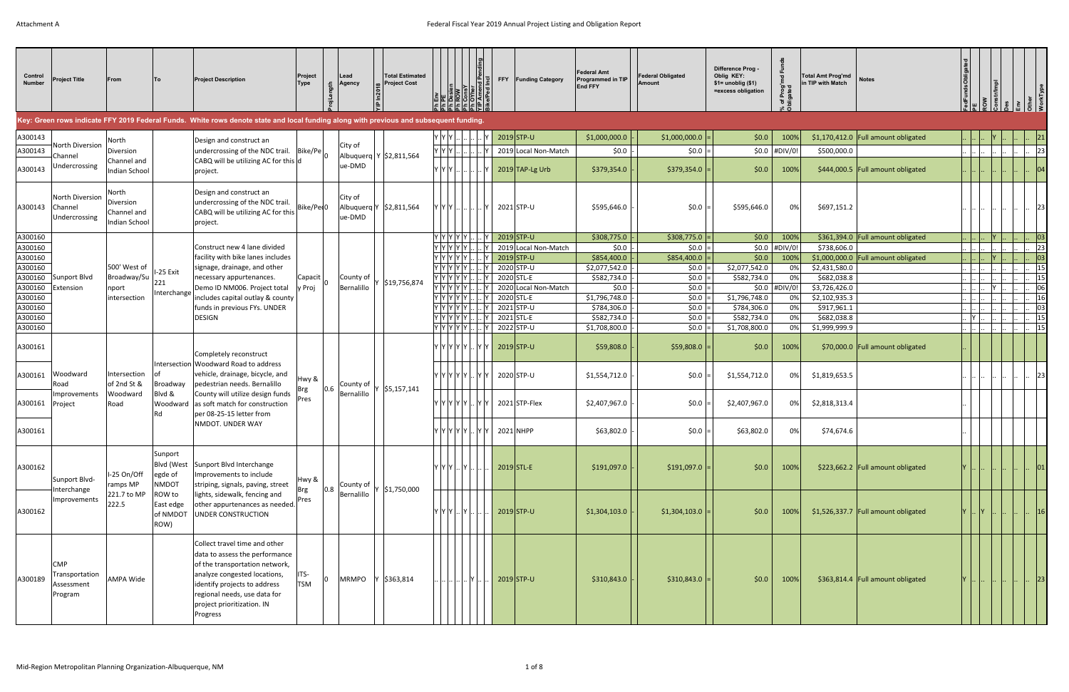Attachment A

# Federal Fiscal Year 2019 Annual Project Listing and Obligation Report

Key: Green rows indicate FFY 2019 Federal Funds. White rows denote state and local funding along with previous and subsequent funding.

| Control Number | Project Title | From | To | Project Description | Project Type | ProjLength | Lead Agency | TIP In2018 | Total Estimated Project Cost | Ph Env | Ph PE | Ph Design | Ph ROW | Ph ConsY | Ph Other | TIP Amend Pending | Bike/Ped Incl | FFY | Funding Category | Federal Amt Programmed in TIP End FFY | | Federal Obligated Amount | | Difference Prog - Oblig KEY: $1= unoblig ($1) =excess obligation | % of Prog'md Funds Obligated | Total Amt Prog'md in TIP with Match | Notes | FedFundsObligated | PE | ROW | Constr/Impl | Des | Env | Other | WorkType |
|---|---|---|---|---|---|---|---|---|---|---|---|---|---|---|---|---|---|---|---|---|---|---|---|---|---|---|---|---|---|---|---|---|---|---|---|
| A300143 | North Diversion Channel Undercrossing | North Diversion Channel and Indian School | | Design and construct an undercrossing of the NDC trail. CABQ will be utilizing AC for this project. | Bike/Ped | 0 | City of Albuquerque-DMD | Y | $2,811,564 | Y | Y | Y | .. | .. | .. | .. | Y | 2019 | STP-U | $1,000,000.0 | - | $1,000,000.0 | = | $0.0 | 100% | $1,170,412.0 | Full amount obligated | .. | .. | .. | Y | .. | .. | .. | 21 |
| A300143 | | | | | | | | | | Y | Y | Y | .. | .. | .. | .. | Y | 2019 | Local Non-Match | $0.0 | - | $0.0 | = | $0.0 | #DIV/0! | $500,000.0 | | .. | .. | .. | .. | .. | .. | .. | 23 |
| A300143 | | | | | | | | | | Y | Y | Y | .. | .. | .. | .. | Y | 2019 | TAP-Lg Urb | $379,354.0 | - | $379,354.0 | = | $0.0 | 100% | $444,000.5 | Full amount obligated | .. | .. | .. | .. | .. | .. | .. | 04 |
| A300143 | North Diversion Channel Undercrossing | North Diversion Channel and Indian School | | Design and construct an undercrossing of the NDC trail. CABQ will be utilizing AC for this project. | Bike/Ped | 0 | City of Albuquerque-DMD | Y | $2,811,564 | Y | Y | Y | .. | .. | .. | .. | Y | 2021 | STP-U | $595,646.0 | - | $0.0 | = | $595,646.0 | 0% | $697,151.2 | | .. | .. | .. | .. | .. | .. | .. | 23 |
| A300160 | Sunport Blvd Extension | 500' West of Broadway/Sunport intersection | I-25 Exit 221 Interchange | Construct new 4 lane divided facility with bike lanes includes signage, drainage, and other necessary appurtenances. Demo ID NM006. Project total includes capital outlay & county funds in previous FYs. UNDER DESIGN | Capacity Proj | 0 | County of Bernalillo | Y | $19,756,874 | Y | Y | Y | Y | Y | .. | .. | Y | 2019 | STP-U | $308,775.0 | - | $308,775.0 | = | $0.0 | 100% | $361,394.0 | Full amount obligated | .. | .. | .. | Y | .. | .. | .. | 03 |
| A300160 | | | | | | | | | | Y | Y | Y | Y | Y | .. | .. | Y | 2019 | Local Non-Match | $0.0 | - | $0.0 | = | $0.0 | #DIV/0! | $738,606.0 | | .. | .. | .. | .. | .. | .. | .. | 23 |
| A300160 | | | | | | | | | | Y | Y | Y | Y | Y | .. | .. | Y | 2019 | STP-U | $854,400.0 | - | $854,400.0 | = | $0.0 | 100% | $1,000,000.0 | Full amount obligated | .. | .. | .. | Y | .. | .. | .. | 03 |
| A300160 | | | | | | | | | | Y | Y | Y | Y | Y | .. | .. | Y | 2020 | STP-U | $2,077,542.0 | - | $0.0 | = | $2,077,542.0 | 0% | $2,431,580.0 | | .. | .. | .. | .. | .. | .. | .. | 15 |
| A300160 | | | | | | | | | | Y | Y | Y | Y | Y | .. | .. | Y | 2020 | STL-E | $582,734.0 | - | $0.0 | = | $582,734.0 | 0% | $682,038.8 | | .. | .. | .. | .. | .. | .. | .. | 15 |
| A300160 | | | | | | | | | | Y | Y | Y | Y | Y | .. | .. | Y | 2020 | Local Non-Match | $0.0 | - | $0.0 | = | $0.0 | #DIV/0! | $3,726,426.0 | | .. | .. | .. | Y | .. | .. | .. | 06 |
| A300160 | | | | | | | | | | Y | Y | Y | Y | Y | .. | .. | Y | 2020 | STL-E | $1,796,748.0 | - | $0.0 | = | $1,796,748.0 | 0% | $2,102,935.3 | | .. | .. | .. | .. | .. | .. | .. | 16 |
| A300160 | | | | | | | | | | Y | Y | Y | Y | Y | .. | .. | Y | 2021 | STP-U | $784,306.0 | - | $0.0 | = | $784,306.0 | 0% | $917,961.1 | | .. | .. | .. | .. | .. | .. | .. | 03 |
| A300160 | | | | | | | | | | Y | Y | Y | Y | Y | .. | .. | Y | 2021 | STL-E | $582,734.0 | - | $0.0 | = | $582,734.0 | 0% | $682,038.8 | | .. | .. | Y | .. | .. | .. | .. | 15 |
| A300160 | | | | | | | | | | Y | Y | Y | Y | Y | .. | .. | Y | 2022 | STP-U | $1,708,800.0 | - | $0.0 | = | $1,708,800.0 | 0% | $1,999,999.9 | | .. | .. | .. | .. | .. | .. | .. | 15 |
| A300161 | Woodward Road Improvements Project | Intersection of 2nd St & Woodward Road | Intersection of Broadway Blvd & Woodward Rd | Completely reconstruct Woodward Road to address vehicle, drainage, bicycle, and pedestrian needs. Bernalillo County will utilize design funds as soft match for construction per 08-25-15 letter from NMDOT. UNDER WAY | Hwy & Brg Pres | 0.6 | County of Bernalillo | Y | $5,157,141 | Y | Y | Y | Y | Y | .. | Y | Y | 2019 | STP-U | $59,808.0 | - | $59,808.0 | = | $0.0 | 100% | $70,000.0 | Full amount obligated | .. | | | | | | | |
| A300161 | | | | | | | | | | Y | Y | Y | Y | Y | .. | Y | Y | 2020 | STP-U | $1,554,712.0 | - | $0.0 | = | $1,554,712.0 | 0% | $1,819,653.5 | | .. | .. | .. | .. | .. | .. | .. | 23 |
| A300161 | | | | | | | | | | Y | Y | Y | Y | Y | .. | Y | Y | 2021 | STP-Flex | $2,407,967.0 | - | $0.0 | = | $2,407,967.0 | 0% | $2,818,313.4 | | .. | | | | | | | |
| A300161 | | | | | | | | | | Y | Y | Y | Y | Y | .. | Y | Y | 2021 | NHPP | $63,802.0 | - | $0.0 | = | $63,802.0 | 0% | $74,674.6 | | .. | | | | | | | |
| A300162 | Sunport Blvd-Interchange Improvements | I-25 On/Off ramps MP 221.7 to MP 222.5 | Sunport Blvd (West egde of NMDOT ROW to East edge of NMDOT ROW) | Sunport Blvd Interchange Improvements to include striping, signals, paving, street lights, sidewalk, fencing and other appurtenances as needed. UNDER CONSTRUCTION | Hwy & Brg Pres | 0.8 | County of Bernalillo | Y | $1,750,000 | Y | Y | Y | .. | Y | .. | .. | .. | 2019 | STL-E | $191,097.0 | - | $191,097.0 | = | $0.0 | 100% | $223,662.2 | Full amount obligated | Y | .. | .. | .. | .. | .. | .. | 01 |
| A300162 | | | | | | | | | | Y | Y | Y | .. | Y | .. | .. | .. | 2019 | STP-U | $1,304,103.0 | - | $1,304,103.0 | = | $0.0 | 100% | $1,526,337.7 | Full amount obligated | Y | .. | Y | .. | .. | .. | .. | 16 |
| A300189 | CMP Transportation Assessment Program | AMPA Wide | | Collect travel time and other data to assess the performance of the transportation network, analyze congested locations, identify projects to address regional needs, use data for project prioritization. IN Progress | ITS-TSM | 0 | MRMPO | Y | $363,814 | .. | .. | .. | .. | .. | Y | .. | .. | 2019 | STP-U | $310,843.0 | - | $310,843.0 | = | $0.0 | 100% | $363,814.4 | Full amount obligated | Y | .. | .. | .. | .. | .. | .. | 23 |

Mid-Region Metropolitan Planning Organization-Albuquerque, NM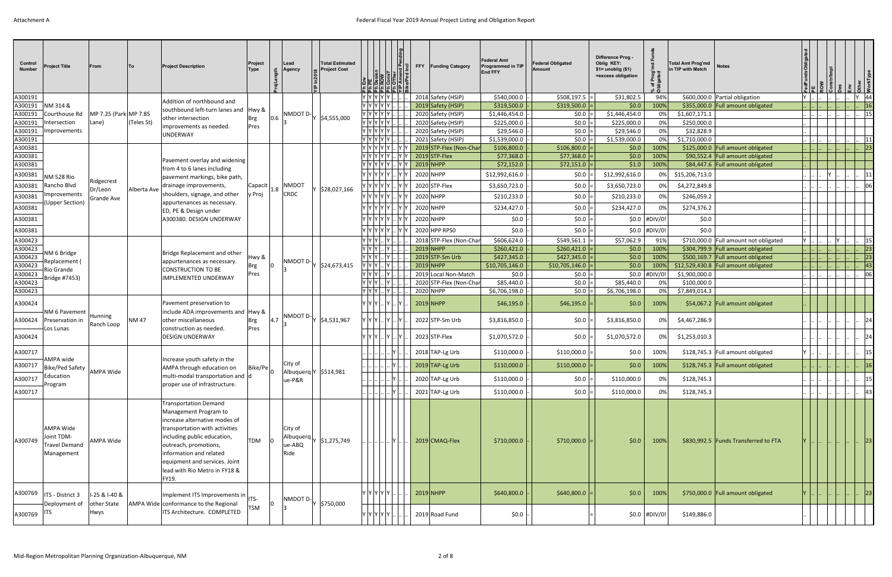| Control Number | Project Title | From | To | Project Description | Project Type | Proj Length | Lead Agency | YIP In2018 | Total Estimated Project Cost | Ph Env | Ph PE | Ph Design | Ph ROW | Ph ConsY | Ph OYher | TIP Amend Pending | Bike/Ped Ind | FFY | Funding Category | Federal Amt Programmed in TIP End FFY | | Federal Obligated Amount | | Difference Prog - Oblig KEY: $1= unoblig ($1) =excess obligation | % of Prog'md Funds Obligated | Total Amt Prog'md in TIP with Match | Notes | FedFundsObligated | PE | ROW | Constr/Impl | Des | Env | Other | WorkType |
|---|---|---|---|---|---|---|---|---|---|---|---|---|---|---|---|---|---|---|---|---|---|---|---|---|---|---|---|---|---|---|---|---|---|---|---|
| A300191 | NM 314 & Courthouse Rd Intersection Improvements | MP 7.25 (Park Lane) | MP 7.85 (Teles St) | Addition of northbound and southbound left-turn lanes and other intersection improvements as needed. UNDERWAY | Hwy & Brg Pres | 0.6 | NMDOT D-3 | Y | $4,555,000 | Y | Y | Y | Y | Y | .. | .. | .. | 2018 | Safety (HSIP) | $540,000.0 | - | $508,197.5 | = | $31,802.5 | 94% | $600,000.0 | Partial obligation | Y | .. | .. | .. | .. | .. | Y | 44 |
| A300191 | | | | | | | | | | Y | Y | Y | Y | Y | .. | .. | .. | 2019 | Safety (HSIP) | $319,500.0 | - | $319,500.0 | = | $0.0 | 100% | $355,000.0 | Full amount obligated | .. | .. | .. | .. | .. | .. | .. | 16 |
| A300191 | | | | | | | | | | Y | Y | Y | Y | Y | .. | .. | .. | 2020 | Safety (HSIP) | $1,446,454.0 | - | $0.0 | = | $1,446,454.0 | 0% | $1,607,171.1 | | .. | .. | .. | .. | .. | .. | .. | 15 |
| A300191 | | | | | | | | | | Y | Y | Y | Y | Y | .. | .. | .. | 2020 | Safety (HSIP) | $225,000.0 | - | $0.0 | = | $225,000.0 | 0% | $250,000.0 | | .. | | | | | | | |
| A300191 | | | | | | | | | | Y | Y | Y | Y | Y | .. | .. | .. | 2020 | Safety (HSIP) | $29,546.0 | - | $0.0 | = | $29,546.0 | 0% | $32,828.9 | | .. | | | | | | | |
| A300191 | | | | | | | | | | Y | Y | Y | Y | Y | .. | .. | .. | 2021 | Safety (HSIP) | $1,539,000.0 | - | $0.0 | = | $1,539,000.0 | 0% | $1,710,000.0 | | .. | .. | .. | .. | .. | .. | .. | 11 |
| A300381 | NM 528 Rio Rancho Blvd Improvements (Upper Section) | Ridgecrest Dr/Leon Grande Ave | Alberta Ave | Pavement overlay and widening from 4 to 6 lanes including pavement markings, bike path, drainage improvements, shoulders, signage, and other appurtenances as necessary. ED, PE & Design under A300380. DESIGN UNDERWAY | Capacity Proj | 1.8 | NMDOT CRDC | Y | $28,027,166 | Y | Y | Y | Y | Y | .. | Y | Y | 2019 | STP-Flex (Non-Char | $106,800.0 | - | $106,800.0 | = | $0.0 | 100% | $125,000.0 | Full amount obligated | .. | .. | .. | .. | .. | .. | .. | 23 |
| A300381 | | | | | | | | | | Y | Y | Y | Y | Y | .. | Y | Y | 2019 | STP-Flex | $77,368.0 | - | $77,368.0 | = | $0.0 | 100% | $90,552.4 | Full amount obligated | .. | | | | | | | |
| A300381 | | | | | | | | | | Y | Y | Y | Y | Y | .. | Y | Y | 2019 | NHPP | $72,152.0 | - | $72,151.0 | = | $1.0 | 100% | $84,447.6 | Full amount obligated | .. | | | | | | | |
| A300381 | | | | | | | | | | Y | Y | Y | Y | Y | .. | Y | Y | 2020 | NHPP | $12,992,616.0 | - | $0.0 | = | $12,992,616.0 | 0% | $15,206,713.0 | | .. | .. | .. | Y | .. | .. | .. | 11 |
| A300381 | | | | | | | | | | Y | Y | Y | Y | Y | .. | Y | Y | 2020 | STP-Flex | $3,650,723.0 | - | $0.0 | = | $3,650,723.0 | 0% | $4,272,849.8 | | .. | .. | .. | .. | .. | .. | .. | 06 |
| A300381 | | | | | | | | | | Y | Y | Y | Y | Y | .. | Y | Y | 2020 | NHPP | $210,233.0 | - | $0.0 | = | $210,233.0 | 0% | $246,059.2 | | .. | | | | | | | |
| A300381 | | | | | | | | | | Y | Y | Y | Y | Y | .. | Y | Y | 2020 | NHPP | $234,427.0 | - | $0.0 | = | $234,427.0 | 0% | $274,376.2 | | .. | | | | | | | |
| A300381 | | | | | | | | | | Y | Y | Y | Y | Y | .. | Y | Y | 2020 | NHPP | $0.0 | - | $0.0 | = | $0.0 | #DIV/0! | $0.0 | | .. | | | | | | | |
| A300381 | | | | | | | | | | Y | Y | Y | Y | Y | .. | Y | Y | 2020 | HPP RPS0 | $0.0 | - | $0.0 | = | $0.0 | #DIV/0! | $0.0 | | .. | | | | | | | |
| A300423 | NM 6 Bridge Replacement ( Rio Grande Bridge #7453) | | | Bridge Replacement and other appurtenances as necessary. CONSTRUCTION TO BE IMPLEMENTED UNDERWAY | Hwy & Brg Pres | 0 | NMDOT D-3 | Y | $24,673,415 | Y | Y | Y | .. | Y | .. | .. | .. | 2018 | STP-Flex (Non-Char | $606,624.0 | - | $549,561.1 | = | $57,062.9 | 91% | $710,000.0 | Full amount not obligated | Y | .. | .. | .. | Y | .. | .. | 15 |
| A300423 | | | | | | | | | | Y | Y | Y | .. | Y | .. | .. | .. | 2019 | NHPP | $260,421.0 | - | $260,421.0 | = | $0.0 | 100% | $304,799.9 | Full amount obligated | .. | .. | .. | .. | .. | .. | .. | 23 |
| A300423 | | | | | | | | | | Y | Y | Y | .. | Y | .. | .. | .. | 2019 | STP-Sm Urb | $427,345.0 | - | $427,345.0 | = | $0.0 | 100% | $500,169.7 | Full amount obligated | .. | .. | .. | .. | .. | .. | .. | 23 |
| A300423 | | | | | | | | | | Y | Y | Y | .. | Y | .. | .. | .. | 2019 | NHPP | $10,705,146.0 | - | $10,705,146.0 | = | $0.0 | 100% | $12,529,430.8 | Full amount obligated | .. | .. | .. | .. | .. | .. | .. | 43 |
| A300423 | | | | | | | | | | Y | Y | Y | .. | Y | .. | .. | .. | 2019 | Local Non-Match | $0.0 | - | $0.0 | = | $0.0 | #DIV/0! | $1,900,000.0 | | .. | .. | .. | .. | .. | .. | .. | 06 |
| A300423 | | | | | | | | | | Y | Y | Y | .. | Y | .. | .. | .. | 2020 | STP-Flex (Non-Char | $85,440.0 | - | $0.0 | = | $85,440.0 | 0% | $100,000.0 | | .. | | | | | | | |
| A300423 | | | | | | | | | | Y | Y | Y | .. | Y | .. | .. | .. | 2020 | NHPP | $6,706,198.0 | - | $0.0 | = | $6,706,198.0 | 0% | $7,849,014.3 | | .. | | | | | | | |
| A300424 | NM 6 Pavement Preservation in Los Lunas | Hunning Ranch Loop | NM 47 | Pavement preservation to include ADA improvements and other miscellaneous construction as needed. DESIGN UNDERWAY | Hwy & Brg Pres | 4.7 | NMDOT D-3 | Y | $4,531,967 | Y | Y | Y | .. | Y | .. | Y | .. | 2019 | NHPP | $46,195.0 | - | $46,195.0 | = | $0.0 | 100% | $54,067.2 | Full amount obligated | .. | | | | | | | |
| A300424 | | | | | | | | | | Y | Y | Y | .. | Y | .. | Y | .. | 2022 | STP-Sm Urb | $3,816,850.0 | - | $0.0 | = | $3,816,850.0 | 0% | $4,467,286.9 | | .. | .. | .. | .. | .. | .. | .. | 24 |
| A300424 | | | | | | | | | | Y | Y | Y | .. | Y | .. | Y | .. | 2023 | STP-Flex | $1,070,572.0 | - | $0.0 | = | $1,070,572.0 | 0% | $1,253,010.3 | | .. | .. | .. | .. | .. | .. | .. | 24 |
| A300717 | AMPA wide Bike/Ped Safety Education Program | AMPA Wide | | Increase youth safety in the AMPA through education on multi-modal transportation and proper use of infrastructure. | Bike/Ped | 0 | City of Albuquerque-P&R | Y | $514,981 | .. | .. | .. | .. | Y | .. | .. | .. | 2018 | TAP-Lg Urb | $110,000.0 | - | $110,000.0 | = | $0.0 | 100% | $128,745.3 | Full amount obligated | Y | .. | .. | .. | .. | .. | .. | 15 |
| A300717 | | | | | | | | | | .. | .. | .. | .. | Y | .. | .. | .. | 2019 | TAP-Lg Urb | $110,000.0 | - | $110,000.0 | = | $0.0 | 100% | $128,745.3 | Full amount obligated | .. | .. | .. | .. | .. | .. | .. | 16 |
| A300717 | | | | | | | | | | .. | .. | .. | .. | Y | .. | .. | .. | 2020 | TAP-Lg Urb | $110,000.0 | - | $0.0 | = | $110,000.0 | 0% | $128,745.3 | | .. | .. | .. | .. | .. | .. | .. | 15 |
| A300717 | | | | | | | | | | .. | .. | .. | .. | Y | .. | .. | .. | 2021 | TAP-Lg Urb | $110,000.0 | - | $0.0 | = | $110,000.0 | 0% | $128,745.3 | | .. | .. | .. | .. | .. | .. | .. | 43 |
| A300749 | AMPA Wide Joint TDM-Travel Demand Management | AMPA Wide | | Transportation Demand Management Program to increase alternative modes of transportation with activities including public education, outreach, promotions, information and related equipment and services. Joint lead with Rio Metro in FY18 & FY19. | TDM | 0 | City of Albuquerque-ABQ Ride | Y | $1,275,749 | .. | .. | .. | .. | Y | .. | .. | .. | 2019 | CMAQ-Flex | $710,000.0 | - | $710,000.0 | = | $0.0 | 100% | $830,992.5 | Funds Transferred to FTA | Y | .. | .. | .. | .. | .. | .. | 23 |
| A300769 | ITS - District 3 Deployment of ITS | I-25 & I-40 & other State Hwys | AMPA Wide | Implement ITS Improvements in conformance to the Regional ITS Architecture. COMPLETED | ITS-TSM | 0 | NMDOT D-3 | Y | $750,000 | Y | Y | Y | Y | Y | .. | .. | .. | 2019 | NHPP | $640,800.0 | - | $640,800.0 | = | $0.0 | 100% | $750,000.0 | Full amount obligated | Y | .. | .. | .. | .. | .. | .. | 23 |
| A300769 | | | | | | | | | | Y | Y | Y | Y | Y | .. | .. | .. | 2019 | Road Fund | $0.0 | - | | = | $0.0 | #DIV/0! | $149,886.0 | | .. | | | | | | | |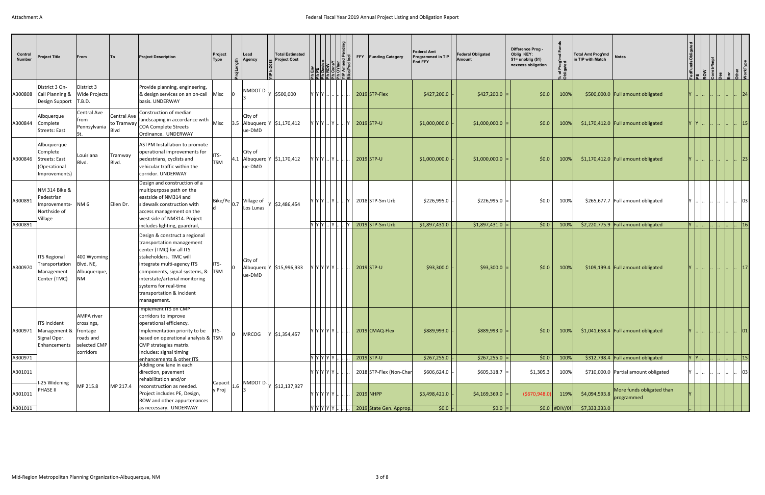Attachment A

Federal Fiscal Year 2019 Annual Project Listing and Obligation Report

| Control Number | Project Title | From | To | Project Description | Project Type | Proj Length | Lead Agency | TIP In 2018 | Total Estimated Project Cost | Ph Env | Ph PE | Ph Design | Ph ROW | Ph ConsT | Ph Other | TIP Amend Pending | Bike/Ped Incl | FFY | Funding Category | Federal Amt Programmed in TIP End FFY | | Federal Obligated Amount | | Difference Prog - Oblig KEY: $1= unoblig ($1) =excess obligation | % of Prog'md Funds Obligated | Total Amt Prog'md in TIP with Match | Notes | FedFundsObligated | PE | ROW | Constr/Impl | Des | Env | Other | WorkType |
|---|---|---|---|---|---|---|---|---|---|---|---|---|---|---|---|---|---|---|---|---|---|---|---|---|---|---|---|---|---|---|---|---|---|---|---|
| A300808 | District 3 On-Call Planning & Design Support | District 3 Wide Projects T.B.D. | | Provide planning, engineering, & design services on an on-call basis. UNDERWAY | Misc | 0 | NMDOT D-3 | Y | $500,000 | Y | Y | Y | .. | .. | .. | .. | .. | 2019 | STP-Flex | $427,200.0 | - | $427,200.0 | = | $0.0 | 100% | $500,000.0 | Full amount obligated | Y | .. | .. | .. | .. | .. | .. | 24 |
| A300844 | Albquerque Complete Streets: East | Central Ave from Pennsylvania St. | Central Ave to Tramway Blvd | Construction of median landscaping in accordance with COA Complete Streets Ordinance. UNDERWAY | Misc | 3.5 | City of Albuquerque-DMD | Y | $1,170,412 | Y | Y | Y | .. | Y | .. | .. | Y | 2019 | STP-U | $1,000,000.0 | - | $1,000,000.0 | = | $0.0 | 100% | $1,170,412.0 | Full amount obligated | Y | Y | .. | .. | .. | .. | .. | 15 |
| A300846 | Albuquerque Complete Streets: East (Operational Improvements) | Louisiana Blvd. | Tramway Blvd. | ASTPM Installation to promote operational improvements for pedestrians, cyclists and vehicular traffic within the corridor. UNDERWAY | ITS-TSM | 4.1 | City of Albuquerque-DMD | Y | $1,170,412 | Y | Y | Y | .. | Y | .. | .. | .. | 2019 | STP-U | $1,000,000.0 | - | $1,000,000.0 | = | $0.0 | 100% | $1,170,412.0 | Full amount obligated | Y | .. | .. | .. | .. | .. | .. | 23 |
| A300891 | NM 314 Bike & Pedestrian Improvements-Northside of Village | NM 6 | Ellen Dr. | Design and construction of a multipurpose path on the eastside of NM314 and sidewalk construction with access management on the west side of NM314. Project includes lighting, guardrail, | Bike/Ped | 0.7 | Village of Los Lunas | Y | $2,486,454 | Y | Y | Y | .. | Y | .. | .. | Y | 2018 | STP-Sm Urb | $226,995.0 | - | $226,995.0 | = | $0.0 | 100% | $265,677.7 | Full amount obligated | Y | .. | .. | .. | .. | .. | .. | 03 |
| A300891 | | | | | | | | | | Y | Y | Y | .. | Y | .. | .. | Y | 2019 | STP-Sm Urb | $1,897,431.0 | - | $1,897,431.0 | = | $0.0 | 100% | $2,220,775.9 | Full amount obligated | Y | .. | .. | .. | .. | .. | .. | 16 |
| A300970 | ITS Regional Transportation Management Center (TMC) | 400 Wyoming Blvd. NE, Albuquerque, NM | | Design & construct a regional transportation management center (TMC) for all ITS stakeholders. TMC will integrate multi-agency ITS components, signal systems, & interstate/arterial monitoring systems for real-time transportation & incident management. | ITS-TSM | 0 | City of Albuquerque-DMD | Y | $15,996,933 | Y | Y | Y | Y | Y | .. | .. | .. | 2019 | STP-U | $93,300.0 | - | $93,300.0 | = | $0.0 | 100% | $109,199.4 | Full amount obligated | Y | .. | .. | .. | .. | .. | .. | 17 |
| A300971 | ITS Incident Management & Signal Oper. Enhancements | AMPA river crossings, frontage roads and selected CMP corridors | | Implement ITS on CMP corridors to improve operational efficiency. Implementation priority to be based on operational analysis & CMP strategies matrix. Includes: signal timing enhancements & other ITS | ITS-TSM | 0 | MRCOG | Y | $1,354,457 | Y | Y | Y | Y | Y | .. | .. | .. | 2019 | CMAQ-Flex | $889,993.0 | - | $889,993.0 | = | $0.0 | 100% | $1,041,658.4 | Full amount obligated | Y | .. | .. | .. | .. | .. | .. | 01 |
| A300971 | | | | | | | | | | Y | Y | Y | Y | Y | .. | .. | .. | 2019 | STP-U | $267,255.0 | - | $267,255.0 | = | $0.0 | 100% | $312,798.4 | Full amount obligated | Y | Y | .. | .. | .. | .. | .. | 15 |
| A301011 | I-25 Widening PHASE II | MP 215.8 | MP 217.4 | Adding one lane in each direction, pavement rehabilitation and/or reconstruction as needed. Project includes PE, Design, ROW and other appurtenances as necessary. UNDERWAY | Capacity Proj | 1.6 | NMDOT D-3 | Y | $12,137,927 | Y | Y | Y | Y | Y | .. | .. | .. | 2018 | STP-Flex (Non-Char | $606,624.0 | - | $605,318.7 | = | $1,305.3 | 100% | $710,000.0 | Partial amount obligated | Y | .. | .. | .. | .. | .. | .. | 03 |
| A301011 | | | | | | | | | | Y | Y | Y | Y | Y | .. | .. | .. | 2019 | NHPP | $3,498,421.0 | - | $4,169,369.0 | = | ($670,948.0) | 119% | $4,094,593.8 | More funds obligated than programmed | Y | | | | | | | |
| A301011 | | | | | | | | | | Y | Y | Y | Y | Y | .. | .. | .. | 2019 | State Gen. Approp. | $0.0 | - | $0.0 | = | $0.0 | #DIV/0! | $7,333,333.0 | | .. | .. | | | | | | |

Mid-Region Metropolitan Planning Organization-Albuquerque, NM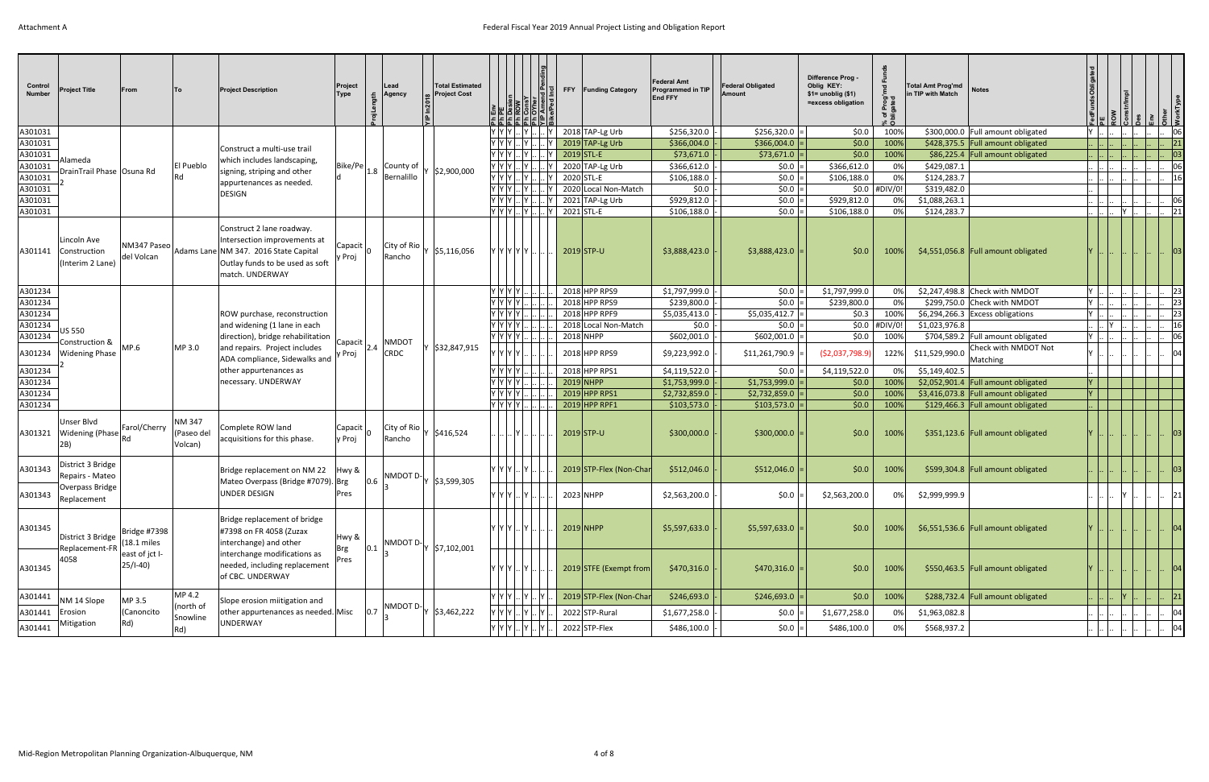| Control Number | Project Title | From | To | Project Description | Project Type | Proj Length | Lead Agency | TIP In 2018 | Total Estimated Project Cost | Ph Env | Ph PE | Ph Design | Ph ROW | Ph ConsY | Ph OTHer | TIP Amend Pending | Bike/Ped Ind | FFY | Funding Category | Federal Amt Programmed in TIP End FFY | | Federal Obligated Amount | | Difference Prog - Oblig KEY: $1= unoblig ($1) =excess obligation | % of Prog'md Funds Obligated | Total Amt Prog'md in TIP with Match | Notes | FedFundsObligated | PE | ROW | Constr/Impl | Des | Env | Other | WorkType |
|---|---|---|---|---|---|---|---|---|---|---|---|---|---|---|---|---|---|---|---|---|---|---|---|---|---|---|---|---|---|---|---|---|---|---|---|
| A301031 | Alameda DrainTrail Phase 2 | Osuna Rd | El Pueblo Rd | Construct a multi-use trail which includes landscaping, signing, striping and other appurtenances as needed. DESIGN | Bike/Ped | 1.8 | County of Bernalillo | Y | $2,900,000 | Y | Y | Y | .. | Y | .. | .. | Y | 2018 | TAP-Lg Urb | $256,320.0 | - | $256,320.0 | = | $0.0 | 100% | $300,000.0 | Full amount obligated | Y | .. | .. | .. | .. | .. | .. | 06 |
| A301031 | | | | | | | | | | Y | Y | Y | .. | Y | .. | .. | Y | 2019 | TAP-Lg Urb | $366,004.0 | - | $366,004.0 | = | $0.0 | 100% | $428,375.5 | Full amount obligated | .. | .. | .. | .. | .. | .. | .. | 21 |
| A301031 | | | | | | | | | | Y | Y | Y | .. | Y | .. | .. | Y | 2019 | STL-E | $73,671.0 | - | $73,671.0 | = | $0.0 | 100% | $86,225.4 | Full amount obligated | .. | .. | .. | .. | .. | .. | .. | 03 |
| A301031 | | | | | | | | | | Y | Y | Y | .. | Y | .. | .. | Y | 2020 | TAP-Lg Urb | $366,612.0 | - | $0.0 | = | $366,612.0 | 0% | $429,087.1 | | .. | .. | .. | .. | .. | .. | .. | 06 |
| A301031 | | | | | | | | | | Y | Y | Y | .. | Y | .. | .. | Y | 2020 | STL-E | $106,188.0 | - | $0.0 | = | $106,188.0 | 0% | $124,283.7 | | .. | .. | .. | .. | .. | .. | .. | 16 |
| A301031 | | | | | | | | | | Y | Y | Y | .. | Y | .. | .. | Y | 2020 | Local Non-Match | $0.0 | - | $0.0 | = | $0.0 | #DIV/0! | $319,482.0 | | .. | .. | | | | | | |
| A301031 | | | | | | | | | | Y | Y | Y | .. | Y | .. | .. | Y | 2021 | TAP-Lg Urb | $929,812.0 | - | $0.0 | = | $929,812.0 | 0% | $1,088,263.1 | | .. | .. | .. | .. | .. | .. | .. | 06 |
| A301031 | | | | | | | | | | Y | Y | Y | .. | Y | .. | .. | Y | 2021 | STL-E | $106,188.0 | - | $0.0 | = | $106,188.0 | 0% | $124,283.7 | | .. | .. | .. | Y | .. | .. | .. | 21 |
| A301141 | Lincoln Ave Construction (Interim 2 Lane) | NM347 Paseo del Volcan | Adams Lane | Construct 2 lane roadway. Intersection improvements at NM 347. 2016 State Capital Outlay funds to be used as soft match. UNDERWAY | Capacity Proj | 0 | City of Rio Rancho | Y | $5,116,056 | Y | Y | Y | Y | Y | .. | .. | .. | 2019 | STP-U | $3,888,423.0 | - | $3,888,423.0 | = | $0.0 | 100% | $4,551,056.8 | Full amount obligated | Y | .. | .. | .. | .. | .. | .. | 03 |
| A301234 | US 550 Construction & Widening Phase 2 | MP.6 | MP 3.0 | ROW purchase, reconstruction and widening (1 lane in each direction), bridge rehabilitation and repairs. Project includes ADA compliance, Sidewalks and other appurtenances as necessary. UNDERWAY | Capacity Proj | 2.4 | NMDOT CRDC | Y | $32,847,915 | Y | Y | Y | Y | .. | .. | .. | .. | 2018 | HPP RPS9 | $1,797,999.0 | - | $0.0 | = | $1,797,999.0 | 0% | $2,247,498.8 | Check with NMDOT | Y | .. | .. | .. | .. | .. | .. | 23 |
| A301234 | | | | | | | | | | Y | Y | Y | Y | .. | .. | .. | .. | 2018 | HPP RPS9 | $239,800.0 | - | $0.0 | = | $239,800.0 | 0% | $299,750.0 | Check with NMDOT | Y | .. | .. | .. | .. | .. | .. | 23 |
| A301234 | | | | | | | | | | Y | Y | Y | Y | .. | .. | .. | .. | 2018 | HPP RPF9 | $5,035,413.0 | - | $5,035,412.7 | = | $0.3 | 100% | $6,294,266.3 | Excess obligations | Y | .. | .. | .. | .. | .. | .. | 23 |
| A301234 | | | | | | | | | | Y | Y | Y | Y | .. | .. | .. | .. | 2018 | Local Non-Match | $0.0 | - | $0.0 | = | $0.0 | #DIV/0! | $1,023,976.8 | | .. | .. | Y | .. | .. | .. | .. | 16 |
| A301234 | | | | | | | | | | Y | Y | Y | Y | .. | .. | .. | .. | 2018 | NHPP | $602,001.0 | - | $602,001.0 | = | $0.0 | 100% | $704,589.2 | Full amount obligated | Y | .. | .. | .. | .. | .. | .. | 06 |
| A301234 | | | | | | | | | | Y | Y | Y | Y | .. | .. | .. | .. | 2018 | HPP RPS9 | $9,223,992.0 | - | $11,261,790.9 | = | ($2,037,798.9) | 122% | $11,529,990.0 | Check with NMDOT Not Matching | Y | .. | .. | .. | .. | .. | .. | 04 |
| A301234 | | | | | | | | | | Y | Y | Y | Y | .. | .. | .. | .. | 2018 | HPP RPS1 | $4,119,522.0 | - | $0.0 | = | $4,119,522.0 | 0% | $5,149,402.5 | | .. | | | | | | | |
| A301234 | | | | | | | | | | Y | Y | Y | Y | .. | .. | .. | .. | 2019 | NHPP | $1,753,999.0 | - | $1,753,999.0 | = | $0.0 | 100% | $2,052,901.4 | Full amount obligated | Y | | | | | | | |
| A301234 | | | | | | | | | | Y | Y | Y | Y | .. | .. | .. | .. | 2019 | HPP RPS1 | $2,732,859.0 | - | $2,732,859.0 | = | $0.0 | 100% | $3,416,073.8 | Full amount obligated | Y | | | | | | | |
| A301234 | | | | | | | | | | Y | Y | Y | Y | .. | .. | .. | .. | 2019 | HPP RPF1 | $103,573.0 | - | $103,573.0 | = | $0.0 | 100% | $129,466.3 | Full amount obligated | .. | | | | | | | |
| A301321 | Unser Blvd Widening (Phase 2B) | Farol/Cherry Rd | NM 347 (Paseo del Volcan) | Complete ROW land acquisitions for this phase. | Capacity Proj | 0 | City of Rio Rancho | Y | $416,524 | .. | .. | .. | Y | .. | .. | .. | .. | 2019 | STP-U | $300,000.0 | - | $300,000.0 | = | $0.0 | 100% | $351,123.6 | Full amount obligated | Y | .. | .. | .. | .. | .. | .. | 03 |
| A301343 | District 3 Bridge Repairs - Mateo Overpass Bridge Replacement | | | Bridge replacement on NM 22 Mateo Overpass (Bridge #7079). UNDER DESIGN | Hwy & Brg Pres | 0.6 | NMDOT D-3 | Y | $3,599,305 | Y | Y | Y | .. | Y | .. | .. | .. | 2019 | STP-Flex (Non-Char | $512,046.0 | - | $512,046.0 | = | $0.0 | 100% | $599,304.8 | Full amount obligated | Y | .. | .. | .. | .. | .. | .. | 03 |
| A301343 | | | | | | | | | | Y | Y | Y | .. | Y | .. | .. | .. | 2023 | NHPP | $2,563,200.0 | - | $0.0 | = | $2,563,200.0 | 0% | $2,999,999.9 | | .. | .. | .. | Y | .. | .. | .. | 21 |
| A301345 | District 3 Bridge Replacement-FR 4058 | Bridge #7398 (18.1 miles east of jct I-25/I-40) | | Bridge replacement of bridge #7398 on FR 4058 (Zuzax interchange) and other interchange modifications as needed, including replacement of CBC. UNDERWAY | Hwy & Brg Pres | 0.1 | NMDOT D-3 | Y | $7,102,001 | Y | Y | Y | .. | Y | .. | .. | .. | 2019 | NHPP | $5,597,633.0 | - | $5,597,633.0 | = | $0.0 | 100% | $6,551,536.6 | Full amount obligated | Y | .. | .. | .. | .. | .. | .. | 04 |
| A301345 | | | | | | | | | | Y | Y | Y | .. | Y | .. | .. | .. | 2019 | STFE (Exempt from | $470,316.0 | - | $470,316.0 | = | $0.0 | 100% | $550,463.5 | Full amount obligated | Y | .. | .. | .. | .. | .. | .. | 04 |
| A301441 | NM 14 Slope Erosion Mitigation | MP 3.5 (Canoncito Rd) | MP 4.2 (north of Snowline Rd) | Slope erosion miitigation and other appurtenances as needed. UNDERWAY | Misc | 0.7 | NMDOT D-3 | Y | $3,462,222 | Y | Y | Y | .. | Y | .. | Y | .. | 2019 | STP-Flex (Non-Char | $246,693.0 | - | $246,693.0 | = | $0.0 | 100% | $288,732.4 | Full amount obligated | .. | .. | .. | Y | .. | .. | .. | 21 |
| A301441 | | | | | | | | | | Y | Y | Y | .. | Y | .. | Y | .. | 2022 | STP-Rural | $1,677,258.0 | - | $0.0 | = | $1,677,258.0 | 0% | $1,963,082.8 | | .. | .. | .. | .. | .. | .. | .. | 04 |
| A301441 | | | | | | | | | | Y | Y | Y | .. | Y | .. | Y | .. | 2022 | STP-Flex | $486,100.0 | - | $0.0 | = | $486,100.0 | 0% | $568,937.2 | | .. | .. | .. | .. | .. | .. | .. | 04 |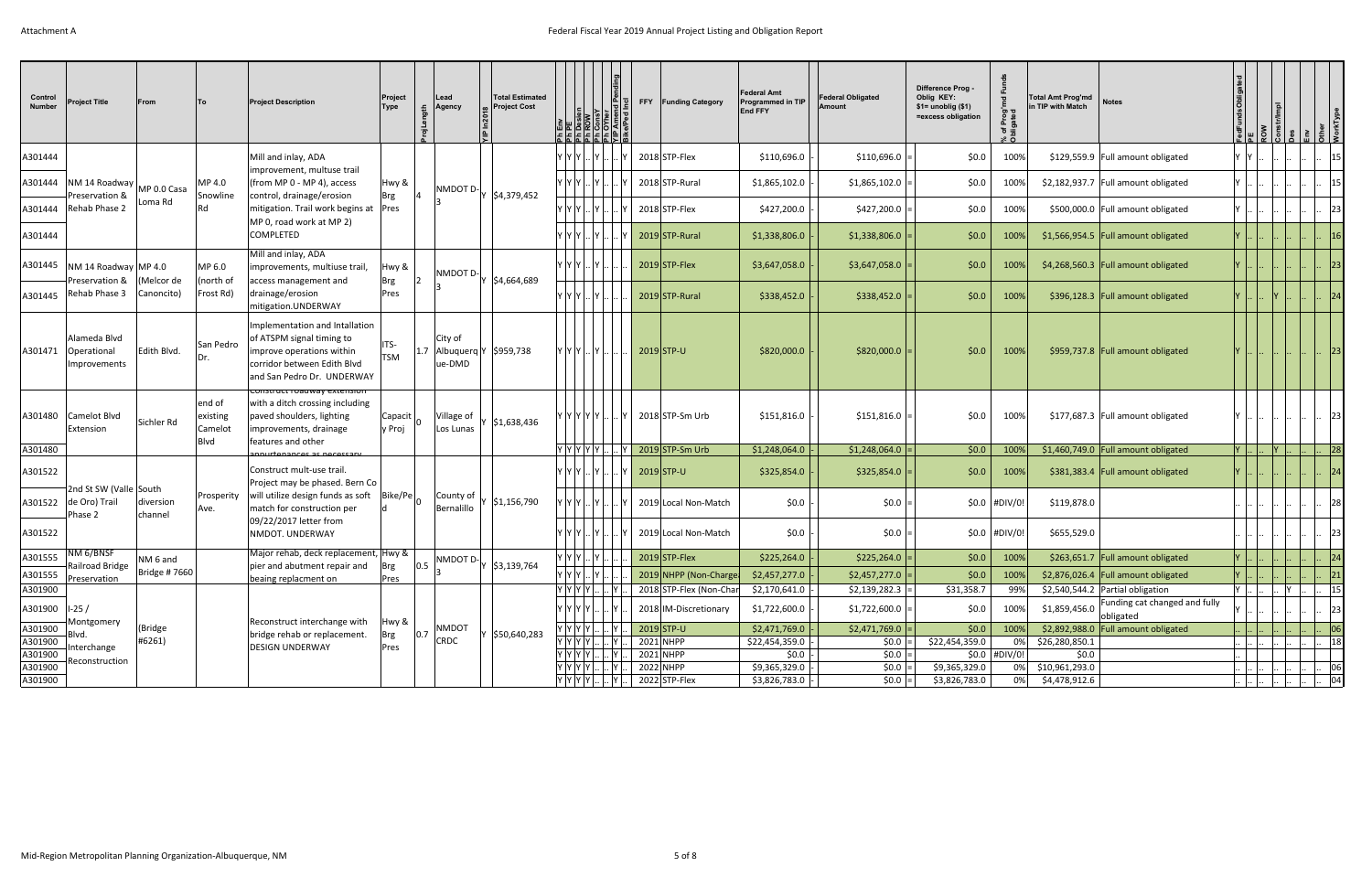| Control Number | Project Title | From | To | Project Description | Project Type | Proj Length | Lead Agency | YIP In 2018 | Total Estimated Project Cost | Ph Env | Ph PE | Ph Design | Ph ROW | Ph ConstY | Ph OYner | TIP Amend Pending | Bike/Ped Incl | FFY | Funding Category | Federal Amt Programmed in TIP End FFY | Federal Obligated Amount | Difference Prog - Oblig KEY: $1= unoblig ($1) =excess obligation | % of Prog'md Funds Obligated | Total Amt Prog'md in TIP with Match | Notes | FedFundsObligated | PE | ROW | Constr/Impl | Des | Env | Other | WorkType |
|---|---|---|---|---|---|---|---|---|---|---|---|---|---|---|---|---|---|---|---|---|---|---|---|---|---|---|---|---|---|---|---|---|---|
| A301444 | NM 14 Roadway Preservation & Rehab Phase 2 | MP 0.0 Casa Loma Rd | MP 4.0 Snowline Rd | Mill and inlay, ADA improvement, multuse trail (from MP 0 - MP 4), access control, drainage/erosion mitigation. Trail work begins at MP 0, road work at MP 2) COMPLETED | Hwy & Brg Pres | 4 | NMDOT D-3 | Y | $4,379,452 | Y | Y | Y | .. | Y | .. | .. | Y | 2018 | STP-Flex | $110,696.0 | $110,696.0 | $0.0 | 100% | $129,559.9 | Full amount obligated | Y | Y | .. | .. | .. | .. | .. | 15 |
| A301444 | | | | | | | | | | Y | Y | Y | .. | Y | .. | .. | Y | 2018 | STP-Rural | $1,865,102.0 | $1,865,102.0 | $0.0 | 100% | $2,182,937.7 | Full amount obligated | Y | .. | .. | .. | .. | .. | .. | 15 |
| A301444 | | | | | | | | | | Y | Y | Y | .. | Y | .. | .. | Y | 2018 | STP-Flex | $427,200.0 | $427,200.0 | $0.0 | 100% | $500,000.0 | Full amount obligated | Y | .. | .. | .. | .. | .. | .. | 23 |
| A301444 | | | | | | | | | | Y | Y | Y | .. | Y | .. | .. | Y | 2019 | STP-Rural | $1,338,806.0 | $1,338,806.0 | $0.0 | 100% | $1,566,954.5 | Full amount obligated | Y | .. | .. | .. | .. | .. | .. | 16 |
| A301445 | NM 14 Roadway Preservation & Rehab Phase 3 | MP 4.0 (Melcor de Canoncito) | MP 6.0 (north of Frost Rd) | Mill and inlay, ADA improvements, multiuse trail, access management and drainage/erosion mitigation.UNDERWAY | Hwy & Brg Pres | 2 | NMDOT D-3 | Y | $4,664,689 | Y | Y | Y | .. | Y | .. | .. | .. | 2019 | STP-Flex | $3,647,058.0 | $3,647,058.0 | $0.0 | 100% | $4,268,560.3 | Full amount obligated | Y | .. | .. | .. | .. | .. | .. | 23 |
| A301445 | | | | | | | | | | Y | Y | Y | .. | Y | .. | .. | .. | 2019 | STP-Rural | $338,452.0 | $338,452.0 | $0.0 | 100% | $396,128.3 | Full amount obligated | Y | .. | .. | Y | .. | .. | .. | 24 |
| A301471 | Alameda Blvd Operational Improvements | Edith Blvd. | San Pedro Dr. | Implementation and Intallation of ATSPM signal timing to improve operations within corridor between Edith Blvd and San Pedro Dr. UNDERWAY | ITS-TSM | 1.7 | City of Albuquerque-DMD | Y | $959,738 | Y | Y | Y | .. | Y | .. | .. | .. | 2019 | STP-U | $820,000.0 | $820,000.0 | $0.0 | 100% | $959,737.8 | Full amount obligated | Y | .. | .. | .. | .. | .. | .. | 23 |
| A301480 | Camelot Blvd Extension | Sichler Rd | end of existing Camelot Blvd | Construct roadway extension with a ditch crossing including paved shoulders, lighting improvements, drainage features and other appurtenances as necessary | Capacity Proj | 0 | Village of Los Lunas | Y | $1,638,436 | Y | Y | Y | Y | Y | .. | .. | Y | 2018 | STP-Sm Urb | $151,816.0 | $151,816.0 | $0.0 | 100% | $177,687.3 | Full amount obligated | Y | .. | .. | .. | .. | .. | .. | 23 |
| A301480 | | | | | | | | | | Y | Y | Y | Y | Y | .. | .. | Y | 2019 | STP-Sm Urb | $1,248,064.0 | $1,248,064.0 | $0.0 | 100% | $1,460,749.0 | Full amount obligated | Y | .. | .. | Y | .. | .. | .. | 28 |
| A301522 | 2nd St SW (Valle de Oro) Trail Phase 2 | South diversion channel | Prosperity Ave. | Construct mult-use trail. Project may be phased. Bern Co will utilize design funds as soft match for construction per 09/22/2017 letter from NMDOT. UNDERWAY | Bike/Ped | 0 | County of Bernalillo | Y | $1,156,790 | Y | Y | Y | .. | Y | .. | .. | Y | 2019 | STP-U | $325,854.0 | $325,854.0 | $0.0 | 100% | $381,383.4 | Full amount obligated | Y | .. | .. | .. | .. | .. | .. | 24 |
| A301522 | | | | | | | | | | Y | Y | Y | .. | Y | .. | .. | Y | 2019 | Local Non-Match | $0.0 | $0.0 | $0.0 | #DIV/0! | $119,878.0 | | .. | .. | .. | .. | .. | .. | .. | 28 |
| A301522 | | | | | | | | | | Y | Y | Y | .. | Y | .. | .. | Y | 2019 | Local Non-Match | $0.0 | $0.0 | $0.0 | #DIV/0! | $655,529.0 | | .. | .. | .. | .. | .. | .. | .. | 23 |
| A301555 | NM 6/BNSF Railroad Bridge Preservation | NM 6 and Bridge # 7660 | | Major rehab, deck replacement, pier and abutment repair and beaing replacment on | Hwy & Brg Pres | 0.5 | NMDOT D-3 | Y | $3,139,764 | Y | Y | Y | .. | Y | .. | .. | .. | 2019 | STP-Flex | $225,264.0 | $225,264.0 | $0.0 | 100% | $263,651.7 | Full amount obligated | Y | .. | .. | .. | .. | .. | .. | 24 |
| A301555 | | | | | | | | | | Y | Y | Y | .. | Y | .. | .. | .. | 2019 | NHPP (Non-Charge | $2,457,277.0 | $2,457,277.0 | $0.0 | 100% | $2,876,026.4 | Full amount obligated | Y | .. | .. | .. | .. | .. | .. | 21 |
| A301900 | I-25 / Montgomery Blvd. Interchange Reconstruction | (Bridge #6261) | | Reconstruct interchange with bridge rehab or replacement. DESIGN UNDERWAY | Hwy & Brg Pres | 0.7 | NMDOT CRDC | Y | $50,640,283 | Y | Y | Y | Y | .. | .. | Y | .. | 2018 | STP-Flex (Non-Char | $2,170,641.0 | $2,139,282.3 | $31,358.7 | 99% | $2,540,544.2 | Partial obligation | Y | .. | .. | .. | Y | .. | .. | 15 |
| A301900 | | | | | | | | | | Y | Y | Y | Y | .. | .. | Y | .. | 2018 | IM-Discretionary | $1,722,600.0 | $1,722,600.0 | $0.0 | 100% | $1,859,456.0 | Funding cat changed and fully obligated | Y | .. | .. | .. | .. | .. | .. | 23 |
| A301900 | | | | | | | | | | Y | Y | Y | Y | .. | .. | Y | .. | 2019 | STP-U | $2,471,769.0 | $2,471,769.0 | $0.0 | 100% | $2,892,988.0 | Full amount obligated | .. | .. | .. | .. | .. | .. | .. | 06 |
| A301900 | | | | | | | | | | Y | Y | Y | Y | .. | .. | Y | .. | 2021 | NHPP | $22,454,359.0 | $0.0 | $22,454,359.0 | 0% | $26,280,850.1 | | .. | .. | .. | .. | .. | .. | .. | 18 |
| A301900 | | | | | | | | | | Y | Y | Y | Y | .. | .. | Y | .. | 2021 | NHPP | $0.0 | $0.0 | $0.0 | #DIV/0! | $0.0 | | .. | .. | | | | | | |
| A301900 | | | | | | | | | | Y | Y | Y | Y | .. | .. | Y | .. | 2022 | NHPP | $9,365,329.0 | $0.0 | $9,365,329.0 | 0% | $10,961,293.0 | | .. | .. | .. | .. | .. | .. | .. | 06 |
| A301900 | | | | | | | | | | Y | Y | Y | Y | .. | .. | Y | .. | 2022 | STP-Flex | $3,826,783.0 | $0.0 | $3,826,783.0 | 0% | $4,478,912.6 | | .. | .. | .. | .. | .. | .. | .. | 04 |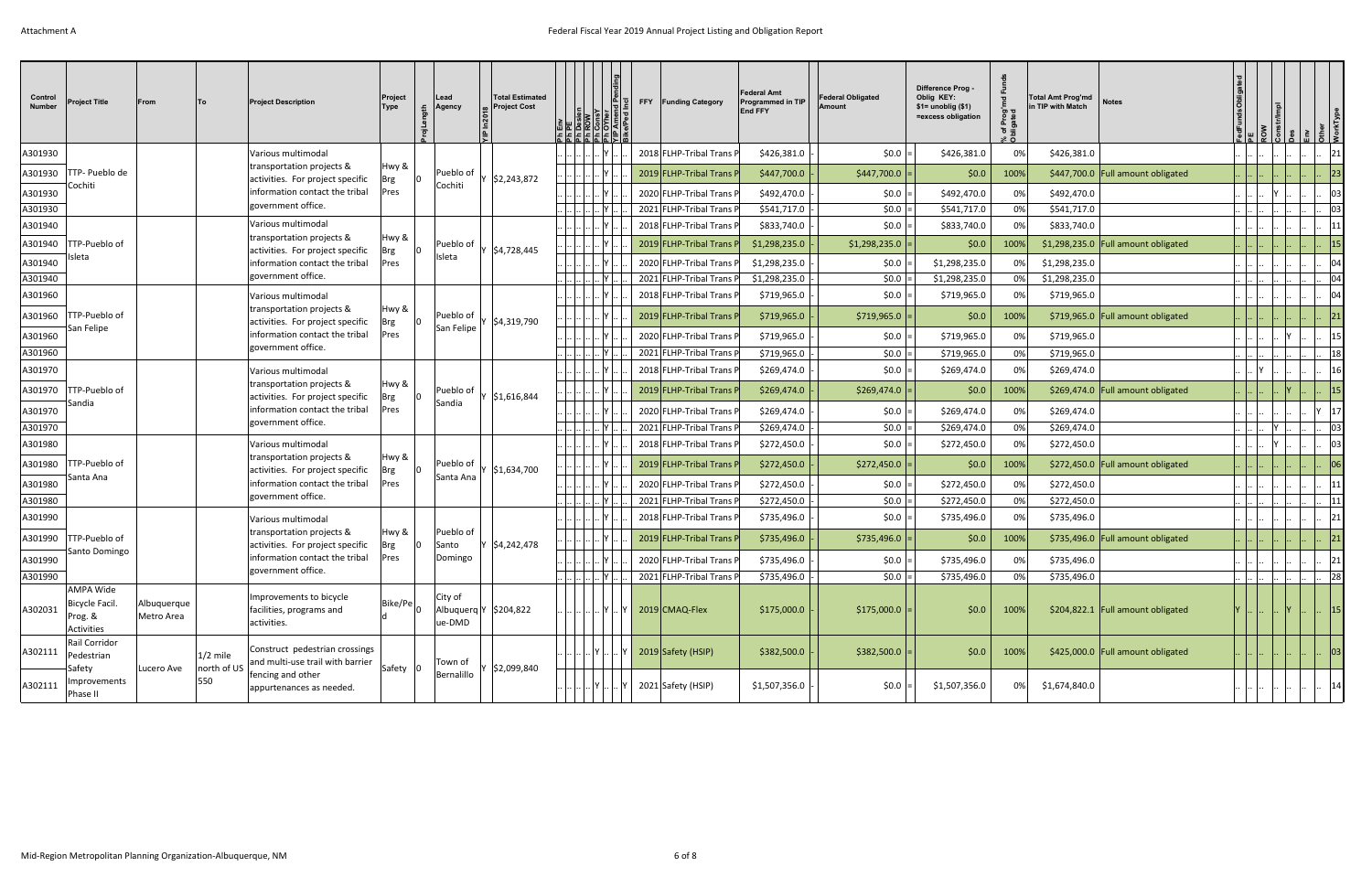| Control Number | Project Title | From | To | Project Description | Project Type | Proj Length | Lead Agency | YIP In2018 | Total Estimated Project Cost | Ph Env | Ph PE | Ph Design | Ph ROW | Ph ConsY | Ph OTher | TIP Amend Pending | Bike/Ped Ind | FFY | Funding Category | Federal Amt Programmed in TIP End FFY | | Federal Obligated Amount | | Difference Prog - Oblig KEY: $1= unoblig ($1) =excess obligation | % of Prog'md Funds Obligated | Total Amt Prog'md in TIP with Match | Notes | FedFundsObligated | PE | ROW | Constr/Impl | Des | Env | Other | WorkType |
|---|---|---|---|---|---|---|---|---|---|---|---|---|---|---|---|---|---|---|---|---|---|---|---|---|---|---|---|---|---|---|---|---|---|---|---|
| A301930 | TTP- Pueblo de Cochiti | | | Various multimodal transportation projects & activities. For project specific information contact the tribal government office. | Hwy & Brg Pres | 0 | Pueblo of Cochiti | Y | $2,243,872 | .. | .. | .. | .. | Y | .. | .. | | 2018 | FLHP-Tribal Trans P | $426,381.0 | - | $0.0 | = | $426,381.0 | 0% | $426,381.0 | | .. | .. | .. | .. | .. | .. | .. | 21 |
| A301930 | | | | | | | | | | .. | .. | .. | .. | Y | .. | .. | | 2019 | FLHP-Tribal Trans P | $447,700.0 | - | $447,700.0 | = | $0.0 | 100% | $447,700.0 | Full amount obligated | .. | .. | .. | .. | .. | .. | .. | 23 |
| A301930 | | | | | | | | | | .. | .. | .. | .. | Y | .. | .. | | 2020 | FLHP-Tribal Trans P | $492,470.0 | - | $0.0 | = | $492,470.0 | 0% | $492,470.0 | | .. | .. | .. | Y | .. | .. | .. | 03 |
| A301930 | | | | | | | | | | .. | .. | .. | .. | Y | .. | .. | | 2021 | FLHP-Tribal Trans P | $541,717.0 | - | $0.0 | = | $541,717.0 | 0% | $541,717.0 | | .. | .. | .. | .. | .. | .. | .. | 03 |
| A301940 | TTP-Pueblo of Isleta | | | Various multimodal transportation projects & activities. For project specific information contact the tribal government office. | Hwy & Brg Pres | 0 | Pueblo of Isleta | Y | $4,728,445 | .. | .. | .. | .. | Y | .. | .. | | 2018 | FLHP-Tribal Trans P | $833,740.0 | - | $0.0 | = | $833,740.0 | 0% | $833,740.0 | | .. | .. | .. | .. | .. | .. | .. | 11 |
| A301940 | | | | | | | | | | .. | .. | .. | .. | Y | .. | .. | | 2019 | FLHP-Tribal Trans P | $1,298,235.0 | - | $1,298,235.0 | = | $0.0 | 100% | $1,298,235.0 | Full amount obligated | .. | .. | .. | .. | .. | .. | .. | 15 |
| A301940 | | | | | | | | | | .. | .. | .. | .. | Y | .. | .. | | 2020 | FLHP-Tribal Trans P | $1,298,235.0 | - | $0.0 | = | $1,298,235.0 | 0% | $1,298,235.0 | | .. | .. | .. | .. | .. | .. | .. | 04 |
| A301940 | | | | | | | | | | .. | .. | .. | .. | Y | .. | .. | | 2021 | FLHP-Tribal Trans P | $1,298,235.0 | - | $0.0 | = | $1,298,235.0 | 0% | $1,298,235.0 | | .. | .. | .. | .. | .. | .. | .. | 04 |
| A301960 | TTP-Pueblo of San Felipe | | | Various multimodal transportation projects & activities. For project specific information contact the tribal government office. | Hwy & Brg Pres | 0 | Pueblo of San Felipe | Y | $4,319,790 | .. | .. | .. | .. | Y | .. | .. | | 2018 | FLHP-Tribal Trans P | $719,965.0 | - | $0.0 | = | $719,965.0 | 0% | $719,965.0 | | .. | .. | .. | .. | .. | .. | .. | 04 |
| A301960 | | | | | | | | | | .. | .. | .. | .. | Y | .. | .. | | 2019 | FLHP-Tribal Trans P | $719,965.0 | - | $719,965.0 | = | $0.0 | 100% | $719,965.0 | Full amount obligated | .. | .. | .. | .. | .. | .. | .. | 21 |
| A301960 | | | | | | | | | | .. | .. | .. | .. | Y | .. | .. | | 2020 | FLHP-Tribal Trans P | $719,965.0 | - | $0.0 | = | $719,965.0 | 0% | $719,965.0 | | .. | .. | .. | .. | Y | .. | .. | 15 |
| A301960 | | | | | | | | | | .. | .. | .. | .. | Y | .. | .. | | 2021 | FLHP-Tribal Trans P | $719,965.0 | - | $0.0 | = | $719,965.0 | 0% | $719,965.0 | | .. | .. | .. | .. | .. | .. | .. | 18 |
| A301970 | TTP-Pueblo of Sandia | | | Various multimodal transportation projects & activities. For project specific information contact the tribal government office. | Hwy & Brg Pres | 0 | Pueblo of Sandia | Y | $1,616,844 | .. | .. | .. | .. | Y | .. | .. | | 2018 | FLHP-Tribal Trans P | $269,474.0 | - | $0.0 | = | $269,474.0 | 0% | $269,474.0 | | .. | .. | Y | .. | .. | .. | .. | 16 |
| A301970 | | | | | | | | | | .. | .. | .. | .. | Y | .. | .. | | 2019 | FLHP-Tribal Trans P | $269,474.0 | - | $269,474.0 | = | $0.0 | 100% | $269,474.0 | Full amount obligated | .. | .. | .. | .. | Y | .. | .. | 15 |
| A301970 | | | | | | | | | | .. | .. | .. | .. | Y | .. | .. | | 2020 | FLHP-Tribal Trans P | $269,474.0 | - | $0.0 | = | $269,474.0 | 0% | $269,474.0 | | .. | .. | .. | .. | .. | .. | Y | 17 |
| A301970 | | | | | | | | | | .. | .. | .. | .. | Y | .. | .. | | 2021 | FLHP-Tribal Trans P | $269,474.0 | - | $0.0 | = | $269,474.0 | 0% | $269,474.0 | | .. | .. | .. | Y | .. | .. | .. | 03 |
| A301980 | TTP-Pueblo of Santa Ana | | | Various multimodal transportation projects & activities. For project specific information contact the tribal government office. | Hwy & Brg Pres | 0 | Pueblo of Santa Ana | Y | $1,634,700 | .. | .. | .. | .. | Y | .. | .. | | 2018 | FLHP-Tribal Trans P | $272,450.0 | - | $0.0 | = | $272,450.0 | 0% | $272,450.0 | | .. | .. | .. | Y | .. | .. | .. | 03 |
| A301980 | | | | | | | | | | .. | .. | .. | .. | Y | .. | .. | | 2019 | FLHP-Tribal Trans P | $272,450.0 | - | $272,450.0 | = | $0.0 | 100% | $272,450.0 | Full amount obligated | .. | .. | .. | .. | .. | .. | .. | 06 |
| A301980 | | | | | | | | | | .. | .. | .. | .. | Y | .. | .. | | 2020 | FLHP-Tribal Trans P | $272,450.0 | - | $0.0 | = | $272,450.0 | 0% | $272,450.0 | | .. | .. | .. | .. | .. | .. | .. | 11 |
| A301980 | | | | | | | | | | .. | .. | .. | .. | Y | .. | .. | | 2021 | FLHP-Tribal Trans P | $272,450.0 | - | $0.0 | = | $272,450.0 | 0% | $272,450.0 | | .. | .. | .. | .. | .. | .. | .. | 11 |
| A301990 | TTP-Pueblo of Santo Domingo | | | Various multimodal transportation projects & activities. For project specific information contact the tribal government office. | Hwy & Brg Pres | 0 | Pueblo of Santo Domingo | Y | $4,242,478 | .. | .. | .. | .. | Y | .. | .. | | 2018 | FLHP-Tribal Trans P | $735,496.0 | - | $0.0 | = | $735,496.0 | 0% | $735,496.0 | | .. | .. | .. | .. | .. | .. | .. | 21 |
| A301990 | | | | | | | | | | .. | .. | .. | .. | Y | .. | .. | | 2019 | FLHP-Tribal Trans P | $735,496.0 | - | $735,496.0 | = | $0.0 | 100% | $735,496.0 | Full amount obligated | .. | .. | .. | .. | .. | .. | .. | 21 |
| A301990 | | | | | | | | | | .. | .. | .. | .. | Y | .. | .. | | 2020 | FLHP-Tribal Trans P | $735,496.0 | - | $0.0 | = | $735,496.0 | 0% | $735,496.0 | | .. | .. | .. | .. | .. | .. | .. | 21 |
| A301990 | | | | | | | | | | .. | .. | .. | .. | Y | .. | .. | | 2021 | FLHP-Tribal Trans P | $735,496.0 | - | $0.0 | = | $735,496.0 | 0% | $735,496.0 | | .. | .. | .. | .. | .. | .. | .. | 28 |
| A302031 | AMPA Wide Bicycle Facil. Prog. & Activities | Albuquerque Metro Area | | Improvements to bicycle facilities, programs and activities. | Bike/Ped | 0 | City of Albuquerque-DMD | Y | $204,822 | .. | .. | .. | .. | Y | .. | .. | Y | 2019 | CMAQ-Flex | $175,000.0 | - | $175,000.0 | = | $0.0 | 100% | $204,822.1 | Full amount obligated | Y | .. | .. | .. | Y | .. | .. | 15 |
| A302111 | Rail Corridor Pedestrian Safety Improvements Phase II | Lucero Ave | 1/2 mile north of US 550 | Construct pedestrian crossings and multi-use trail with barrier fencing and other appurtenances as needed. | Safety | 0 | Town of Bernalillo | Y | $2,099,840 | .. | .. | .. | Y | .. | .. | .. | Y | 2019 | Safety (HSIP) | $382,500.0 | - | $382,500.0 | = | $0.0 | 100% | $425,000.0 | Full amount obligated | .. | .. | .. | .. | .. | .. | .. | 03 |
| A302111 | | | | | | | | | | .. | .. | .. | Y | .. | .. | .. | Y | 2021 | Safety (HSIP) | $1,507,356.0 | - | $0.0 | = | $1,507,356.0 | 0% | $1,674,840.0 | | .. | .. | .. | .. | .. | .. | .. | 14 |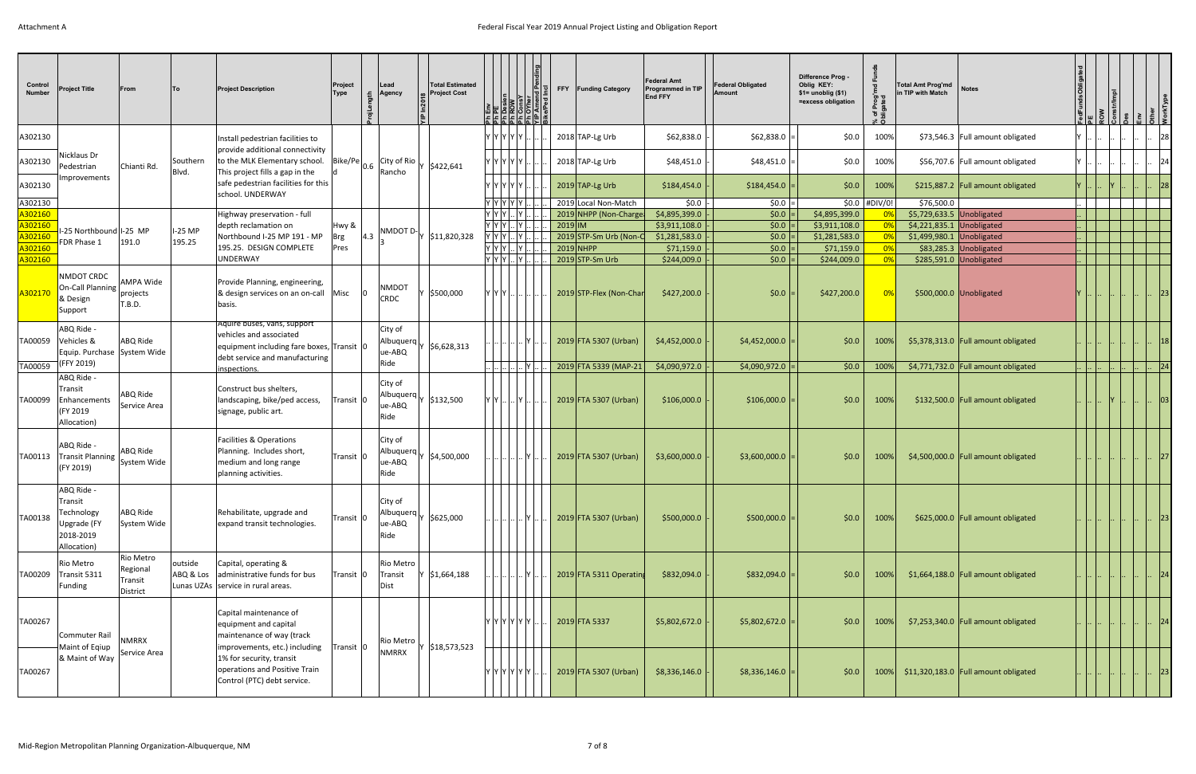| Control Number | Project Title | From | To | Project Description | Project Type | ProjLength | Lead Agency | YIP In2018 | Total Estimated Project Cost | Ph Env | Ph PE | Ph Design | Ph ROW | Ph ConsY | Ph OYher | TIP Amend Pending | Bike/Ped Incl | FFY | Funding Category | Federal Amt Programmed in TIP End FFY | | Federal Obligated Amount | | Difference Prog - Oblig KEY: $1= unoblig ($1) =excess obligation | % of Prog'md Funds Obligated | Total Amt Prog'md in TIP with Match | Notes | FedFundsObligated | PE | ROW | Constr/Impl | Des | Env | Other | WorkType |
|---|---|---|---|---|---|---|---|---|---|---|---|---|---|---|---|---|---|---|---|---|---|---|---|---|---|---|---|---|---|---|---|---|---|---|---|
| A302130 | Nicklaus Dr Pedestrian Improvements | Chianti Rd. | Southern Blvd. | Install pedestrian facilities to provide additional connectivity to the MLK Elementary school. This project fills a gap in the safe pedestrian facilities for this school. UNDERWAY | Bike/Ped | 0.6 | City of Rio Rancho | Y | $422,641 | Y | Y | Y | Y | Y | .. | .. | .. | 2018 | TAP-Lg Urb | $62,838.0 | - | $62,838.0 | = | $0.0 | 100% | $73,546.3 | Full amount obligated | Y | .. | .. | .. | .. | .. | .. | 28 |
| A302130 | | | | | | | | | | Y | Y | Y | Y | Y | .. | .. | .. | 2018 | TAP-Lg Urb | $48,451.0 | - | $48,451.0 | = | $0.0 | 100% | $56,707.6 | Full amount obligated | Y | .. | .. | .. | .. | .. | .. | 24 |
| A302130 | | | | | | | | | | Y | Y | Y | Y | Y | .. | .. | .. | 2019 | TAP-Lg Urb | $184,454.0 | - | $184,454.0 | = | $0.0 | 100% | $215,887.2 | Full amount obligated | Y | .. | .. | Y | .. | .. | .. | 28 |
| A302130 | | | | | | | | | | Y | Y | Y | Y | Y | .. | .. | .. | 2019 | Local Non-Match | $0.0 | - | $0.0 | = | $0.0 | #DIV/0! | $76,500.0 | | .. | | | | | | | |
| A302160 | I-25 Northbound FDR Phase 1 | I-25 MP 191.0 | I-25 MP 195.25 | Highway preservation - full depth reclamation on Northbound I-25 MP 191 - MP 195.25. DESIGN COMPLETE UNDERWAY | Hwy & Brg Pres | 4.3 | NMDOT D-3 | Y | $11,820,328 | Y | Y | Y | .. | Y | .. | .. | .. | 2019 | NHPP (Non-Charge | $4,895,399.0 | - | $0.0 | = | $4,895,399.0 | 0% | $5,729,633.5 | Unobligated | .. | | | | | | | |
| A302160 | | | | | | | | | | Y | Y | Y | .. | Y | .. | .. | .. | 2019 | IM | $3,911,108.0 | - | $0.0 | = | $3,911,108.0 | 0% | $4,221,835.1 | Unobligated | .. | | | | | | | |
| A302160 | | | | | | | | | | Y | Y | Y | .. | Y | .. | .. | .. | 2019 | STP-Sm Urb (Non-C | $1,281,583.0 | - | $0.0 | = | $1,281,583.0 | 0% | $1,499,980.1 | Unobligated | .. | | | | | | | |
| A302160 | | | | | | | | | | Y | Y | Y | .. | Y | .. | .. | .. | 2019 | NHPP | $71,159.0 | - | $0.0 | = | $71,159.0 | 0% | $83,285.3 | Unobligated | .. | | | | | | | |
| A302160 | | | | | | | | | | Y | Y | Y | .. | Y | .. | .. | .. | 2019 | STP-Sm Urb | $244,009.0 | - | $0.0 | = | $244,009.0 | 0% | $285,591.0 | Unobligated | .. | | | | | | | |
| A302170 | NMDOT CRDC On-Call Planning & Design Support | AMPA Wide projects T.B.D. | | Provide Planning, engineering, & design services on an on-call basis. | Misc | 0 | NMDOT CRDC | Y | $500,000 | Y | Y | Y | .. | .. | .. | .. | .. | 2019 | STP-Flex (Non-Char | $427,200.0 | - | $0.0 | = | $427,200.0 | 0% | $500,000.0 | Unobligated | Y | .. | .. | .. | .. | .. | .. | 23 |
| TA00059 | ABQ Ride - Vehicles & Equip. Purchase (FFY 2019) | ABQ Ride System Wide | | Aquire buses, vans, support vehicles and associated equipment including fare boxes, debt service and manufacturing inspections. | Transit | 0 | City of Albuquerque-ABQ Ride | Y | $6,628,313 | .. | .. | .. | .. | .. | Y | .. | .. | 2019 | FTA 5307 (Urban) | $4,452,000.0 | - | $4,452,000.0 | = | $0.0 | 100% | $5,378,313.0 | Full amount obligated | .. | .. | .. | .. | .. | .. | .. | 18 |
| TA00059 | | | | | | | | | | .. | .. | .. | .. | .. | Y | .. | .. | 2019 | FTA 5339 (MAP-21 | $4,090,972.0 | - | $4,090,972.0 | = | $0.0 | 100% | $4,771,732.0 | Full amount obligated | .. | .. | .. | .. | .. | .. | .. | 24 |
| TA00099 | ABQ Ride - Transit Enhancements (FY 2019 Allocation) | ABQ Ride Service Area | | Construct bus shelters, landscaping, bike/ped access, signage, public art. | Transit | 0 | City of Albuquerque-ABQ Ride | Y | $132,500 | Y | Y | .. | .. | Y | .. | .. | .. | 2019 | FTA 5307 (Urban) | $106,000.0 | - | $106,000.0 | = | $0.0 | 100% | $132,500.0 | Full amount obligated | .. | .. | .. | Y | .. | .. | .. | 03 |
| TA00113 | ABQ Ride - Transit Planning (FY 2019) | ABQ Ride System Wide | | Facilities & Operations Planning. Includes short, medium and long range planning activities. | Transit | 0 | City of Albuquerque-ABQ Ride | Y | $4,500,000 | .. | .. | .. | .. | .. | Y | .. | .. | 2019 | FTA 5307 (Urban) | $3,600,000.0 | - | $3,600,000.0 | = | $0.0 | 100% | $4,500,000.0 | Full amount obligated | .. | .. | .. | .. | .. | .. | .. | 27 |
| TA00138 | ABQ Ride - Transit Technology Upgrade (FY 2018-2019 Allocation) | ABQ Ride System Wide | | Rehabilitate, upgrade and expand transit technologies. | Transit | 0 | City of Albuquerque-ABQ Ride | Y | $625,000 | .. | .. | .. | .. | .. | Y | .. | .. | 2019 | FTA 5307 (Urban) | $500,000.0 | - | $500,000.0 | = | $0.0 | 100% | $625,000.0 | Full amount obligated | .. | .. | .. | .. | .. | .. | .. | 23 |
| TA00209 | Rio Metro Transit 5311 Funding | Rio Metro Regional Transit District | outside ABQ & Los Lunas UZAs | Capital, operating & administrative funds for bus service in rural areas. | Transit | 0 | Rio Metro Transit Dist | Y | $1,664,188 | .. | .. | .. | .. | .. | Y | .. | .. | 2019 | FTA 5311 Operating | $832,094.0 | - | $832,094.0 | = | $0.0 | 100% | $1,664,188.0 | Full amount obligated | .. | .. | .. | .. | .. | .. | .. | 24 |
| TA00267 | Commuter Rail Maint of Eqiup & Maint of Way | NMRRX Service Area | | Capital maintenance of equipment and capital maintenance of way (track improvements, etc.) including 1% for security, transit operations and Positive Train Control (PTC) debt service. | Transit | 0 | Rio Metro NMRRX | Y | $18,573,523 | Y | Y | Y | Y | Y | Y | .. | .. | 2019 | FTA 5337 | $5,802,672.0 | - | $5,802,672.0 | = | $0.0 | 100% | $7,253,340.0 | Full amount obligated | .. | .. | .. | .. | .. | .. | .. | 24 |
| TA00267 | | | | | | | | | | Y | Y | Y | Y | Y | Y | .. | .. | 2019 | FTA 5307 (Urban) | $8,336,146.0 | - | $8,336,146.0 | = | $0.0 | 100% | $11,320,183.0 | Full amount obligated | .. | .. | .. | .. | .. | .. | .. | 23 |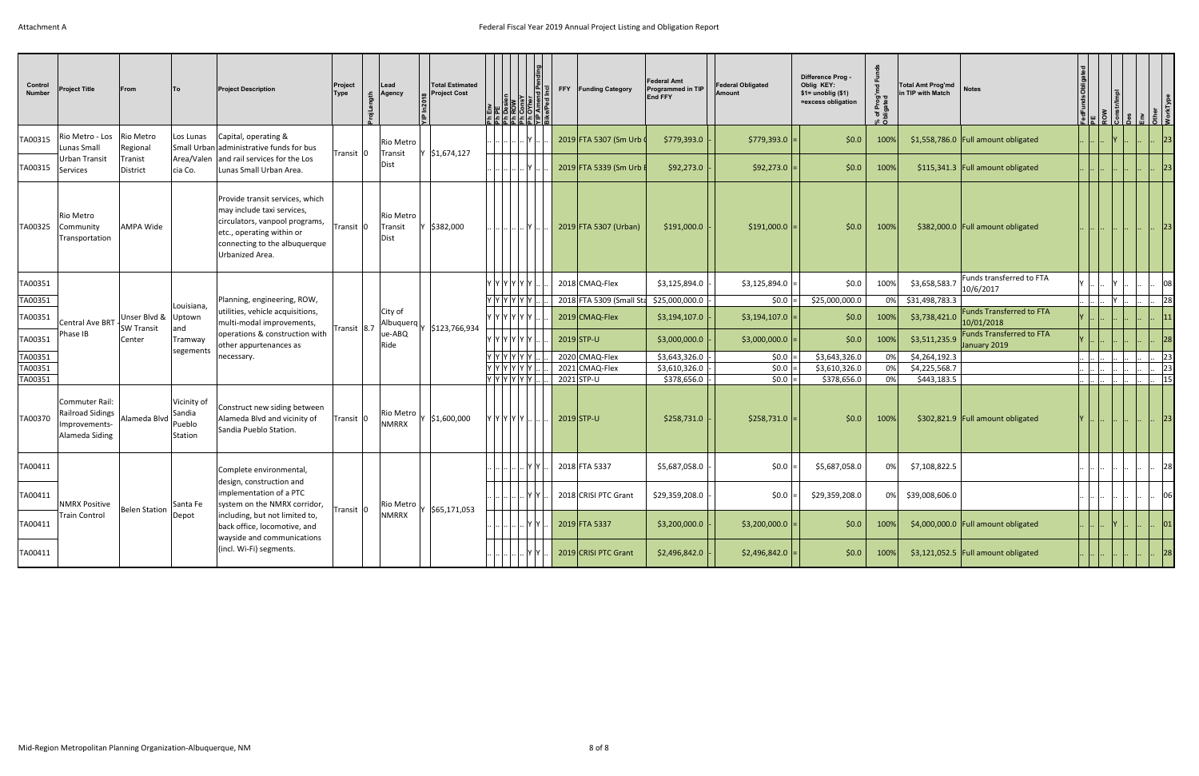| Control Number | Project Title | From | To | Project Description | Project Type | ProjLength | Lead Agency | YIP In2018 | Total Estimated Project Cost | Ph Env | Ph PE | Ph Design | Ph ROW | Ph ConsY | Ph OTher | TIP Amend Pending | Bike/Ped Ind | FFY | Funding Category | Federal Amt Programmed in TIP End FFY | | Federal Obligated Amount | | Difference Prog - Oblig KEY: $1= unoblig ($1) =excess obligation | % of Prog'md Funds Obligated | Total Amt Prog'md in TIP with Match | Notes | FedFundsObligated | PE | ROW | Constr/Impl | Des | Env | Other | WorkType |
|---|---|---|---|---|---|---|---|---|---|---|---|---|---|---|---|---|---|---|---|---|---|---|---|---|---|---|---|---|---|---|---|---|---|---|---|
| TA00315 | Rio Metro - Los Lunas Small Urban Transit Services | Rio Metro Regional Tranist District | Los Lunas Small Urban Area/Valencia Co. | Capital, operating & administrative funds for bus and rail services for the Los Lunas Small Urban Area. | Transit | 0 | Rio Metro Transit Dist | Y | $1,674,127 | .. | .. | .. | .. | Y | .. | .. | | 2019 | FTA 5307 (Sm Urb ( | $779,393.0 | - | $779,393.0 | = | $0.0 | 100% | $1,558,786.0 | Full amount obligated | .. | .. | .. | Y | .. | .. | .. | 23 |
| TA00315 | | | | | | | | | | .. | .. | .. | .. | Y | .. | .. | | 2019 | FTA 5339 (Sm Urb E | $92,273.0 | - | $92,273.0 | = | $0.0 | 100% | $115,341.3 | Full amount obligated | .. | .. | .. | .. | .. | .. | .. | 23 |
| TA00325 | Rio Metro Community Transportation | AMPA Wide | | Provide transit services, which may include taxi services, circulators, vanpool programs, etc., operating within or connecting to the albuquerque Urbanized Area. | Transit | 0 | Rio Metro Transit Dist | Y | $382,000 | .. | .. | .. | .. | Y | .. | .. | | 2019 | FTA 5307 (Urban) | $191,000.0 | - | $191,000.0 | = | $0.0 | 100% | $382,000.0 | Full amount obligated | .. | .. | .. | .. | .. | .. | .. | 23 |
| TA00351 | Central Ave BRT - Phase IB | Unser Blvd & SW Transit Center | Louisiana, Uptown and Tramway segements | Planning, engineering, ROW, utilities, vehicle acquisitions, multi-modal improvements, operations & construction with other appurtenances as necessary. | Transit | 8.7 | City of Albuquerque-ABQ Ride | Y | $123,766,934 | Y | Y | Y | Y | Y | Y | .. | .. | 2018 | CMAQ-Flex | $3,125,894.0 | - | $3,125,894.0 | = | $0.0 | 100% | $3,658,583.7 | Funds transferred to FTA 10/6/2017 | Y | .. | .. | Y | .. | .. | .. | 08 |
| TA00351 | | | | | | | | | | Y | Y | Y | Y | Y | Y | .. | .. | 2018 | FTA 5309 (Small Sta | $25,000,000.0 | - | $0.0 | = | $25,000,000.0 | 0% | $31,498,783.3 | | .. | .. | .. | Y | .. | .. | .. | 28 |
| TA00351 | | | | | | | | | | Y | Y | Y | Y | Y | Y | .. | .. | 2019 | CMAQ-Flex | $3,194,107.0 | - | $3,194,107.0 | = | $0.0 | 100% | $3,738,421.0 | Funds Transferred to FTA 10/01/2018 | Y | .. | .. | .. | .. | .. | .. | 11 |
| TA00351 | | | | | | | | | | Y | Y | Y | Y | Y | Y | .. | .. | 2019 | STP-U | $3,000,000.0 | - | $3,000,000.0 | = | $0.0 | 100% | $3,511,235.9 | Funds Transferred to FTA January 2019 | Y | .. | .. | .. | .. | .. | .. | 28 |
| TA00351 | | | | | | | | | | Y | Y | Y | Y | Y | Y | .. | .. | 2020 | CMAQ-Flex | $3,643,326.0 | - | $0.0 | = | $3,643,326.0 | 0% | $4,264,192.3 | | .. | .. | .. | .. | .. | .. | .. | 23 |
| TA00351 | | | | | | | | | | Y | Y | Y | Y | Y | Y | .. | .. | 2021 | CMAQ-Flex | $3,610,326.0 | - | $0.0 | = | $3,610,326.0 | 0% | $4,225,568.7 | | .. | .. | .. | .. | .. | .. | .. | 23 |
| TA00351 | | | | | | | | | | Y | Y | Y | Y | Y | Y | .. | .. | 2021 | STP-U | $378,656.0 | - | $0.0 | = | $378,656.0 | 0% | $443,183.5 | | .. | .. | .. | .. | .. | .. | .. | 15 |
| TA00370 | Commuter Rail: Railroad Sidings Improvements-Alameda Siding | Alameda Blvd | Vicinity of Sandia Pueblo Station | Construct new siding between Alameda Blvd and vicinity of Sandia Pueblo Station. | Transit | 0 | Rio Metro NMRRX | Y | $1,600,000 | Y | Y | Y | Y | Y | .. | .. | .. | 2019 | STP-U | $258,731.0 | - | $258,731.0 | = | $0.0 | 100% | $302,821.9 | Full amount obligated | Y | .. | .. | .. | .. | .. | .. | 23 |
| TA00411 | NMRX Positive Train Control | Belen Station | Santa Fe Depot | Complete environmental, design, construction and implementation of a PTC system on the NMRX corridor, including, but not limited to, back office, locomotive, and wayside and communications (incl. Wi-Fi) segments. | Transit | 0 | Rio Metro NMRRX | Y | $65,171,053 | .. | .. | .. | .. | Y | Y | .. | | 2018 | FTA 5337 | $5,687,058.0 | - | $0.0 | = | $5,687,058.0 | 0% | $7,108,822.5 | | .. | .. | .. | .. | .. | .. | .. | 28 |
| TA00411 | | | | | | | | | | .. | .. | .. | .. | Y | Y | .. | | 2018 | CRISI PTC Grant | $29,359,208.0 | - | $0.0 | = | $29,359,208.0 | 0% | $39,008,606.0 | | .. | .. | .. | .. | .. | .. | .. | 06 |
| TA00411 | | | | | | | | | | .. | .. | .. | .. | Y | Y | .. | | 2019 | FTA 5337 | $3,200,000.0 | - | $3,200,000.0 | = | $0.0 | 100% | $4,000,000.0 | Full amount obligated | .. | .. | .. | Y | .. | .. | .. | 01 |
| TA00411 | | | | | | | | | | .. | .. | .. | .. | Y | Y | .. | | 2019 | CRISI PTC Grant | $2,496,842.0 | - | $2,496,842.0 | = | $0.0 | 100% | $3,121,052.5 | Full amount obligated | .. | .. | .. | .. | .. | .. | .. | 28 |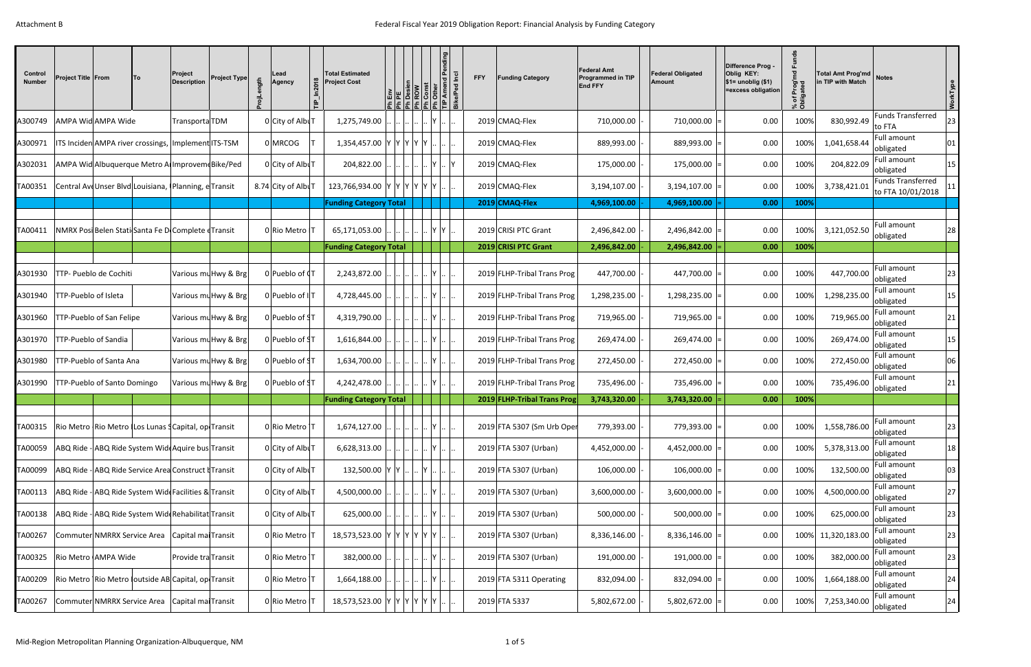Attachment B

# Federal Fiscal Year 2019 Obligation Report: Financial Analysis by Funding Category

| Control Number | Project Title | From | To | Project Description | Project Type | ProjLength | Lead Agency | TIP_In2018 | Total Estimated Project Cost | Ph Env | Ph PE | Ph Design | Ph ROW | Ph Const | Ph Other | TIP Amend Pending | Bike/Ped Incl | FFY | Funding Category | Federal Amt Programmed in TIP End FFY | | Federal Obligated Amount | | Difference Prog - Oblig KEY: $1= unoblig ($1) =excess obligation | % of Prog'md Funds Obligated | Total Amt Prog'md in TIP with Match | Notes | WorkType |
|---|---|---|---|---|---|---|---|---|---|---|---|---|---|---|---|---|---|---|---|---|---|---|---|---|---|---|---|---|
| A300749 | AMPA Wid | AMPA Wide | | Transporta | TDM | 0 | City of Albu | T | 1,275,749.00 | .. | .. | .. | .. | Y | .. | | | 2019 | CMAQ-Flex | 710,000.00 | - | 710,000.00 | = | 0.00 | 100% | 830,992.49 | Funds Transferred to FTA | 23 |
| A300971 | ITS Inciden | AMPA river crossings, | | Implement | ITS-TSM | 0 | MRCOG | T | 1,354,457.00 | Y | Y | Y | Y | Y | .. | .. | .. | 2019 | CMAQ-Flex | 889,993.00 | - | 889,993.00 | = | 0.00 | 100% | 1,041,658.44 | Full amount obligated | 01 |
| A302031 | AMPA Wid | Albuquerque Metro A | | Improveme | Bike/Ped | 0 | City of Albu | T | 204,822.00 | .. | .. | .. | .. | Y | .. | | Y | 2019 | CMAQ-Flex | 175,000.00 | - | 175,000.00 | = | 0.00 | 100% | 204,822.09 | Full amount obligated | 15 |
| TA00351 | Central Ave | Unser Blvd | Louisiana, | Planning, e | Transit | 8.74 | City of Albu | T | 123,766,934.00 | Y | Y | Y | Y | Y | Y | .. | .. | 2019 | CMAQ-Flex | 3,194,107.00 | - | 3,194,107.00 | = | 0.00 | 100% | 3,738,421.01 | Funds Transferred to FTA 10/01/2018 | 11 |
| | | | | | | | | | **Funding Category Total** | | | | | | | | | **2019** | **CMAQ-Flex** | **4,969,100.00** | - | **4,969,100.00** | = | **0.00** | **100%** | | | |
| TA00411 | NMRX Posi | Belen Stati | Santa Fe D | Complete e | Transit | 0 | Rio Metro | T | 65,171,053.00 | .. | .. | .. | .. | .. | Y | Y | .. | 2019 | CRISI PTC Grant | 2,496,842.00 | - | 2,496,842.00 | = | 0.00 | 100% | 3,121,052.50 | Full amount obligated | 28 |
| | | | | | | | | | **Funding Category Total** | | | | | | | | | **2019** | **CRISI PTC Grant** | **2,496,842.00** | - | **2,496,842.00** | = | **0.00** | **100%** | | | |
| A301930 | TTP- Pueblo de Cochiti | | | Various mu | Hwy & Brg | 0 | Pueblo of C | T | 2,243,872.00 | .. | .. | .. | .. | Y | .. | .. | .. | 2019 | FLHP-Tribal Trans Prog | 447,700.00 | - | 447,700.00 | = | 0.00 | 100% | 447,700.00 | Full amount obligated | 23 |
| A301940 | TTP-Pueblo of Isleta | | | Various mu | Hwy & Brg | 0 | Pueblo of I | T | 4,728,445.00 | .. | .. | .. | .. | Y | .. | .. | .. | 2019 | FLHP-Tribal Trans Prog | 1,298,235.00 | - | 1,298,235.00 | = | 0.00 | 100% | 1,298,235.00 | Full amount obligated | 15 |
| A301960 | TTP-Pueblo of San Felipe | | | Various mu | Hwy & Brg | 0 | Pueblo of S | T | 4,319,790.00 | .. | .. | .. | .. | Y | .. | .. | .. | 2019 | FLHP-Tribal Trans Prog | 719,965.00 | - | 719,965.00 | = | 0.00 | 100% | 719,965.00 | Full amount obligated | 21 |
| A301970 | TTP-Pueblo of Sandia | | | Various mu | Hwy & Brg | 0 | Pueblo of S | T | 1,616,844.00 | .. | .. | .. | .. | Y | .. | .. | .. | 2019 | FLHP-Tribal Trans Prog | 269,474.00 | - | 269,474.00 | = | 0.00 | 100% | 269,474.00 | Full amount obligated | 15 |
| A301980 | TTP-Pueblo of Santa Ana | | | Various mu | Hwy & Brg | 0 | Pueblo of S | T | 1,634,700.00 | .. | .. | .. | .. | Y | .. | .. | .. | 2019 | FLHP-Tribal Trans Prog | 272,450.00 | - | 272,450.00 | = | 0.00 | 100% | 272,450.00 | Full amount obligated | 06 |
| A301990 | TTP-Pueblo of Santo Domingo | | | Various mu | Hwy & Brg | 0 | Pueblo of S | T | 4,242,478.00 | .. | .. | .. | .. | Y | .. | .. | .. | 2019 | FLHP-Tribal Trans Prog | 735,496.00 | - | 735,496.00 | = | 0.00 | 100% | 735,496.00 | Full amount obligated | 21 |
| | | | | | | | | | **Funding Category Total** | | | | | | | | | **2019** | **FLHP-Tribal Trans Prog** | **3,743,320.00** | - | **3,743,320.00** | = | **0.00** | **100%** | | | |
| TA00315 | Rio Metro | Rio Metro | Los Lunas S | Capital, op | Transit | 0 | Rio Metro | T | 1,674,127.00 | .. | .. | .. | .. | Y | .. | .. | .. | 2019 | FTA 5307 (Sm Urb Oper | 779,393.00 | - | 779,393.00 | = | 0.00 | 100% | 1,558,786.00 | Full amount obligated | 23 |
| TA00059 | ABQ Ride - | ABQ Ride System Wid | | Aquire bus | Transit | 0 | City of Albu | T | 6,628,313.00 | .. | .. | .. | .. | Y | .. | .. | .. | 2019 | FTA 5307 (Urban) | 4,452,000.00 | - | 4,452,000.00 | = | 0.00 | 100% | 5,378,313.00 | Full amount obligated | 18 |
| TA00099 | ABQ Ride - | ABQ Ride Service Area | | Construct b | Transit | 0 | City of Albu | T | 132,500.00 | Y | Y | .. | .. | Y | .. | .. | .. | 2019 | FTA 5307 (Urban) | 106,000.00 | - | 106,000.00 | = | 0.00 | 100% | 132,500.00 | Full amount obligated | 03 |
| TA00113 | ABQ Ride - | ABQ Ride System Wid | | Facilities & | Transit | 0 | City of Albu | T | 4,500,000.00 | .. | .. | .. | .. | Y | .. | .. | .. | 2019 | FTA 5307 (Urban) | 3,600,000.00 | - | 3,600,000.00 | = | 0.00 | 100% | 4,500,000.00 | Full amount obligated | 27 |
| TA00138 | ABQ Ride - | ABQ Ride System Wid | | Rehabilitat | Transit | 0 | City of Albu | T | 625,000.00 | .. | .. | .. | .. | Y | .. | .. | .. | 2019 | FTA 5307 (Urban) | 500,000.00 | - | 500,000.00 | = | 0.00 | 100% | 625,000.00 | Full amount obligated | 23 |
| TA00267 | Commuter | NMRRX Service Area | | Capital mai | Transit | 0 | Rio Metro | T | 18,573,523.00 | Y | Y | Y | Y | Y | Y | .. | .. | 2019 | FTA 5307 (Urban) | 8,336,146.00 | - | 8,336,146.00 | = | 0.00 | 100% | 11,320,183.00 | Full amount obligated | 23 |
| TA00325 | Rio Metro | AMPA Wide | | Provide tra | Transit | 0 | Rio Metro | T | 382,000.00 | .. | .. | .. | .. | Y | .. | .. | .. | 2019 | FTA 5307 (Urban) | 191,000.00 | - | 191,000.00 | = | 0.00 | 100% | 382,000.00 | Full amount obligated | 23 |
| TA00209 | Rio Metro | Rio Metro | outside AB | Capital, op | Transit | 0 | Rio Metro | T | 1,664,188.00 | .. | .. | .. | .. | Y | .. | .. | .. | 2019 | FTA 5311 Operating | 832,094.00 | - | 832,094.00 | = | 0.00 | 100% | 1,664,188.00 | Full amount obligated | 24 |
| TA00267 | Commuter | NMRRX Service Area | | Capital mai | Transit | 0 | Rio Metro | T | 18,573,523.00 | Y | Y | Y | Y | Y | Y | .. | .. | 2019 | FTA 5337 | 5,802,672.00 | - | 5,802,672.00 | = | 0.00 | 100% | 7,253,340.00 | Full amount obligated | 24 |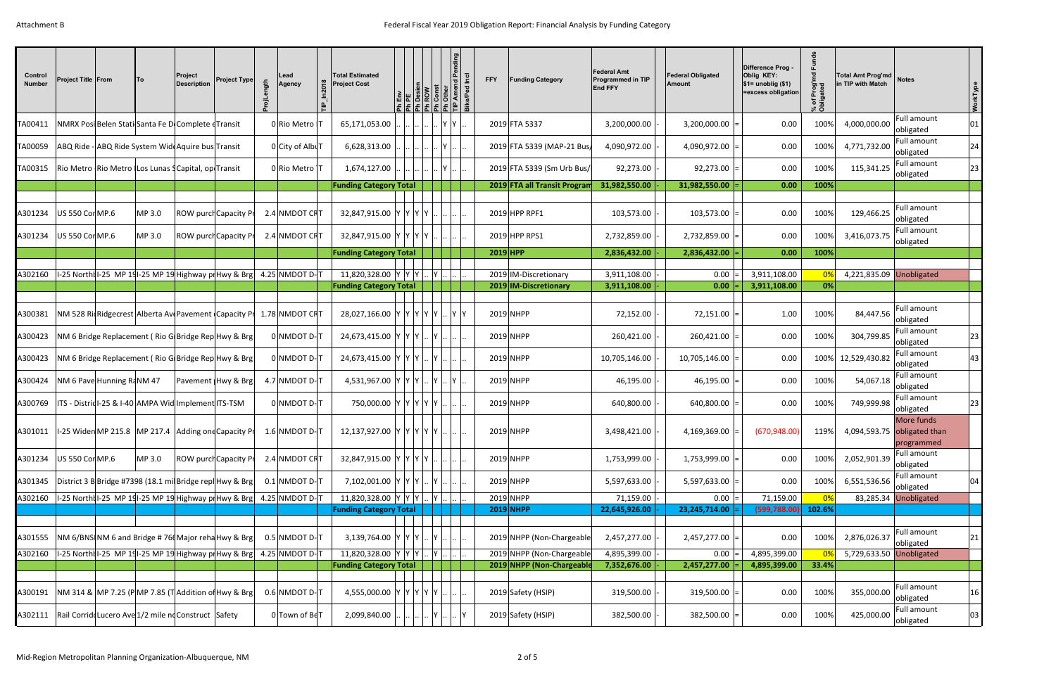Attachment B

# Federal Fiscal Year 2019 Obligation Report: Financial Analysis by Funding Category

| Control Number | Project Title | From | To | Project Description | Project Type | ProjLength | Lead Agency | TIP_In2018 | Total Estimated Project Cost | Ph Env | Ph PE | Ph Design | Ph ROW | Ph Const | Ph Other | TIP Amend Pending | Bike/Ped Incl | FFY | Funding Category | Federal Amt Programmed in TIP End FFY | | Federal Obligated Amount | | Difference Prog - Oblig KEY: $1= unoblig ($1) =excess obligation | % of Prog'md Funds Obligated | Total Amt Prog'md in TIP with Match | Notes | WorkType |
|---|---|---|---|---|---|---|---|---|---|---|---|---|---|---|---|---|---|---|---|---|---|---|---|---|---|---|---|---|
| TA00411 | NMRX Posi | Belen Stati | Santa Fe D | Complete | Transit | 0 | Rio Metro | T | 65,171,053.00 | .. | .. | .. | .. | Y | Y | .. | | 2019 | FTA 5337 | 3,200,000.00 | - | 3,200,000.00 | = | 0.00 | 100% | 4,000,000.00 | Full amount obligated | 01 |
| TA00059 | ABQ Ride - | ABQ Ride System Wide | | Aquire bus | Transit | 0 | City of Albu | T | 6,628,313.00 | .. | .. | .. | .. | Y | .. | .. | | 2019 | FTA 5339 (MAP-21 Bus/ | 4,090,972.00 | - | 4,090,972.00 | = | 0.00 | 100% | 4,771,732.00 | Full amount obligated | 24 |
| TA00315 | Rio Metro | Rio Metro | Los Lunas | Capital, op | Transit | 0 | Rio Metro | T | 1,674,127.00 | .. | .. | .. | .. | Y | .. | .. | | 2019 | FTA 5339 (Sm Urb Bus/ | 92,273.00 | - | 92,273.00 | = | 0.00 | 100% | 115,341.25 | Full amount obligated | 23 |
| | | | | | | | | | **Funding Category Total** | | | | | | | | | **2019** | **FTA all Transit Program** | **31,982,550.00** | - | **31,982,550.00** | = | **0.00** | **100%** | | | |
| A301234 | US 550 Cor | MP.6 | MP 3.0 | ROW purch | Capacity Pr | 2.4 | NMDOT CR | T | 32,847,915.00 | Y | Y | Y | Y | .. | .. | .. | .. | 2019 | HPP RPF1 | 103,573.00 | - | 103,573.00 | = | 0.00 | 100% | 129,466.25 | Full amount obligated | |
| A301234 | US 550 Cor | MP.6 | MP 3.0 | ROW purch | Capacity Pr | 2.4 | NMDOT CR | T | 32,847,915.00 | Y | Y | Y | Y | .. | .. | .. | .. | 2019 | HPP RPS1 | 2,732,859.00 | - | 2,732,859.00 | = | 0.00 | 100% | 3,416,073.75 | Full amount obligated | |
| | | | | | | | | | **Funding Category Total** | | | | | | | | | **2019** | **HPP** | **2,836,432.00** | - | **2,836,432.00** | = | **0.00** | **100%** | | | |
| A302160 | I-25 Northb | I-25 MP 19 | I-25 MP 19 | Highway pr | Hwy & Brg | 4.25 | NMDOT D- | T | 11,820,328.00 | Y | Y | Y | .. | Y | .. | .. | .. | 2019 | IM-Discretionary | 3,911,108.00 | - | 0.00 | = | 3,911,108.00 | 0% | 4,221,835.09 | Unobligated | |
| | | | | | | | | | **Funding Category Total** | | | | | | | | | **2019** | **IM-Discretionary** | **3,911,108.00** | - | **0.00** | = | **3,911,108.00** | **0%** | | | |
| A300381 | NM 528 Ri | Ridgecrest | Alberta Av | Pavement | Capacity Pr | 1.78 | NMDOT CR | T | 28,027,166.00 | Y | Y | Y | Y | Y | .. | Y | Y | 2019 | NHPP | 72,152.00 | - | 72,151.00 | = | 1.00 | 100% | 84,447.56 | Full amount obligated | |
| A300423 | NM 6 Bridge Replacement ( Rio G | | | Bridge Rep | Hwy & Brg | 0 | NMDOT D- | T | 24,673,415.00 | Y | Y | Y | .. | Y | .. | .. | .. | 2019 | NHPP | 260,421.00 | - | 260,421.00 | = | 0.00 | 100% | 304,799.85 | Full amount obligated | 23 |
| A300423 | NM 6 Bridge Replacement ( Rio G | | | Bridge Rep | Hwy & Brg | 0 | NMDOT D- | T | 24,673,415.00 | Y | Y | Y | .. | Y | .. | .. | .. | 2019 | NHPP | 10,705,146.00 | - | 10,705,146.00 | = | 0.00 | 100% | 12,529,430.82 | Full amount obligated | 43 |
| A300424 | NM 6 Pave | Hunning Ra | NM 47 | Pavement | Hwy & Brg | 4.7 | NMDOT D- | T | 4,531,967.00 | Y | Y | Y | .. | Y | .. | Y | .. | 2019 | NHPP | 46,195.00 | - | 46,195.00 | = | 0.00 | 100% | 54,067.18 | Full amount obligated | |
| A300769 | ITS - Distric | I-25 & I-40 | AMPA Wid | Implement | ITS-TSM | 0 | NMDOT D- | T | 750,000.00 | Y | Y | Y | Y | Y | .. | .. | .. | 2019 | NHPP | 640,800.00 | - | 640,800.00 | = | 0.00 | 100% | 749,999.98 | Full amount obligated | 23 |
| A301011 | I-25 Widen | MP 215.8 | MP 217.4 | Adding one | Capacity Pr | 1.6 | NMDOT D- | T | 12,137,927.00 | Y | Y | Y | Y | Y | .. | .. | .. | 2019 | NHPP | 3,498,421.00 | - | 4,169,369.00 | = | (670,948.00) | 119% | 4,094,593.75 | More funds obligated than programmed | |
| A301234 | US 550 Cor | MP.6 | MP 3.0 | ROW purch | Capacity Pr | 2.4 | NMDOT CR | T | 32,847,915.00 | Y | Y | Y | Y | .. | .. | .. | .. | 2019 | NHPP | 1,753,999.00 | - | 1,753,999.00 | = | 0.00 | 100% | 2,052,901.39 | Full amount obligated | |
| A301345 | District 3 B | Bridge #7398 (18.1 mi | | Bridge repl | Hwy & Brg | 0.1 | NMDOT D- | T | 7,102,001.00 | Y | Y | Y | .. | Y | .. | .. | .. | 2019 | NHPP | 5,597,633.00 | - | 5,597,633.00 | = | 0.00 | 100% | 6,551,536.56 | Full amount obligated | 04 |
| A302160 | I-25 Northb | I-25 MP 19 | I-25 MP 19 | Highway pr | Hwy & Brg | 4.25 | NMDOT D- | T | 11,820,328.00 | Y | Y | Y | .. | Y | .. | .. | .. | 2019 | NHPP | 71,159.00 | - | 0.00 | = | 71,159.00 | 0% | 83,285.34 | Unobligated | |
| | | | | | | | | | **Funding Category Total** | | | | | | | | | **2019** | **NHPP** | **22,645,926.00** | - | **23,245,714.00** | = | **(599,788.00)** | **102.6%** | | | |
| A301555 | NM 6/BNS | NM 6 and Bridge # 766 | | Major reha | Hwy & Brg | 0.5 | NMDOT D- | T | 3,139,764.00 | Y | Y | Y | .. | Y | .. | .. | .. | 2019 | NHPP (Non-Chargeable | 2,457,277.00 | - | 2,457,277.00 | = | 0.00 | 100% | 2,876,026.37 | Full amount obligated | 21 |
| A302160 | I-25 Northb | I-25 MP 19 | I-25 MP 19 | Highway pr | Hwy & Brg | 4.25 | NMDOT D- | T | 11,820,328.00 | Y | Y | Y | .. | Y | .. | .. | .. | 2019 | NHPP (Non-Chargeable | 4,895,399.00 | - | 0.00 | = | 4,895,399.00 | 0% | 5,729,633.50 | Unobligated | |
| | | | | | | | | | **Funding Category Total** | | | | | | | | | **2019** | **NHPP (Non-Chargeable** | **7,352,676.00** | - | **2,457,277.00** | = | **4,895,399.00** | **33.4%** | | | |
| A300191 | NM 314 & | MP 7.25 (P | MP 7.85 (T | Addition of | Hwy & Brg | 0.6 | NMDOT D- | T | 4,555,000.00 | Y | Y | Y | Y | Y | .. | .. | .. | 2019 | Safety (HSIP) | 319,500.00 | - | 319,500.00 | = | 0.00 | 100% | 355,000.00 | Full amount obligated | 16 |
| A302111 | Rail Corrid | Lucero Ave | 1/2 mile no | Construct | Safety | 0 | Town of Be | T | 2,099,840.00 | .. | .. | .. | .. | Y | .. | .. | Y | 2019 | Safety (HSIP) | 382,500.00 | - | 382,500.00 | = | 0.00 | 100% | 425,000.00 | Full amount obligated | 03 |

Mid-Region Metropolitan Planning Organization-Albuquerque, NM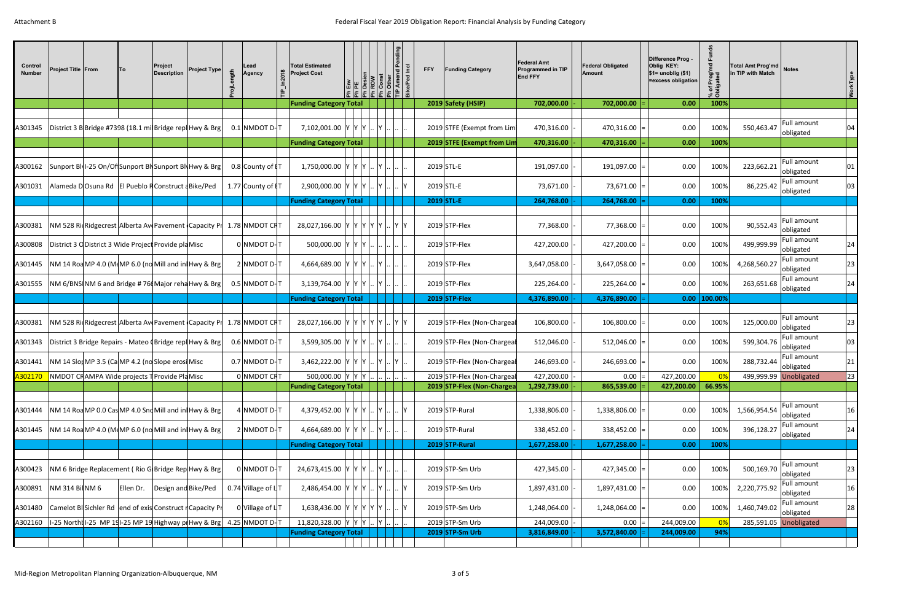Attachment B

# Federal Fiscal Year 2019 Obligation Report: Financial Analysis by Funding Category

| Control Number | Project Title | From | To | Project Description | Project Type | ProjLength | Lead Agency | TIP_In2018 | Total Estimated Project Cost | Ph Env | Ph PE | Ph Design | Ph ROW | Ph Const | Ph Other | TIP Amend Pending | Bike/Ped Incl | FFY | Funding Category | Federal Amt Programmed in TIP End FFY | | Federal Obligated Amount | | Difference Prog - Oblig KEY: $1= unoblig ($1) =excess obligation | % of Prog'md Funds Obligated | Total Amt Prog'md in TIP with Match | Notes | WorkType |
|---|---|---|---|---|---|---|---|---|---|---|---|---|---|---|---|---|---|---|---|---|---|---|---|---|---|---|---|---|
| | | | | | | | | | Funding Category Total | | | | | | | | | 2019 | Safety (HSIP) | 702,000.00 | - | 702,000.00 | = | 0.00 | 100% | | | |
| A301345 | District 3 B | Bridge #7398 (18.1 mi | | Bridge repl | Hwy & Brg | 0.1 | NMDOT D- | T | 7,102,001.00 | Y | Y | Y | .. | Y | .. | .. | .. | 2019 | STFE (Exempt from Lim | 470,316.00 | - | 470,316.00 | = | 0.00 | 100% | 550,463.47 | Full amount obligated | 04 |
| | | | | | | | | | Funding Category Total | | | | | | | | | 2019 | STFE (Exempt from Lim | 470,316.00 | - | 470,316.00 | = | 0.00 | 100% | | | |
| A300162 | Sunport Bl | I-25 On/Of | Sunport Bl | Sunport Bl | Hwy & Brg | 0.8 | County of B | T | 1,750,000.00 | Y | Y | Y | .. | Y | .. | .. | .. | 2019 | STL-E | 191,097.00 | - | 191,097.00 | = | 0.00 | 100% | 223,662.21 | Full amount obligated | 01 |
| A301031 | Alameda D | Osuna Rd | El Pueblo R | Construct a | Bike/Ped | 1.77 | County of B | T | 2,900,000.00 | Y | Y | Y | .. | Y | .. | .. | Y | 2019 | STL-E | 73,671.00 | - | 73,671.00 | = | 0.00 | 100% | 86,225.42 | Full amount obligated | 03 |
| | | | | | | | | | Funding Category Total | | | | | | | | | 2019 | STL-E | 264,768.00 | - | 264,768.00 | = | 0.00 | 100% | | | |
| A300381 | NM 528 Ri | Ridgecrest | Alberta Av | Pavement | Capacity Pr | 1.78 | NMDOT C | RT | 28,027,166.00 | Y | Y | Y | Y | Y | .. | Y | Y | 2019 | STP-Flex | 77,368.00 | - | 77,368.00 | = | 0.00 | 100% | 90,552.43 | Full amount obligated | |
| A300808 | District 3 O | District 3 Wide Project | | Provide pla | Misc | 0 | NMDOT D- | T | 500,000.00 | Y | Y | Y | .. | .. | .. | .. | .. | 2019 | STP-Flex | 427,200.00 | - | 427,200.00 | = | 0.00 | 100% | 499,999.99 | Full amount obligated | 24 |
| A301445 | NM 14 Roa | MP 4.0 (M | MP 6.0 (no | Mill and inl | Hwy & Brg | 2 | NMDOT D- | T | 4,664,689.00 | Y | Y | Y | .. | Y | .. | .. | .. | 2019 | STP-Flex | 3,647,058.00 | - | 3,647,058.00 | = | 0.00 | 100% | 4,268,560.27 | Full amount obligated | 23 |
| A301555 | NM 6/BNS | NM 6 and Bridge # 76 | | Major reha | Hwy & Brg | 0.5 | NMDOT D- | T | 3,139,764.00 | Y | Y | Y | .. | Y | .. | .. | .. | 2019 | STP-Flex | 225,264.00 | - | 225,264.00 | = | 0.00 | 100% | 263,651.68 | Full amount obligated | 24 |
| | | | | | | | | | Funding Category Total | | | | | | | | | 2019 | STP-Flex | 4,376,890.00 | - | 4,376,890.00 | = | 0.00 | 100.00% | | | |
| A300381 | NM 528 Ri | Ridgecrest | Alberta Av | Pavement | Capacity Pr | 1.78 | NMDOT C | RT | 28,027,166.00 | Y | Y | Y | Y | Y | .. | Y | Y | 2019 | STP-Flex (Non-Chargeal | 106,800.00 | - | 106,800.00 | = | 0.00 | 100% | 125,000.00 | Full amount obligated | 23 |
| A301343 | District 3 Bridge Repairs - Mateo | | | Bridge repl | Hwy & Brg | 0.6 | NMDOT D- | T | 3,599,305.00 | Y | Y | Y | .. | Y | .. | .. | .. | 2019 | STP-Flex (Non-Chargeal | 512,046.00 | - | 512,046.00 | = | 0.00 | 100% | 599,304.76 | Full amount obligated | 03 |
| A301441 | NM 14 Slo | MP 3.5 (Ca | MP 4.2 (no | Slope erosi | Misc | 0.7 | NMDOT D- | T | 3,462,222.00 | Y | Y | Y | .. | Y | .. | Y | .. | 2019 | STP-Flex (Non-Chargeal | 246,693.00 | - | 246,693.00 | = | 0.00 | 100% | 288,732.44 | Full amount obligated | 21 |
| A302170 | NMDOT CR | AMPA Wide projects T | | Provide Pla | Misc | 0 | NMDOT C | RT | 500,000.00 | Y | Y | Y | .. | .. | .. | .. | .. | 2019 | STP-Flex (Non-Chargeal | 427,200.00 | - | 0.00 | = | 427,200.00 | 0% | 499,999.99 | Unobligated | 23 |
| | | | | | | | | | Funding Category Total | | | | | | | | | 2019 | STP-Flex (Non-Chargea | 1,292,739.00 | - | 865,539.00 | = | 427,200.00 | 66.95% | | | |
| A301444 | NM 14 Roa | MP 0.0 Cas | MP 4.0 Sn | Mill and inl | Hwy & Brg | 4 | NMDOT D- | T | 4,379,452.00 | Y | Y | Y | .. | Y | .. | .. | Y | 2019 | STP-Rural | 1,338,806.00 | - | 1,338,806.00 | = | 0.00 | 100% | 1,566,954.54 | Full amount obligated | 16 |
| A301445 | NM 14 Roa | MP 4.0 (M | MP 6.0 (no | Mill and inl | Hwy & Brg | 2 | NMDOT D- | T | 4,664,689.00 | Y | Y | Y | .. | Y | .. | .. | .. | 2019 | STP-Rural | 338,452.00 | - | 338,452.00 | = | 0.00 | 100% | 396,128.27 | Full amount obligated | 24 |
| | | | | | | | | | Funding Category Total | | | | | | | | | 2019 | STP-Rural | 1,677,258.00 | - | 1,677,258.00 | = | 0.00 | 100% | | | |
| A300423 | NM 6 Bridge Replacement ( Rio G | | | Bridge Rep | Hwy & Brg | 0 | NMDOT D- | T | 24,673,415.00 | Y | Y | Y | .. | Y | .. | .. | .. | 2019 | STP-Sm Urb | 427,345.00 | - | 427,345.00 | = | 0.00 | 100% | 500,169.70 | Full amount obligated | 23 |
| A300891 | NM 314 Bi | NM 6 | Ellen Dr. | Design and | Bike/Ped | 0.74 | Village of L | T | 2,486,454.00 | Y | Y | Y | .. | Y | .. | .. | Y | 2019 | STP-Sm Urb | 1,897,431.00 | - | 1,897,431.00 | = | 0.00 | 100% | 2,220,775.92 | Full amount obligated | 16 |
| A301480 | Camelot Bl | Sichler Rd | end of exis | Construct r | Capacity Pr | 0 | Village of L | T | 1,638,436.00 | Y | Y | Y | Y | Y | .. | .. | Y | 2019 | STP-Sm Urb | 1,248,064.00 | - | 1,248,064.00 | = | 0.00 | 100% | 1,460,749.02 | Full amount obligated | 28 |
| A302160 | I-25 North | I-25 MP 19 | I-25 MP 19 | Highway pr | Hwy & Brg | 4.25 | NMDOT D- | T | 11,820,328.00 | Y | Y | Y | .. | Y | .. | .. | .. | 2019 | STP-Sm Urb | 244,009.00 | - | 0.00 | = | 244,009.00 | 0% | 285,591.05 | Unobligated | |
| | | | | | | | | | Funding Category Total | | | | | | | | | 2019 | STP-Sm Urb | 3,816,849.00 | - | 3,572,840.00 | = | 244,009.00 | 94% | | | |

Mid-Region Metropolitan Planning Organization-Albuquerque, NM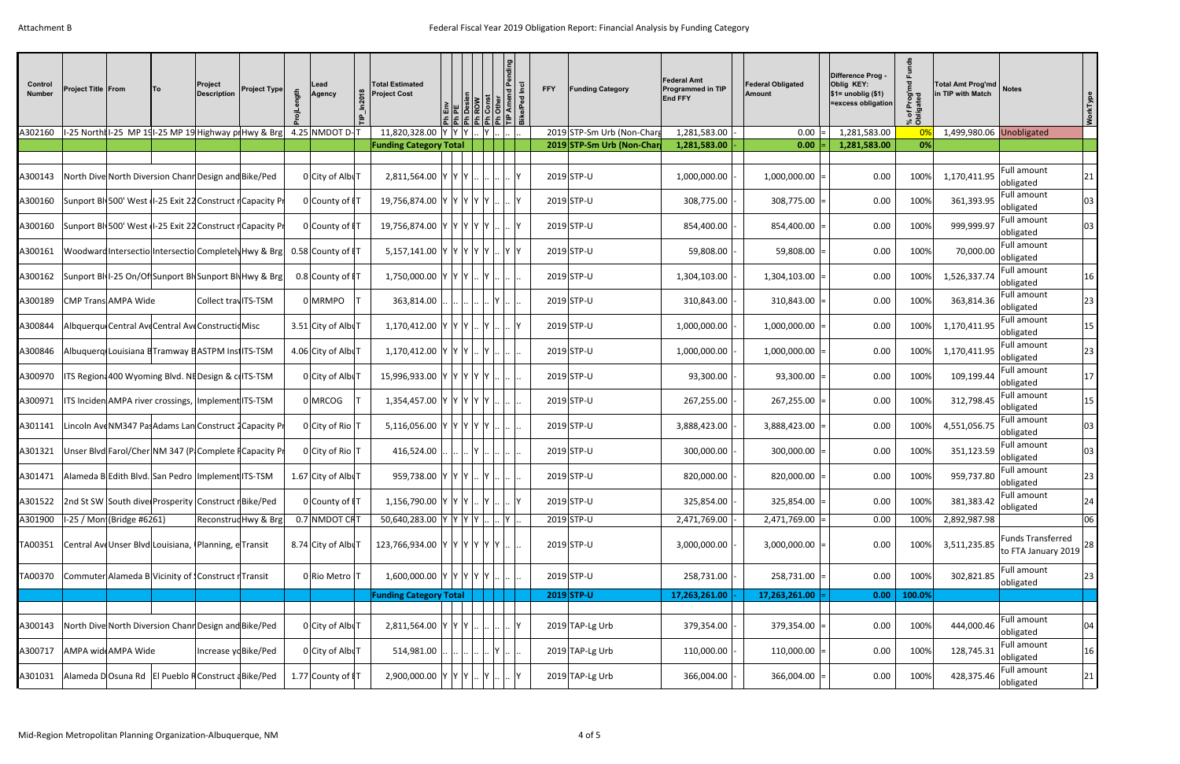Attachment B

# Federal Fiscal Year 2019 Obligation Report: Financial Analysis by Funding Category

| Control Number | Project Title | From | To | Project Description | Project Type | ProjLength | Lead Agency | TIP_In2018 | Total Estimated Project Cost | Ph Env | Ph PE | Ph Design | Ph ROW | Ph Const | Ph Other | TIP Amend Pending | Bike/Ped Incl | FFY | Funding Category | Federal Amt Programmed in TIP End FFY | | Federal Obligated Amount | | Difference Prog - Oblig KEY: $1= unoblig ($1) =excess obligation | % of Prog'md Funds Obligated | Total Amt Prog'md in TIP with Match | Notes | WorkType |
|---|---|---|---|---|---|---|---|---|---|---|---|---|---|---|---|---|---|---|---|---|---|---|---|---|---|---|---|---|
| A302160 | I-25 NorthI | I-25 MP 19 | I-25 MP 19 | Highway pr | Hwy & Brg | 4.25 | NMDOT D- | T | 11,820,328.00 | Y | Y | Y | .. | Y | .. | .. | .. | 2019 | STP-Sm Urb (Non-Charg | 1,281,583.00 | - | 0.00 | = | 1,281,583.00 | 0% | 1,499,980.06 | Unobligated | |
| | | | | | | | | | **Funding Category Total** | | | | | | | | | **2019** | **STP-Sm Urb (Non-Char** | **1,281,583.00** | - | **0.00** | = | **1,281,583.00** | **0%** | | | |
| | | | | | | | | | | | | | | | | | | | | | | | | | | | | |
| A300143 | North Dive | North Diversion Chann | | Design and | Bike/Ped | 0 | City of Albu | T | 2,811,564.00 | Y | Y | Y | .. | .. | .. | .. | Y | 2019 | STP-U | 1,000,000.00 | - | 1,000,000.00 | = | 0.00 | 100% | 1,170,411.95 | Full amount obligated | 21 |
| A300160 | Sunport Bl | 500' West o | I-25 Exit 22 | Construct r | Capacity Pr | 0 | County of B | T | 19,756,874.00 | Y | Y | Y | Y | Y | .. | .. | Y | 2019 | STP-U | 308,775.00 | - | 308,775.00 | = | 0.00 | 100% | 361,393.95 | Full amount obligated | 03 |
| A300160 | Sunport Bl | 500' West o | I-25 Exit 22 | Construct r | Capacity Pr | 0 | County of B | T | 19,756,874.00 | Y | Y | Y | Y | Y | .. | .. | Y | 2019 | STP-U | 854,400.00 | - | 854,400.00 | = | 0.00 | 100% | 999,999.97 | Full amount obligated | 03 |
| A300161 | Woodward | Intersectio | Intersectio | Completely | Hwy & Brg | 0.58 | County of B | T | 5,157,141.00 | Y | Y | Y | Y | Y | .. | Y | Y | 2019 | STP-U | 59,808.00 | - | 59,808.00 | = | 0.00 | 100% | 70,000.00 | Full amount obligated | |
| A300162 | Sunport Bl | I-25 On/Of | Sunport Bl | Sunport Bl | Hwy & Brg | 0.8 | County of B | T | 1,750,000.00 | Y | Y | Y | .. | Y | .. | .. | .. | 2019 | STP-U | 1,304,103.00 | - | 1,304,103.00 | = | 0.00 | 100% | 1,526,337.74 | Full amount obligated | 16 |
| A300189 | CMP Trans | AMPA Wide | | Collect trav | ITS-TSM | 0 | MRMPO | T | 363,814.00 | .. | .. | .. | .. | .. | Y | .. | .. | 2019 | STP-U | 310,843.00 | - | 310,843.00 | = | 0.00 | 100% | 363,814.36 | Full amount obligated | 23 |
| A300844 | Albuquerqu | Central Ave | Central Ave | Constructio | Misc | 3.51 | City of Albu | T | 1,170,412.00 | Y | Y | Y | .. | Y | .. | .. | Y | 2019 | STP-U | 1,000,000.00 | - | 1,000,000.00 | = | 0.00 | 100% | 1,170,411.95 | Full amount obligated | 15 |
| A300846 | Albuquerqu | Louisiana B | Tramway B | ASTPM Inst | ITS-TSM | 4.06 | City of Albu | T | 1,170,412.00 | Y | Y | Y | .. | Y | .. | .. | .. | 2019 | STP-U | 1,000,000.00 | - | 1,000,000.00 | = | 0.00 | 100% | 1,170,411.95 | Full amount obligated | 23 |
| A300970 | ITS Regiona | 400 Wyoming Blvd. NE | | Design & co | ITS-TSM | 0 | City of Albu | T | 15,996,933.00 | Y | Y | Y | Y | Y | .. | .. | .. | 2019 | STP-U | 93,300.00 | - | 93,300.00 | = | 0.00 | 100% | 109,199.44 | Full amount obligated | 17 |
| A300971 | ITS Inciden | AMPA river crossings, | | Implement | ITS-TSM | 0 | MRCOG | T | 1,354,457.00 | Y | Y | Y | Y | Y | .. | .. | .. | 2019 | STP-U | 267,255.00 | - | 267,255.00 | = | 0.00 | 100% | 312,798.45 | Full amount obligated | 15 |
| A301141 | Lincoln Ave | NM347 Pas | Adams Lan | Construct 2 | Capacity Pr | 0 | City of Rio | T | 5,116,056.00 | Y | Y | Y | Y | Y | .. | .. | .. | 2019 | STP-U | 3,888,423.00 | - | 3,888,423.00 | = | 0.00 | 100% | 4,551,056.75 | Full amount obligated | 03 |
| A301321 | Unser Blvd | Farol/Cher | NM 347 (P | Complete F | Capacity Pr | 0 | City of Rio | T | 416,524.00 | .. | .. | .. | Y | .. | .. | .. | .. | 2019 | STP-U | 300,000.00 | - | 300,000.00 | = | 0.00 | 100% | 351,123.59 | Full amount obligated | 03 |
| A301471 | Alameda B | Edith Blvd. | San Pedro | Implement | ITS-TSM | 1.67 | City of Albu | T | 959,738.00 | Y | Y | Y | .. | Y | .. | .. | .. | 2019 | STP-U | 820,000.00 | - | 820,000.00 | = | 0.00 | 100% | 959,737.80 | Full amount obligated | 23 |
| A301522 | 2nd St SW | South dive | Prosperity | Construct r | Bike/Ped | 0 | County of B | T | 1,156,790.00 | Y | Y | Y | .. | Y | .. | .. | Y | 2019 | STP-U | 325,854.00 | - | 325,854.00 | = | 0.00 | 100% | 381,383.42 | Full amount obligated | 24 |
| A301900 | I-25 / Mont | (Bridge #6261) | | Reconstruc | Hwy & Brg | 0.7 | NMDOT CR | T | 50,640,283.00 | Y | Y | Y | Y | .. | .. | Y | .. | 2019 | STP-U | 2,471,769.00 | - | 2,471,769.00 | = | 0.00 | 100% | 2,892,987.98 | | 06 |
| TA00351 | Central Ave | Unser Blvd | Louisiana, | Planning, e | Transit | 8.74 | City of Albu | T | 123,766,934.00 | Y | Y | Y | Y | Y | Y | .. | .. | 2019 | STP-U | 3,000,000.00 | - | 3,000,000.00 | = | 0.00 | 100% | 3,511,235.85 | Funds Transferred to FTA January 2019 | 28 |
| TA00370 | Commuter | Alameda B | Vicinity of S | Construct r | Transit | 0 | Rio Metro | T | 1,600,000.00 | Y | Y | Y | Y | Y | .. | .. | .. | 2019 | STP-U | 258,731.00 | - | 258,731.00 | = | 0.00 | 100% | 302,821.85 | Full amount obligated | 23 |
| | | | | | | | | | **Funding Category Total** | | | | | | | | | **2019** | **STP-U** | **17,263,261.00** | - | **17,263,261.00** | = | **0.00** | **100.0%** | | | |
| | | | | | | | | | | | | | | | | | | | | | | | | | | | | |
| A300143 | North Dive | North Diversion Chann | | Design and | Bike/Ped | 0 | City of Albu | T | 2,811,564.00 | Y | Y | Y | .. | .. | .. | .. | Y | 2019 | TAP-Lg Urb | 379,354.00 | - | 379,354.00 | = | 0.00 | 100% | 444,000.46 | Full amount obligated | 04 |
| A300717 | AMPA wide | AMPA Wide | | Increase yo | Bike/Ped | 0 | City of Albu | T | 514,981.00 | .. | .. | .. | .. | .. | Y | .. | .. | 2019 | TAP-Lg Urb | 110,000.00 | - | 110,000.00 | = | 0.00 | 100% | 128,745.31 | Full amount obligated | 16 |
| A301031 | Alameda D | Osuna Rd | El Pueblo R | Construct a | Bike/Ped | 1.77 | County of B | T | 2,900,000.00 | Y | Y | Y | .. | Y | .. | .. | Y | 2019 | TAP-Lg Urb | 366,004.00 | - | 366,004.00 | = | 0.00 | 100% | 428,375.46 | Full amount obligated | 21 |

Mid-Region Metropolitan Planning Organization-Albuquerque, NM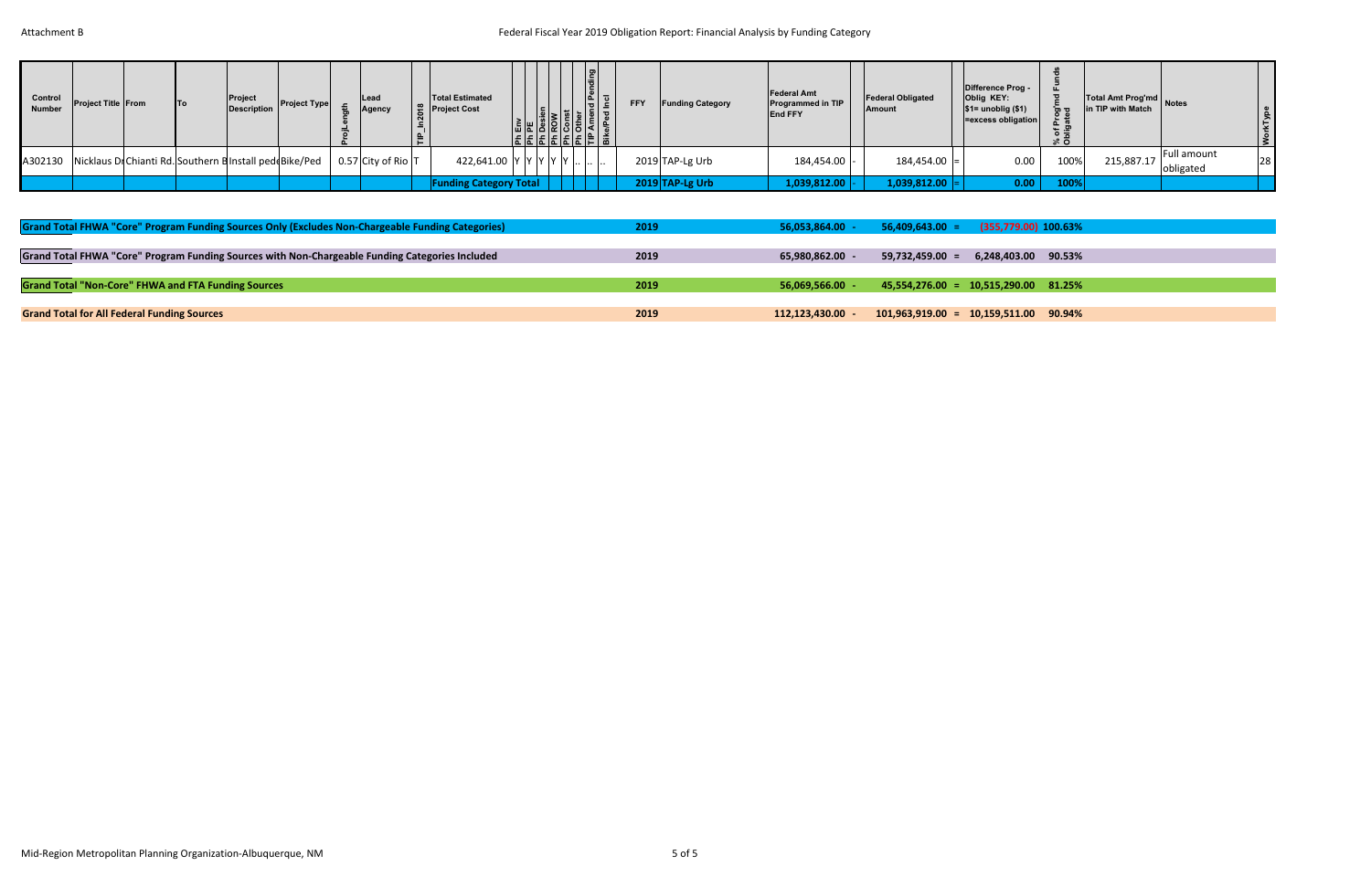Attachment B

# Federal Fiscal Year 2019 Obligation Report: Financial Analysis by Funding Category

| Control Number | Project Title | From | To | Project Description | Project Type | ProjLength | Lead Agency | TIP_In2018 | Total Estimated Project Cost | Ph Env | Ph PE | Ph Design | Ph ROW | Ph Const | Ph Other | TIP Amend Pending | Bike/Ped Incl | FFY | Funding Category | Federal Amt Programmed in TIP End FFY | | Federal Obligated Amount | | Difference Prog - Oblig KEY: $1= unoblig ($1) =excess obligation | % of Prog'md Funds Obligated | Total Amt Prog'md in TIP with Match | Notes | WorkType |
|---|---|---|---|---|---|---|---|---|---|---|---|---|---|---|---|---|---|---|---|---|---|---|---|---|---|---|---|---|
| A302130 | Nicklaus Dr | Chianti Rd. | Southern B | Install ped | Bike/Ped | 0.57 | City of Rio | T | 422,641.00 | Y | Y | Y | Y | Y | .. | .. | | 2019 | TAP-Lg Urb | 184,454.00 | - | 184,454.00 | = | 0.00 | 100% | 215,887.17 | Full amount obligated | 28 |
| | | | | | | | | | Funding Category Total | | | | | | | | | 2019 | TAP-Lg Urb | 1,039,812.00 | - | 1,039,812.00 | = | 0.00 | 100% | | | |

| | FFY | Federal Amt Programmed in TIP End FFY | | Federal Obligated Amount | | Difference | % Obligated |
|---|---|---|---|---|---|---|---|
| Grand Total FHWA "Core" Program Funding Sources Only (Excludes Non-Chargeable Funding Categories) | 2019 | 56,053,864.00 | - | 56,409,643.00 | = | (355,779.00) | 100.63% |
| Grand Total FHWA "Core" Program Funding Sources with Non-Chargeable Funding Categories Included | 2019 | 65,980,862.00 | - | 59,732,459.00 | = | 6,248,403.00 | 90.53% |
| Grand Total "Non-Core" FHWA and FTA Funding Sources | 2019 | 56,069,566.00 | - | 45,554,276.00 | = | 10,515,290.00 | 81.25% |
| Grand Total for All Federal Funding Sources | 2019 | 112,123,430.00 | - | 101,963,919.00 | = | 10,159,511.00 | 90.94% |

Mid-Region Metropolitan Planning Organization-Albuquerque, NM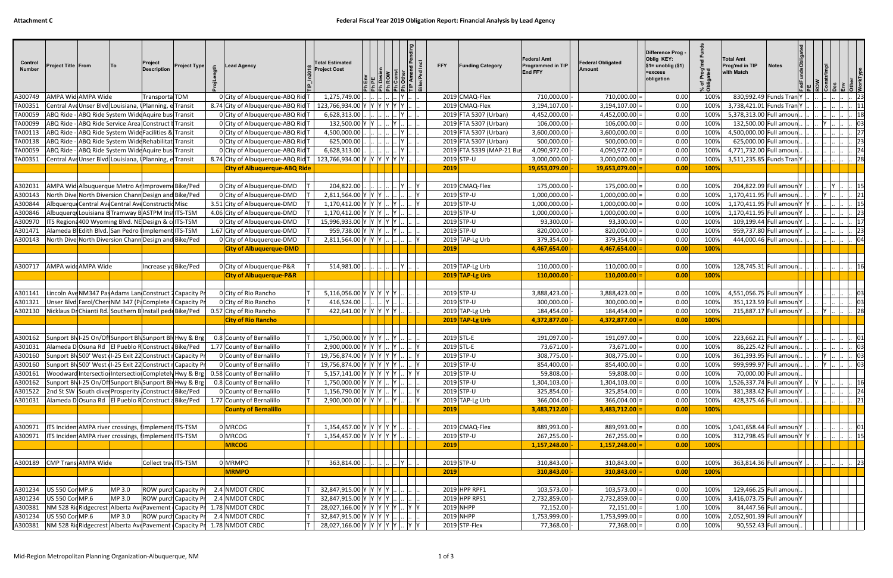# Federal Fiscal Year 2019 Obligation Report: Financial Analysis by Lead Agency

Attachment C

| Control Number | Project Title | From | To | Project Description | Project Type | ProjLength | Lead Agency | TIP_In2018 | Total Estimated Project Cost | Ph Env | Ph PE | Ph Design | Ph ROW | Ph Const | Ph Other | TIP Amend Pending | Bike/Ped Incl | FFY | Funding Category | Federal Amt Programmed in TIP End FFY | | Federal Obligated Amount | | Difference Prog - Oblig KEY: $1= unoblig ($1) =excess obligation | % of Prog'md Funds Obligated | Total Amt Prog'md in TIP with Match | Notes | FedFundsObligated | PE | ROW | Constr/Impl | Env | Des | Other | WorkType |
|---|---|---|---|---|---|---|---|---|---|---|---|---|---|---|---|---|---|---|---|---|---|---|---|---|---|---|---|---|---|---|---|---|---|---|---|
| A300749 | AMPA Wid | AMPA Wide | | Transporta | TDM | 0 | City of Albuquerque-ABQ Rid | T | 1,275,749.00 | .. | .. | .. | .. | Y | .. | | | 2019 | CMAQ-Flex | 710,000.00 | - | 710,000.00 | = | 0.00 | 100% | 830,992.49 | Funds Tran | Y | .. | .. | .. | .. | .. | .. | 23 |
| TA00351 | Central Ave | Unser Blvd | Louisiana, | Planning, e | Transit | 8.74 | City of Albuquerque-ABQ Rid | T | 123,766,934.00 | Y | Y | Y | Y | Y | Y | .. | .. | 2019 | CMAQ-Flex | 3,194,107.00 | - | 3,194,107.00 | = | 0.00 | 100% | 3,738,421.01 | Funds Tran | Y | .. | .. | .. | .. | .. | .. | 11 |
| TA00059 | ABQ Ride - | ABQ Ride System Wide | | Aquire bus | Transit | 0 | City of Albuquerque-ABQ Rid | T | 6,628,313.00 | .. | .. | .. | .. | Y | .. | .. | | 2019 | FTA 5307 (Urban) | 4,452,000.00 | - | 4,452,000.00 | = | 0.00 | 100% | 5,378,313.00 | Full amoun | .. | .. | .. | .. | .. | .. | .. | 18 |
| TA00099 | ABQ Ride - | ABQ Ride Service Area | | Construct b | Transit | 0 | City of Albuquerque-ABQ Rid | T | 132,500.00 | Y | Y | .. | .. | Y | .. | .. | | 2019 | FTA 5307 (Urban) | 106,000.00 | - | 106,000.00 | = | 0.00 | 100% | 132,500.00 | Full amoun | .. | .. | .. | Y | .. | .. | .. | 03 |
| TA00113 | ABQ Ride - | ABQ Ride System Wide | | Facilities & | Transit | 0 | City of Albuquerque-ABQ Rid | T | 4,500,000.00 | .. | .. | .. | .. | Y | .. | .. | | 2019 | FTA 5307 (Urban) | 3,600,000.00 | - | 3,600,000.00 | = | 0.00 | 100% | 4,500,000.00 | Full amoun | .. | .. | .. | .. | .. | .. | .. | 27 |
| TA00138 | ABQ Ride - | ABQ Ride System Wide | | Rehabilitat | Transit | 0 | City of Albuquerque-ABQ Rid | T | 625,000.00 | .. | .. | .. | .. | Y | .. | .. | | 2019 | FTA 5307 (Urban) | 500,000.00 | - | 500,000.00 | = | 0.00 | 100% | 625,000.00 | Full amoun | .. | .. | .. | .. | .. | .. | .. | 23 |
| TA00059 | ABQ Ride - | ABQ Ride System Wide | | Aquire bus | Transit | 0 | City of Albuquerque-ABQ Rid | T | 6,628,313.00 | .. | .. | .. | .. | Y | .. | .. | | 2019 | FTA 5339 (MAP-21 Bus | 4,090,972.00 | - | 4,090,972.00 | = | 0.00 | 100% | 4,771,732.00 | Full amoun | .. | .. | .. | .. | .. | .. | .. | 24 |
| TA00351 | Central Ave | Unser Blvd | Louisiana, | Planning, e | Transit | 8.74 | City of Albuquerque-ABQ Rid | T | 123,766,934.00 | Y | Y | Y | Y | Y | Y | .. | .. | 2019 | STP-U | 3,000,000.00 | - | 3,000,000.00 | = | 0.00 | 100% | 3,511,235.85 | Funds Tran | Y | .. | .. | .. | .. | .. | .. | 28 |
| | | | | | | | **City of Albuquerque-ABQ Ride** | | | | | | | | | | | **2019** | | **19,653,079.00** | - | **19,653,079.00** | = | **0.00** | **100%** | | | | | | | | | | |
| A302031 | AMPA Wide | Albuquerque Metro Ar | | Improveme | Bike/Ped | 0 | City of Albuquerque-DMD | T | 204,822.00 | .. | .. | .. | .. | Y | .. | .. | Y | 2019 | CMAQ-Flex | 175,000.00 | - | 175,000.00 | = | 0.00 | 100% | 204,822.09 | Full amoun | Y | .. | .. | .. | Y | .. | .. | 15 |
| A300143 | North Dive | North Diversion Chann | | Design and | Bike/Ped | 0 | City of Albuquerque-DMD | T | 2,811,564.00 | Y | Y | Y | .. | .. | .. | .. | Y | 2019 | STP-U | 1,000,000.00 | - | 1,000,000.00 | = | 0.00 | 100% | 1,170,411.95 | Full amoun | .. | .. | .. | .. | Y | .. | .. | 21 |
| A300844 | Albuquerque | Central Ave | Central Ave | Constructio | Misc | 3.51 | City of Albuquerque-DMD | T | 1,170,412.00 | Y | Y | Y | .. | Y | .. | .. | Y | 2019 | STP-U | 1,000,000.00 | - | 1,000,000.00 | = | 0.00 | 100% | 1,170,411.95 | Full amoun | Y | Y | .. | .. | .. | .. | .. | 15 |
| A300846 | Albuquerque | Louisiana B | Tramway B | ASTPM Inst | ITS-TSM | 4.06 | City of Albuquerque-DMD | T | 1,170,412.00 | Y | Y | Y | .. | Y | .. | .. | | 2019 | STP-U | 1,000,000.00 | - | 1,000,000.00 | = | 0.00 | 100% | 1,170,411.95 | Full amoun | Y | .. | .. | .. | .. | .. | .. | 23 |
| A300970 | ITS Regiona | 400 Wyoming Blvd. NE | | Design & co | ITS-TSM | 0 | City of Albuquerque-DMD | T | 15,996,933.00 | Y | Y | Y | Y | Y | .. | .. | | 2019 | STP-U | 93,300.00 | - | 93,300.00 | = | 0.00 | 100% | 109,199.44 | Full amoun | Y | .. | .. | .. | .. | .. | .. | 17 |
| A301471 | Alameda Bl | Edith Blvd. | San Pedro B | Implement | ITS-TSM | 1.67 | City of Albuquerque-DMD | T | 959,738.00 | Y | Y | Y | .. | Y | .. | .. | | 2019 | STP-U | 820,000.00 | - | 820,000.00 | = | 0.00 | 100% | 959,737.80 | Full amoun | Y | .. | .. | .. | .. | .. | .. | 23 |
| A300143 | North Dive | North Diversion Chann | | Design and | Bike/Ped | 0 | City of Albuquerque-DMD | T | 2,811,564.00 | Y | Y | Y | .. | .. | .. | .. | Y | 2019 | TAP-Lg Urb | 379,354.00 | - | 379,354.00 | = | 0.00 | 100% | 444,000.46 | Full amoun | .. | .. | .. | .. | .. | .. | .. | 04 |
| | | | | | | | **City of Albuquerque-DMD** | | | | | | | | | | | **2019** | | **4,467,654.00** | - | **4,467,654.00** | = | **0.00** | **100%** | | | | | | | | | | |
| A300717 | AMPA wide | AMPA Wide | | Increase yo | Bike/Ped | 0 | City of Albuquerque-P&R | | 514,981.00 | .. | .. | .. | .. | Y | .. | .. | | 2019 | TAP-Lg Urb | 110,000.00 | - | 110,000.00 | = | 0.00 | 100% | 128,745.31 | Full amoun | | | | | | | | 16 |
| | | | | | | | **City of Albuquerque-P&R** | | | | | | | | | | | **2019** | **TAP-Lg Urb** | **110,000.00** | - | **110,000.00** | = | **0.00** | **100%** | | | | | | | | | | |
| A301141 | Lincoln Ave | NM347 Pas | Adams Lan | Construct 2 | Capacity Pr | 0 | City of Rio Rancho | T | 5,116,056.00 | Y | Y | Y | Y | Y | .. | .. | | 2019 | STP-U | 3,888,423.00 | - | 3,888,423.00 | = | 0.00 | 100% | 4,551,056.75 | Full amoun | Y | .. | .. | .. | .. | .. | .. | 03 |
| A301321 | Unser Blvd | Farol/Chen | NM 347 (Pa | Complete F | Capacity Pr | 0 | City of Rio Rancho | T | 416,524.00 | .. | .. | .. | Y | .. | .. | .. | | 2019 | STP-U | 300,000.00 | - | 300,000.00 | = | 0.00 | 100% | 351,123.59 | Full amoun | Y | .. | .. | .. | .. | .. | .. | 03 |
| A302130 | Nicklaus Dr | Chianti Rd. | Southern B | Install pede | Bike/Ped | 0.57 | City of Rio Rancho | T | 422,641.00 | Y | Y | Y | Y | Y | .. | .. | | 2019 | TAP-Lg Urb | 184,454.00 | - | 184,454.00 | = | 0.00 | 100% | 215,887.17 | Full amoun | Y | .. | .. | Y | .. | .. | .. | 28 |
| | | | | | | | **City of Rio Rancho** | | | | | | | | | | | **2019** | **TAP-Lg Urb** | **4,372,877.00** | - | **4,372,877.00** | = | **0.00** | **100%** | | | | | | | | | | |
| A300162 | Sunport Bl | I-25 On/Off | Sunport Bl | Sunport Bl | Hwy & Brg | 0.8 | County of Bernalillo | T | 1,750,000.00 | Y | Y | Y | .. | Y | .. | .. | | 2019 | STL-E | 191,097.00 | - | 191,097.00 | = | 0.00 | 100% | 223,662.21 | Full amoun | Y | .. | .. | .. | .. | .. | .. | 01 |
| A301031 | Alameda D | Osuna Rd | El Pueblo R | Construct a | Bike/Ped | 1.77 | County of Bernalillo | T | 2,900,000.00 | Y | Y | Y | .. | Y | .. | .. | Y | 2019 | STL-E | 73,671.00 | - | 73,671.00 | = | 0.00 | 100% | 86,225.42 | Full amoun | .. | .. | .. | .. | .. | .. | .. | 03 |
| A300160 | Sunport Bl | 500' West o | I-25 Exit 22 | Construct n | Capacity Pr | 0 | County of Bernalillo | T | 19,756,874.00 | Y | Y | Y | Y | Y | .. | .. | Y | 2019 | STP-U | 308,775.00 | - | 308,775.00 | = | 0.00 | 100% | 361,393.95 | Full amoun | .. | .. | Y | .. | .. | .. | .. | 03 |
| A300160 | Sunport Bl | 500' West o | I-25 Exit 22 | Construct n | Capacity Pr | 0 | County of Bernalillo | T | 19,756,874.00 | Y | Y | Y | Y | Y | .. | .. | Y | 2019 | STP-U | 854,400.00 | - | 854,400.00 | = | 0.00 | 100% | 999,999.97 | Full amoun | .. | .. | Y | .. | .. | .. | .. | 03 |
| A300161 | Woodward | Intersection | Intersection | Completely | Hwy & Brg | 0.58 | County of Bernalillo | T | 5,157,141.00 | Y | Y | Y | Y | Y | .. | Y | Y | 2019 | STP-U | 59,808.00 | - | 59,808.00 | = | 0.00 | 100% | 70,000.00 | Full amoun | | | | | | | | |
| A300162 | Sunport Bl | I-25 On/Off | Sunport Bl | Sunport Bl | Hwy & Brg | 0.8 | County of Bernalillo | T | 1,750,000.00 | Y | Y | Y | .. | Y | .. | .. | | 2019 | STP-U | 1,304,103.00 | - | 1,304,103.00 | = | 0.00 | 100% | 1,526,337.74 | Full amoun | Y | .. | Y | .. | .. | .. | .. | 16 |
| A301522 | 2nd St SW | South diver | Prosperity | Construct r | Bike/Ped | 0 | County of Bernalillo | T | 1,156,790.00 | Y | Y | Y | .. | Y | .. | .. | Y | 2019 | STP-U | 325,854.00 | - | 325,854.00 | = | 0.00 | 100% | 381,383.42 | Full amoun | Y | .. | .. | .. | .. | .. | .. | 24 |
| A301031 | Alameda D | Osuna Rd | El Pueblo R | Construct a | Bike/Ped | 1.77 | County of Bernalillo | T | 2,900,000.00 | Y | Y | Y | .. | Y | .. | .. | Y | 2019 | TAP-Lg Urb | 366,004.00 | - | 366,004.00 | = | 0.00 | 100% | 428,375.46 | Full amoun | .. | .. | .. | .. | .. | .. | .. | 21 |
| | | | | | | | **County of Bernalillo** | | | | | | | | | | | **2019** | | **3,483,712.00** | - | **3,483,712.00** | = | **0.00** | **100%** | | | | | | | | | | |
| A300971 | ITS Inciden | AMPA river crossings, | | Implement | ITS-TSM | 0 | MRCOG | T | 1,354,457.00 | Y | Y | Y | Y | Y | .. | .. | | 2019 | CMAQ-Flex | 889,993.00 | - | 889,993.00 | = | 0.00 | 100% | 1,041,658.44 | Full amoun | Y | .. | .. | .. | .. | .. | .. | 01 |
| A300971 | ITS Inciden | AMPA river crossings, | | Implement | ITS-TSM | 0 | MRCOG | T | 1,354,457.00 | Y | Y | Y | Y | Y | .. | .. | | 2019 | STP-U | 267,255.00 | - | 267,255.00 | = | 0.00 | 100% | 312,798.45 | Full amoun | Y | Y | .. | .. | .. | .. | .. | 15 |
| | | | | | | | **MRCOG** | | | | | | | | | | | **2019** | | **1,157,248.00** | - | **1,157,248.00** | = | **0.00** | **100%** | | | | | | | | | | |
| A300189 | CMP Trans | AMPA Wide | | Collect trav | ITS-TSM | 0 | MRMPO | T | 363,814.00 | .. | .. | .. | .. | Y | .. | .. | | 2019 | STP-U | 310,843.00 | - | 310,843.00 | = | 0.00 | 100% | 363,814.36 | Full amoun | Y | .. | .. | .. | .. | .. | .. | 23 |
| | | | | | | | **MRMPO** | | | | | | | | | | | **2019** | | **310,843.00** | - | **310,843.00** | = | **0.00** | **100%** | | | | | | | | | | |
| A301234 | US 550 Cor | MP.6 | MP 3.0 | ROW purch | Capacity Pr | 2.4 | NMDOT CRDC | T | 32,847,915.00 | Y | Y | Y | Y | .. | .. | .. | | 2019 | HPP RPF1 | 103,573.00 | - | 103,573.00 | = | 0.00 | 100% | 129,466.25 | Full amoun | .. | | | | | | | |
| A301234 | US 550 Cor | MP.6 | MP 3.0 | ROW purch | Capacity Pr | 2.4 | NMDOT CRDC | T | 32,847,915.00 | Y | Y | Y | Y | .. | .. | .. | | 2019 | HPP RPS1 | 2,732,859.00 | - | 2,732,859.00 | = | 0.00 | 100% | 3,416,073.75 | Full amoun | Y | | | | | | | |
| A300381 | NM 528 Rio | Ridgecrest | Alberta Ave | Pavement | Capacity Pr | 1.78 | NMDOT CRDC | T | 28,027,166.00 | Y | Y | Y | Y | Y | .. | Y | Y | 2019 | NHPP | 72,152.00 | - | 72,151.00 | = | 1.00 | 100% | 84,447.56 | Full amoun | .. | | | | | | | |
| A301234 | US 550 Cor | MP.6 | MP 3.0 | ROW purch | Capacity Pr | 2.4 | NMDOT CRDC | T | 32,847,915.00 | Y | Y | Y | Y | .. | .. | .. | | 2019 | NHPP | 1,753,999.00 | - | 1,753,999.00 | = | 0.00 | 100% | 2,052,901.39 | Full amoun | Y | | | | | | | |
| A300381 | NM 528 Rio | Ridgecrest | Alberta Ave | Pavement | Capacity Pr | 1.78 | NMDOT CRDC | T | 28,027,166.00 | Y | Y | Y | Y | Y | .. | Y | Y | 2019 | STP-Flex | 77,368.00 | - | 77,368.00 | = | 0.00 | 100% | 90,552.43 | Full amoun | .. | | | | | | | |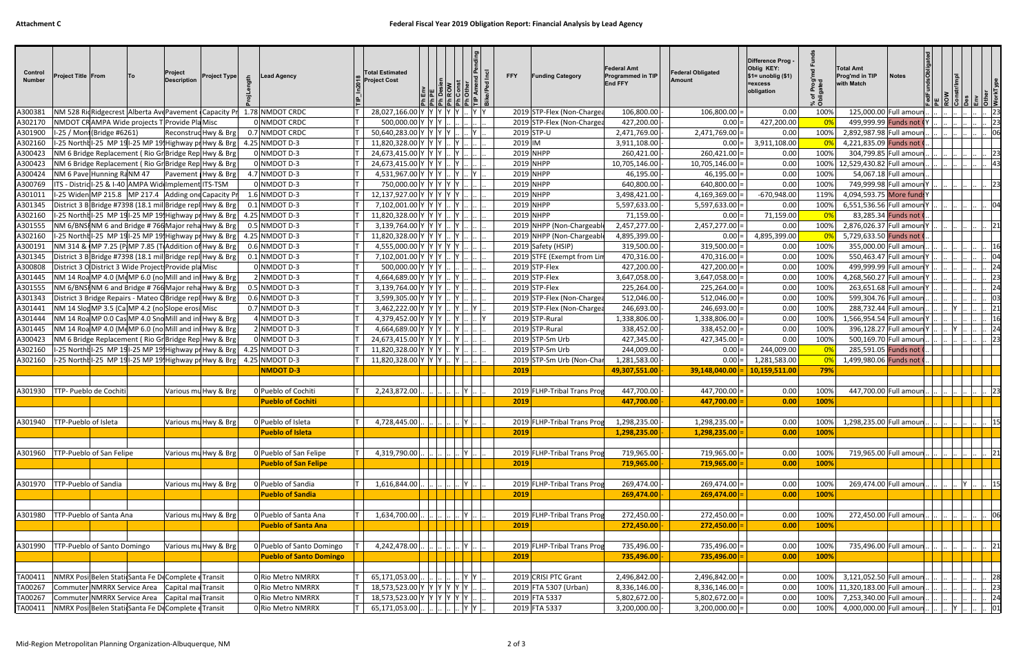**Attachment C**

## Federal Fiscal Year 2019 Obligation Report: Financial Analysis by Lead Agency

| Control Number | Project Title | From | To | Project Description | Project Type | ProjLength | Lead Agency | TIP_In2018 | Total Estimated Project Cost | Ph Env | Ph PE | Ph Design | Ph ROW | Ph Const | Ph Other | TIP Amend Pending | Bike/Ped Incl | FFY | Funding Category | Federal Amt Programmed in TIP End FFY | | Federal Obligated Amount | | Difference Prog - Oblig KEY: $1= unoblig ($1) =excess obligation | % of Prog'md Funds Obligated | Total Amt Prog'md in TIP with Match | Notes | FedFundsObligated | PE | ROW | Constr/Impl | Des | Env | Other | WorkType |
|---|---|---|---|---|---|---|---|---|---|---|---|---|---|---|---|---|---|---|---|---|---|---|---|---|---|---|---|---|---|---|---|---|---|---|---|
| A300381 | NM 528 Rid | Ridgecrest | Alberta Ave | Pavement | Capacity Pr | 1.78 | NMDOT CRDC | T | 28,027,166.00 | Y | Y | Y | Y | Y | .. | Y | Y | 2019 | STP-Flex (Non-Chargea | 106,800.00 | - | 106,800.00 | = | 0.00 | 100% | 125,000.00 | Full amoun | .. | .. | .. | .. | .. | .. | .. | 23 |
| A302170 | NMDOT CR | AMPA Wide projects | | Provide Pla | Misc | 0 | NMDOT CRDC | T | 500,000.00 | Y | Y | Y | .. | .. | .. | .. | .. | 2019 | STP-Flex (Non-Chargea | 427,200.00 | - | 0.00 | = | 427,200.00 | 0% | 499,999.99 | Funds not | Y | .. | .. | .. | .. | .. | .. | 23 |
| A301900 | I-25 / Mont | (Bridge #6261) | | Reconstruc | Hwy & Brg | 0.7 | NMDOT CRDC | T | 50,640,283.00 | Y | Y | Y | Y | .. | .. | Y | .. | 2019 | STP-U | 2,471,769.00 | - | 2,471,769.00 | = | 0.00 | 100% | 2,892,987.98 | Full amoun | .. | .. | .. | .. | .. | .. | .. | 06 |
| A302160 | I-25 Northb | I-25 MP 19 | I-25 MP 19 | Highway pr | Hwy & Brg | 4.25 | NMDOT D-3 | T | 11,820,328.00 | Y | Y | Y | .. | Y | .. | .. | .. | 2019 | IM | 3,911,108.00 | - | 0.00 | = | 3,911,108.00 | 0% | 4,221,835.09 | Funds not | .. | | | | | | | |
| A300423 | NM 6 Bridge Replacement ( Rio Gr | | | Bridge Rep | Hwy & Brg | 0 | NMDOT D-3 | T | 24,673,415.00 | Y | Y | Y | .. | Y | .. | .. | .. | 2019 | NHPP | 260,421.00 | - | 260,421.00 | = | 0.00 | 100% | 304,799.85 | Full amoun | .. | .. | .. | .. | .. | .. | .. | 23 |
| A300423 | NM 6 Bridge Replacement ( Rio Gr | | | Bridge Rep | Hwy & Brg | 0 | NMDOT D-3 | T | 24,673,415.00 | Y | Y | Y | .. | Y | .. | .. | .. | 2019 | NHPP | 10,705,146.00 | - | 10,705,146.00 | = | 0.00 | 100% | 12,529,430.82 | Full amoun | .. | .. | .. | .. | .. | .. | .. | 43 |
| A300424 | NM 6 Pave | Hunning Ra | NM 47 | Pavement | Hwy & Brg | 4.7 | NMDOT D-3 | T | 4,531,967.00 | Y | Y | Y | .. | Y | .. | Y | .. | 2019 | NHPP | 46,195.00 | - | 46,195.00 | = | 0.00 | 100% | 54,067.18 | Full amoun | .. | .. | .. | .. | .. | .. | .. | |
| A300769 | ITS - Distric | I-25 & I-40 | AMPA Wid | Implement | ITS-TSM | 0 | NMDOT D-3 | T | 750,000.00 | Y | Y | Y | Y | Y | .. | .. | .. | 2019 | NHPP | 640,800.00 | - | 640,800.00 | = | 0.00 | 100% | 749,999.98 | Full amoun | Y | .. | .. | .. | .. | .. | .. | 23 |
| A301011 | I-25 Widen | MP 215.8 | MP 217.4 | Adding one | Capacity Pr | 1.6 | NMDOT D-3 | T | 12,137,927.00 | Y | Y | Y | Y | Y | .. | .. | .. | 2019 | NHPP | 3,498,421.00 | - | 4,169,369.00 | = | -670,948.00 | 119% | 4,094,593.75 | More funds | Y | | | | | | | |
| A301345 | District 3 B | Bridge #7398 (18.1 mil | | Bridge repl | Hwy & Brg | 0.1 | NMDOT D-3 | T | 7,102,001.00 | Y | Y | Y | .. | Y | .. | .. | .. | 2019 | NHPP | 5,597,633.00 | - | 5,597,633.00 | = | 0.00 | 100% | 6,551,536.56 | Full amoun | Y | .. | .. | .. | .. | .. | .. | 04 |
| A302160 | I-25 Northb | I-25 MP 19 | I-25 MP 19 | Highway pr | Hwy & Brg | 4.25 | NMDOT D-3 | T | 11,820,328.00 | Y | Y | Y | .. | Y | .. | .. | .. | 2019 | NHPP | 71,159.00 | - | 0.00 | = | 71,159.00 | 0% | 83,285.34 | Funds not | .. | | | | | | | |
| A301555 | NM 6/BNSF | NM 6 and Bridge # 766 | | Major reha | Hwy & Brg | 0.5 | NMDOT D-3 | T | 3,139,764.00 | Y | Y | Y | .. | Y | .. | .. | .. | 2019 | NHPP (Non-Chargeabl | 2,457,277.00 | - | 2,457,277.00 | = | 0.00 | 100% | 2,876,026.37 | Full amoun | Y | .. | .. | .. | .. | .. | .. | 21 |
| A302160 | I-25 Northb | I-25 MP 19 | I-25 MP 19 | Highway pr | Hwy & Brg | 4.25 | NMDOT D-3 | T | 11,820,328.00 | Y | Y | Y | .. | Y | .. | .. | .. | 2019 | NHPP (Non-Chargeabl | 4,895,399.00 | - | 0.00 | = | 4,895,399.00 | 0% | 5,729,633.50 | Funds not | .. | | | | | | | |
| A300191 | NM 314 & I | MP 7.25 (P | MP 7.85 (T | Addition of | Hwy & Brg | 0.6 | NMDOT D-3 | T | 4,555,000.00 | Y | Y | Y | Y | Y | .. | .. | .. | 2019 | Safety (HSIP) | 319,500.00 | - | 319,500.00 | = | 0.00 | 100% | 355,000.00 | Full amoun | .. | .. | .. | .. | .. | .. | .. | 16 |
| A301345 | District 3 B | Bridge #7398 (18.1 mil | | Bridge repl | Hwy & Brg | 0.1 | NMDOT D-3 | T | 7,102,001.00 | Y | Y | Y | .. | Y | .. | .. | .. | 2019 | STFE (Exempt from Lim | 470,316.00 | - | 470,316.00 | = | 0.00 | 100% | 550,463.47 | Full amoun | Y | .. | .. | .. | .. | .. | .. | 04 |
| A300808 | District 3 O | District 3 Wide Project | | Provide pla | Misc | 0 | NMDOT D-3 | T | 500,000.00 | Y | Y | Y | .. | .. | .. | .. | .. | 2019 | STP-Flex | 427,200.00 | - | 427,200.00 | = | 0.00 | 100% | 499,999.99 | Full amoun | Y | .. | .. | .. | .. | .. | .. | 24 |
| A301445 | NM 14 Roa | MP 4.0 (Ma | MP 6.0 (no | Mill and inl | Hwy & Brg | 2 | NMDOT D-3 | T | 4,664,689.00 | Y | Y | Y | .. | Y | .. | .. | .. | 2019 | STP-Flex | 3,647,058.00 | - | 3,647,058.00 | = | 0.00 | 100% | 4,268,560.27 | Full amoun | Y | .. | .. | .. | .. | .. | .. | 23 |
| A301555 | NM 6/BNSF | NM 6 and Bridge # 766 | | Major reha | Hwy & Brg | 0.5 | NMDOT D-3 | T | 3,139,764.00 | Y | Y | Y | .. | Y | .. | .. | .. | 2019 | STP-Flex | 225,264.00 | - | 225,264.00 | = | 0.00 | 100% | 263,651.68 | Full amoun | Y | .. | .. | .. | .. | .. | .. | 24 |
| A301343 | District 3 Bridge Repairs - Mateo C | | | Bridge repl | Hwy & Brg | 0.6 | NMDOT D-3 | T | 3,599,305.00 | Y | Y | Y | .. | Y | .. | .. | .. | 2019 | STP-Flex (Non-Chargea | 512,046.00 | - | 512,046.00 | = | 0.00 | 100% | 599,304.76 | Full amoun | .. | .. | .. | .. | .. | .. | .. | 03 |
| A301441 | NM 14 Slop | MP 3.5 (Ca | MP 4.2 (no | Slope erosi | Misc | 0.7 | NMDOT D-3 | T | 3,462,222.00 | Y | Y | Y | .. | Y | .. | Y | .. | 2019 | STP-Flex (Non-Chargea | 246,693.00 | - | 246,693.00 | = | 0.00 | 100% | 288,732.44 | Full amoun | .. | .. | .. | Y | .. | .. | .. | 21 |
| A301444 | NM 14 Roa | MP 0.0 Cas | MP 4.0 Sno | Mill and inl | Hwy & Brg | 4 | NMDOT D-3 | T | 4,379,452.00 | Y | Y | Y | .. | Y | .. | .. | Y | 2019 | STP-Rural | 1,338,806.00 | - | 1,338,806.00 | = | 0.00 | 100% | 1,566,954.54 | Full amoun | Y | .. | .. | .. | .. | .. | .. | 16 |
| A301445 | NM 14 Roa | MP 4.0 (Ma | MP 6.0 (no | Mill and inl | Hwy & Brg | 2 | NMDOT D-3 | T | 4,664,689.00 | Y | Y | Y | .. | Y | .. | .. | .. | 2019 | STP-Rural | 338,452.00 | - | 338,452.00 | = | 0.00 | 100% | 396,128.27 | Full amoun | Y | .. | .. | Y | .. | .. | .. | 24 |
| A300423 | NM 6 Bridge Replacement ( Rio Gr | | | Bridge Rep | Hwy & Brg | 0 | NMDOT D-3 | T | 24,673,415.00 | Y | Y | Y | .. | Y | .. | .. | .. | 2019 | STP-Sm Urb | 427,345.00 | - | 427,345.00 | = | 0.00 | 100% | 500,169.70 | Full amoun | .. | .. | .. | .. | .. | .. | .. | 23 |
| A302160 | I-25 Northb | I-25 MP 19 | I-25 MP 19 | Highway pr | Hwy & Brg | 4.25 | NMDOT D-3 | T | 11,820,328.00 | Y | Y | Y | .. | Y | .. | .. | .. | 2019 | STP-Sm Urb | 244,009.00 | - | 0.00 | = | 244,009.00 | 0% | 285,591.05 | Funds not | .. | | | | | | | |
| A302160 | I-25 Northb | I-25 MP 19 | I-25 MP 19 | Highway pr | Hwy & Brg | 4.25 | NMDOT D-3 | T | 11,820,328.00 | Y | Y | Y | .. | Y | .. | .. | .. | 2019 | STP-Sm Urb (Non-Char | 1,281,583.00 | - | 0.00 | = | 1,281,583.00 | 0% | 1,499,980.06 | Funds not | .. | | | | | | | |
| | | | | | | | **NMDOT D-3** | | | | | | | | | | | **2019** | | **49,307,551.00** | - | **39,148,040.00** | = | **10,159,511.00** | **79%** | | | | | | | | | | |
| A301930 | TTP- Pueblo de Cochiti | | | Various mu | Hwy & Brg | 0 | Pueblo of Cochiti | T | 2,243,872.00 | .. | .. | .. | .. | Y | .. | .. | .. | 2019 | FLHP-Tribal Trans Prog | 447,700.00 | - | 447,700.00 | = | 0.00 | 100% | 447,700.00 | Full amoun | .. | .. | .. | .. | .. | .. | .. | 23 |
| | | | | | | | **Pueblo of Cochiti** | | | | | | | | | | | **2019** | | **447,700.00** | - | **447,700.00** | = | **0.00** | **100%** | | | | | | | | | | |
| A301940 | TTP-Pueblo of Isleta | | | Various mu | Hwy & Brg | 0 | Pueblo of Isleta | T | 4,728,445.00 | .. | .. | .. | .. | Y | .. | .. | .. | 2019 | FLHP-Tribal Trans Prog | 1,298,235.00 | - | 1,298,235.00 | = | 0.00 | 100% | 1,298,235.00 | Full amoun | .. | .. | .. | .. | .. | .. | .. | 15 |
| | | | | | | | **Pueblo of Isleta** | | | | | | | | | | | **2019** | | **1,298,235.00** | - | **1,298,235.00** | = | **0.00** | **100%** | | | | | | | | | | |
| A301960 | TTP-Pueblo of San Felipe | | | Various mu | Hwy & Brg | 0 | Pueblo of San Felipe | T | 4,319,790.00 | .. | .. | .. | .. | Y | .. | .. | .. | 2019 | FLHP-Tribal Trans Prog | 719,965.00 | - | 719,965.00 | = | 0.00 | 100% | 719,965.00 | Full amoun | .. | .. | .. | .. | .. | .. | .. | 21 |
| | | | | | | | **Pueblo of San Felipe** | | | | | | | | | | | **2019** | | **719,965.00** | - | **719,965.00** | = | **0.00** | **100%** | | | | | | | | | | |
| A301970 | TTP-Pueblo of Sandia | | | Various mu | Hwy & Brg | 0 | Pueblo of Sandia | T | 1,616,844.00 | .. | .. | .. | .. | Y | .. | .. | .. | 2019 | FLHP-Tribal Trans Prog | 269,474.00 | - | 269,474.00 | = | 0.00 | 100% | 269,474.00 | Full amoun | .. | .. | .. | .. | Y | .. | .. | 15 |
| | | | | | | | **Pueblo of Sandia** | | | | | | | | | | | **2019** | | **269,474.00** | - | **269,474.00** | = | **0.00** | **100%** | | | | | | | | | | |
| A301980 | TTP-Pueblo of Santa Ana | | | Various mu | Hwy & Brg | 0 | Pueblo of Santa Ana | T | 1,634,700.00 | .. | .. | .. | .. | Y | .. | .. | .. | 2019 | FLHP-Tribal Trans Prog | 272,450.00 | - | 272,450.00 | = | 0.00 | 100% | 272,450.00 | Full amoun | .. | .. | .. | .. | .. | .. | .. | 06 |
| | | | | | | | **Pueblo of Santa Ana** | | | | | | | | | | | **2019** | | **272,450.00** | - | **272,450.00** | = | **0.00** | **100%** | | | | | | | | | | |
| A301990 | TTP-Pueblo of Santo Domingo | | | Various mu | Hwy & Brg | 0 | Pueblo of Santo Domingo | T | 4,242,478.00 | .. | .. | .. | .. | Y | .. | .. | .. | 2019 | FLHP-Tribal Trans Prog | 735,496.00 | - | 735,496.00 | = | 0.00 | 100% | 735,496.00 | Full amoun | .. | .. | .. | .. | .. | .. | .. | 21 |
| | | | | | | | **Pueblo of Santo Domingo** | | | | | | | | | | | **2019** | | **735,496.00** | - | **735,496.00** | = | **0.00** | **100%** | | | | | | | | | | |
| TA00411 | NMRX Posi | Belen Stati | Santa Fe De | Complete | Transit | 0 | Rio Metro NMRRX | T | 65,171,053.00 | .. | .. | .. | .. | Y | Y | .. | .. | 2019 | CRISI PTC Grant | 2,496,842.00 | - | 2,496,842.00 | = | 0.00 | 100% | 3,121,052.50 | Full amoun | .. | .. | .. | .. | .. | .. | .. | 28 |
| TA00267 | Commuter | NMRRX Service Area | | Capital mai | Transit | 0 | Rio Metro NMRRX | T | 18,573,523.00 | Y | Y | Y | Y | Y | Y | .. | .. | 2019 | FTA 5307 (Urban) | 8,336,146.00 | - | 8,336,146.00 | = | 0.00 | 100% | 11,320,183.00 | Full amoun | .. | .. | .. | .. | .. | .. | .. | 23 |
| TA00267 | Commuter | NMRRX Service Area | | Capital mai | Transit | 0 | Rio Metro NMRRX | T | 18,573,523.00 | Y | Y | Y | Y | Y | Y | .. | .. | 2019 | FTA 5337 | 5,802,672.00 | - | 5,802,672.00 | = | 0.00 | 100% | 7,253,340.00 | Full amoun | .. | .. | .. | .. | .. | .. | .. | 24 |
| TA00411 | NMRX Posi | Belen Stati | Santa Fe De | Complete | Transit | 0 | Rio Metro NMRRX | T | 65,171,053.00 | .. | .. | .. | .. | Y | Y | .. | .. | 2019 | FTA 5337 | 3,200,000.00 | - | 3,200,000.00 | = | 0.00 | 100% | 4,000,000.00 | Full amoun | .. | .. | .. | Y | .. | .. | .. | 01 |

Mid-Region Metropolitan Planning Organization-Albuquerque, NM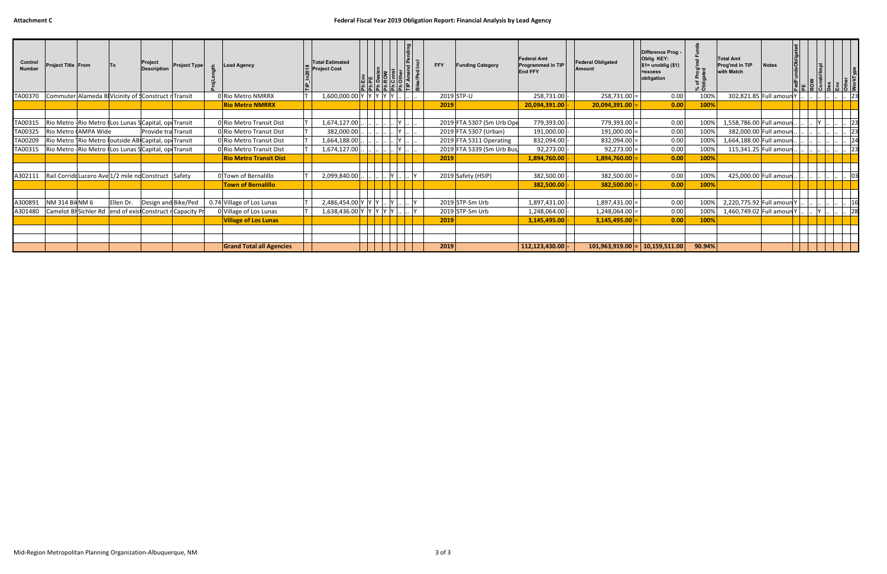Attachment C

# Federal Fiscal Year 2019 Obligation Report: Financial Analysis by Lead Agency

| Control Number | Project Title | From | To | Project Description | Project Type | ProjLength | Lead Agency | TIP_In2018 | Total Estimated Project Cost | Ph Env | Ph PE | Ph Design | Ph ROW | Ph Const | Ph Other | TIP Amend Pending | Bike/Ped Incl | FFY | Funding Category | Federal Amt Programmed in TIP End FFY | | Federal Obligated Amount | | Difference Prog - Oblig KEY: $1= unoblig ($1) =excess obligation | % of Prog'md Funds Obligated | Total Amt Prog'md in TIP with Match | Notes | FedFundsObligated | PE | ROW | Constr/Impl | Des | Env | Other | WorkType |
|---|---|---|---|---|---|---|---|---|---|---|---|---|---|---|---|---|---|---|---|---|---|---|---|---|---|---|---|---|---|---|---|---|---|---|---|
| TA00370 | Commuter | Alameda B | Vicinity of S | Construct r | Transit | 0 | Rio Metro NMRRX | T | 1,600,000.00 | Y | Y | Y | Y | Y | .. | .. | .. | 2019 | STP-U | 258,731.00 | - | 258,731.00 | = | 0.00 | 100% | 302,821.85 | Full amoun | Y | .. | .. | .. | .. | .. | .. | 23 |
| | | | | | | | **Rio Metro NMRRX** | | | | | | | | | | | **2019** | | **20,094,391.00** | - | **20,094,391.00** | = | **0.00** | **100%** | | | | | | | | | | |
| | | | | | | | | | | | | | | | | | | | | | | | | | | | | | | | | | | | |
| TA00315 | Rio Metro - | Rio Metro I | Los Lunas S | Capital, ope | Transit | 0 | Rio Metro Transit Dist | T | 1,674,127.00 | .. | .. | .. | .. | .. | Y | .. | .. | 2019 | FTA 5307 (Sm Urb Ope | 779,393.00 | - | 779,393.00 | = | 0.00 | 100% | 1,558,786.00 | Full amoun | .. | .. | .. | Y | .. | .. | .. | 23 |
| TA00325 | Rio Metro ( | AMPA Wide | | Provide tra | Transit | 0 | Rio Metro Transit Dist | T | 382,000.00 | .. | .. | .. | .. | .. | Y | .. | .. | 2019 | FTA 5307 (Urban) | 191,000.00 | - | 191,000.00 | = | 0.00 | 100% | 382,000.00 | Full amoun | .. | .. | .. | .. | .. | .. | .. | 23 |
| TA00209 | Rio Metro T | Rio Metro I | outside AB | Capital, ope | Transit | 0 | Rio Metro Transit Dist | T | 1,664,188.00 | .. | .. | .. | .. | .. | Y | .. | .. | 2019 | FTA 5311 Operating | 832,094.00 | - | 832,094.00 | = | 0.00 | 100% | 1,664,188.00 | Full amoun | .. | .. | .. | .. | .. | .. | .. | 24 |
| TA00315 | Rio Metro - | Rio Metro I | Los Lunas S | Capital, ope | Transit | 0 | Rio Metro Transit Dist | T | 1,674,127.00 | .. | .. | .. | .. | .. | Y | .. | .. | 2019 | FTA 5339 (Sm Urb Bus | 92,273.00 | - | 92,273.00 | = | 0.00 | 100% | 115,341.25 | Full amoun | .. | .. | .. | .. | .. | .. | .. | 23 |
| | | | | | | | **Rio Metro Transit Dist** | | | | | | | | | | | **2019** | | **1,894,760.00** | - | **1,894,760.00** | = | **0.00** | **100%** | | | | | | | | | | |
| | | | | | | | | | | | | | | | | | | | | | | | | | | | | | | | | | | | |
| A302111 | Rail Corrido | Lucero Ave | 1/2 mile no | Construct | Safety | 0 | Town of Bernalillo | T | 2,099,840.00 | .. | .. | .. | .. | Y | .. | .. | Y | 2019 | Safety (HSIP) | 382,500.00 | - | 382,500.00 | = | 0.00 | 100% | 425,000.00 | Full amoun | .. | .. | .. | .. | .. | .. | .. | 03 |
| | | | | | | | **Town of Bernalillo** | | | | | | | | | | | | | **382,500.00** | - | **382,500.00** | = | **0.00** | **100%** | | | | | | | | | | |
| | | | | | | | | | | | | | | | | | | | | | | | | | | | | | | | | | | | |
| A300891 | NM 314 Bik | NM 6 | Ellen Dr. | Design and | Bike/Ped | 0.74 | Village of Los Lunas | T | 2,486,454.00 | Y | Y | Y | .. | Y | .. | .. | Y | 2019 | STP-Sm Urb | 1,897,431.00 | - | 1,897,431.00 | = | 0.00 | 100% | 2,220,775.92 | Full amoun | Y | .. | .. | .. | .. | .. | .. | 16 |
| A301480 | Camelot Bl | Sichler Rd | end of exis | Construct r | Capacity Pr | 0 | Village of Los Lunas | T | 1,638,436.00 | Y | Y | Y | Y | Y | .. | .. | Y | 2019 | STP-Sm Urb | 1,248,064.00 | - | 1,248,064.00 | = | 0.00 | 100% | 1,460,749.02 | Full amoun | Y | .. | .. | Y | .. | .. | .. | 28 |
| | | | | | | | **Village of Los Lunas** | | | | | | | | | | | **2019** | | **3,145,495.00** | - | **3,145,495.00** | = | **0.00** | **100%** | | | | | | | | | | |
| | | | | | | | | | | | | | | | | | | | | | | | | | | | | | | | | | | | |
| | | | | | | | **Grand Total all Agencies** | | | | | | | | | | | **2019** | | **112,123,430.00** | - | **101,963,919.00** | = | **10,159,511.00** | **90.94%** | | | | | | | | | | |

Mid-Region Metropolitan Planning Organization-Albuquerque, NM